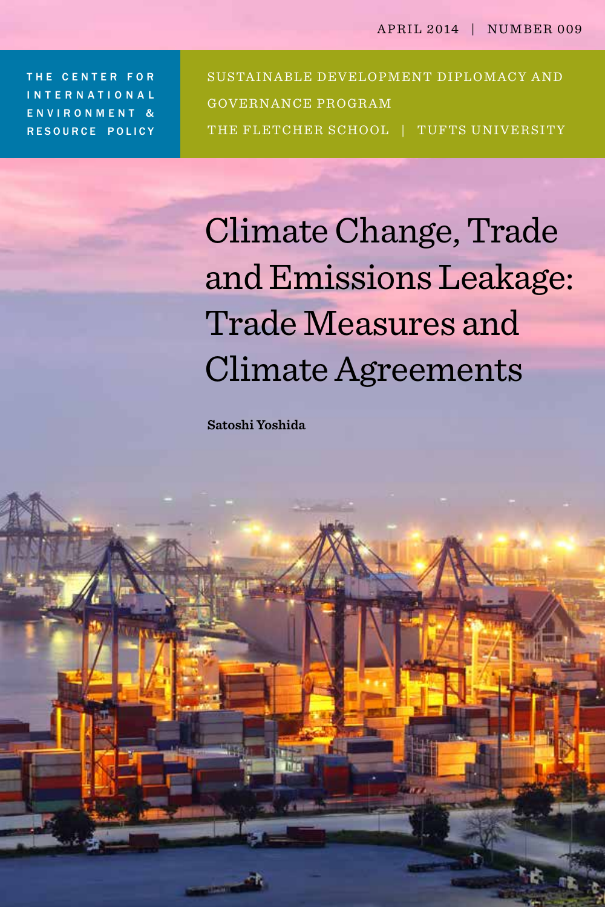APRIL 2014 | NUMBER 009

THE CENTER FOR INTERNATIONAL ENVIRONMENT & RESOURCE POLICY

SUSTAINABLE DEVELOPMENT DIPLOMACY AND GOVERNANCE PROGRAM

THE FLETCHER SCHOOL | TUFTS UNIVERSITY

# Climate Change, Trade and Emissions Leakage: Trade Measures and Climate Agreements

**Satoshi Yoshida**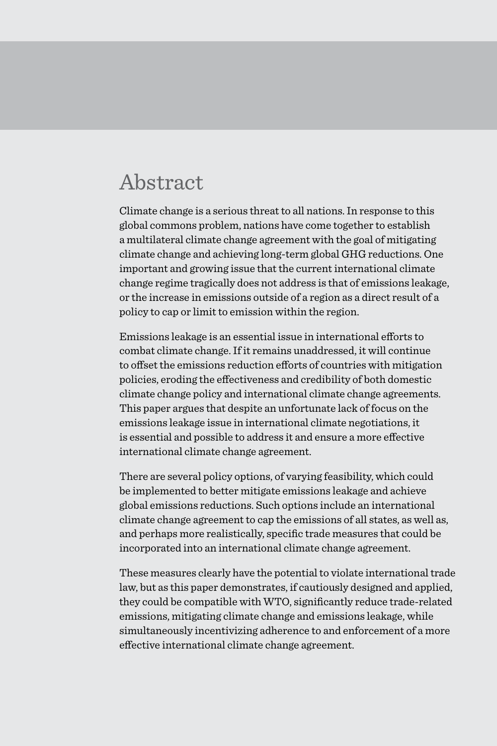# Abstract

Climate change is a serious threat to all nations. In response to this global commons problem, nations have come together to establish a multilateral climate change agreement with the goal of mitigating climate change and achieving long-term global GHG reductions. One important and growing issue that the current international climate change regime tragically does not address is that of emissions leakage, or the increase in emissions outside of a region as a direct result of a policy to cap or limit to emission within the region.

Emissions leakage is an essential issue in international efforts to combat climate change. If it remains unaddressed, it will continue to offset the emissions reduction efforts of countries with mitigation policies, eroding the effectiveness and credibility of both domestic climate change policy and international climate change agreements. This paper argues that despite an unfortunate lack of focus on the emissions leakage issue in international climate negotiations, it is essential and possible to address it and ensure a more effective international climate change agreement.

There are several policy options, of varying feasibility, which could be implemented to better mitigate emissions leakage and achieve global emissions reductions. Such options include an international climate change agreement to cap the emissions of all states, as well as, and perhaps more realistically, specific trade measures that could be incorporated into an international climate change agreement.

These measures clearly have the potential to violate international trade law, but as this paper demonstrates, if cautiously designed and applied, they could be compatible with WTO, significantly reduce trade-related emissions, mitigating climate change and emissions leakage, while simultaneously incentivizing adherence to and enforcement of a more effective international climate change agreement.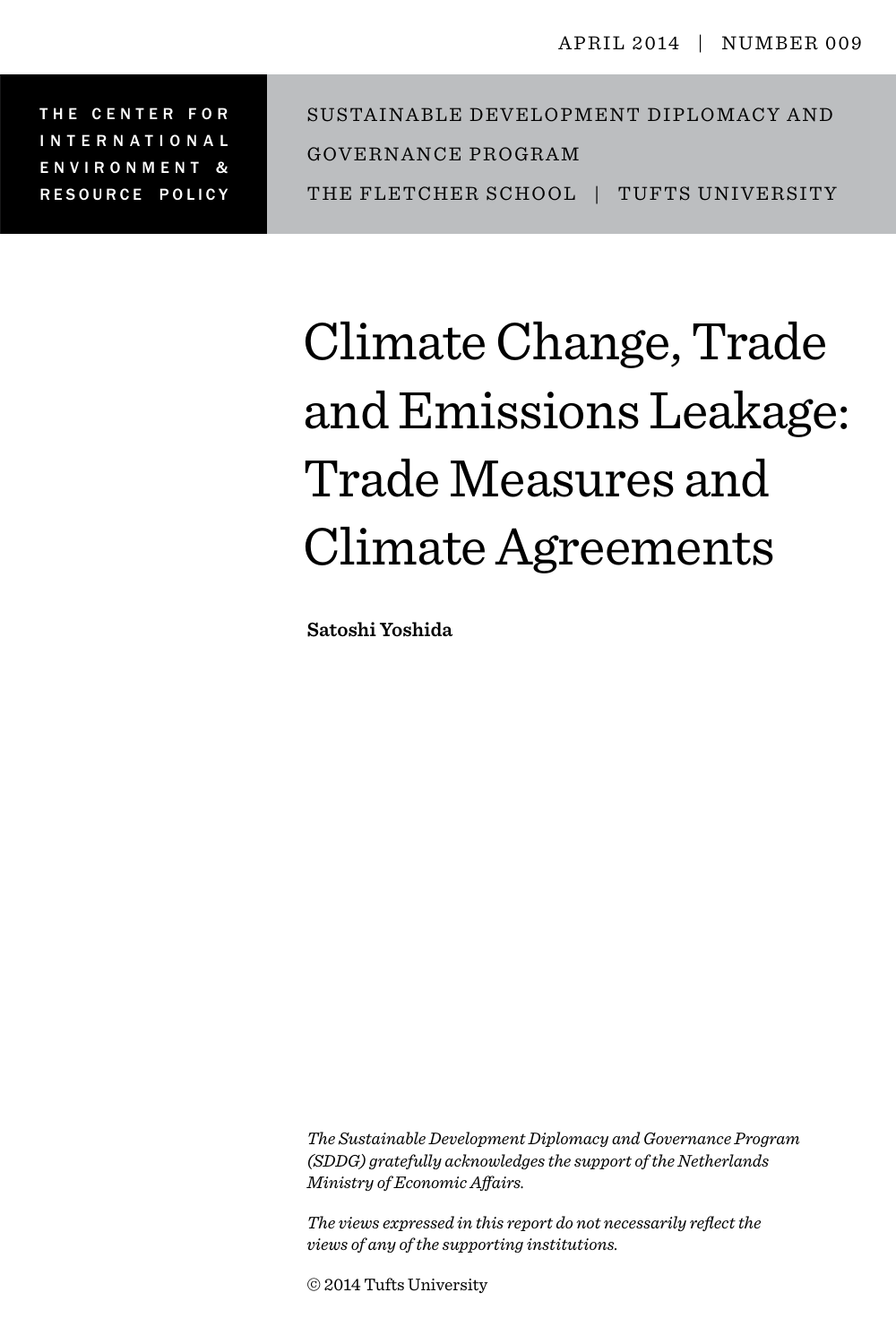APRIL 2014 | NUMBER 009

THE CENTER FOR INTERNATIONAL ENVIRONMENT & RESOURCE POLICY

SUSTAINABLE DEVELOPMENT DIPLOMACY AND GOVERNANCE PROGRAM

THE FLETCHER SCHOOL | TUFTS UNIVERSITY

# Climate Change, Trade and Emissions Leakage: Trade Measures and Climate Agreements

**Satoshi Yoshida**

*The Sustainable Development Diplomacy and Governance Program (SDDG) gratefully acknowledges the support of the Netherlands Ministry of Economic Affairs.*

*The views expressed in this report do not necessarily reflect the views of any of the supporting institutions.*

© 2014 Tufts University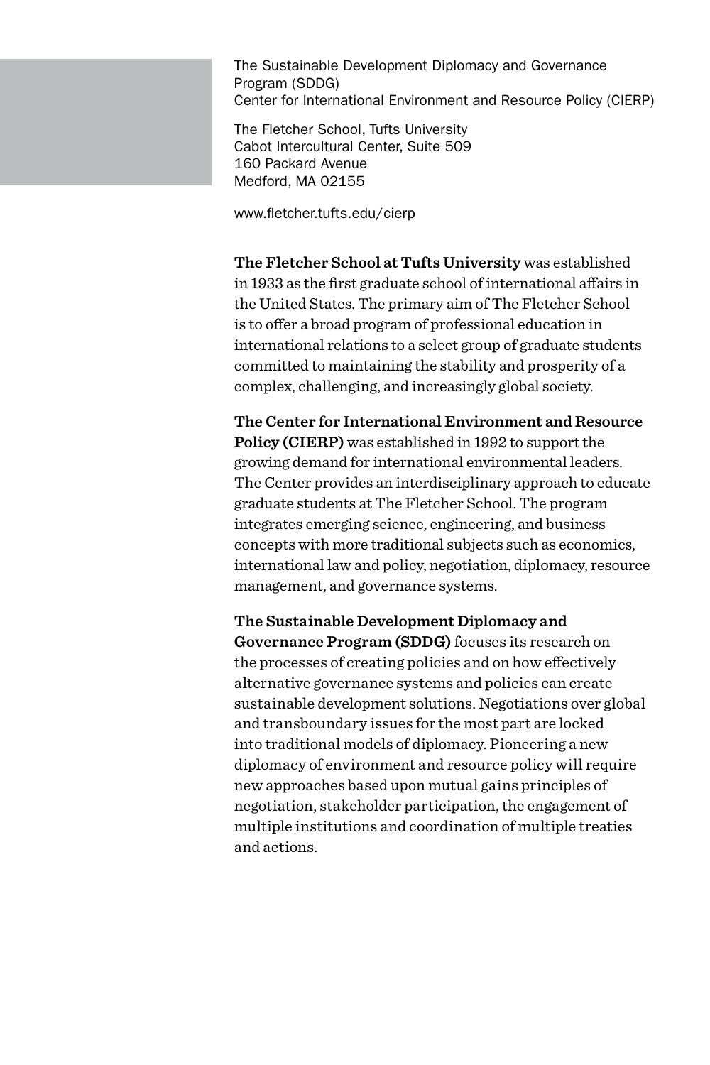The Sustainable Development Diplomacy and Governance Program (SDDG)
Center for International Environment and Resource Policy (CIERP)

The Fletcher School, Tufts University
Cabot Intercultural Center, Suite 509
160 Packard Avenue
Medford, MA 02155

www.fletcher.tufts.edu/cierp

**The Fletcher School at Tufts University** was established in 1933 as the first graduate school of international affairs in the United States. The primary aim of The Fletcher School is to offer a broad program of professional education in international relations to a select group of graduate students committed to maintaining the stability and prosperity of a complex, challenging, and increasingly global society.

**The Center for International Environment and Resource Policy (CIERP)** was established in 1992 to support the growing demand for international environmental leaders. The Center provides an interdisciplinary approach to educate graduate students at The Fletcher School. The program integrates emerging science, engineering, and business concepts with more traditional subjects such as economics, international law and policy, negotiation, diplomacy, resource management, and governance systems.

**The Sustainable Development Diplomacy and Governance Program (SDDG)** focuses its research on the processes of creating policies and on how effectively alternative governance systems and policies can create sustainable development solutions. Negotiations over global and transboundary issues for the most part are locked into traditional models of diplomacy. Pioneering a new diplomacy of environment and resource policy will require new approaches based upon mutual gains principles of negotiation, stakeholder participation, the engagement of multiple institutions and coordination of multiple treaties and actions.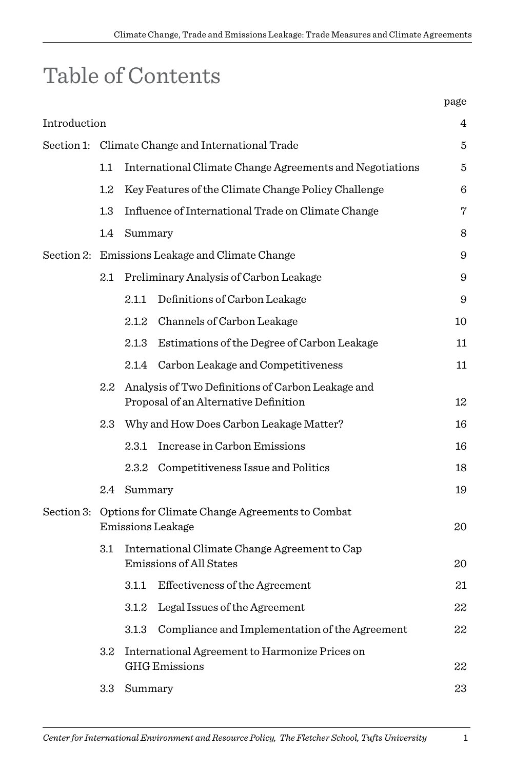# Table of Contents

| | | | page |
|---|---|---|---|
| Introduction | | | 4 |
| Section 1: | Climate Change and International Trade | | 5 |
| | 1.1 | International Climate Change Agreements and Negotiations | 5 |
| | 1.2 | Key Features of the Climate Change Policy Challenge | 6 |
| | 1.3 | Influence of International Trade on Climate Change | 7 |
| | 1.4 | Summary | 8 |
| Section 2: | Emissions Leakage and Climate Change | | 9 |
| | 2.1 | Preliminary Analysis of Carbon Leakage | 9 |
| | | 2.1.1 Definitions of Carbon Leakage | 9 |
| | | 2.1.2 Channels of Carbon Leakage | 10 |
| | | 2.1.3 Estimations of the Degree of Carbon Leakage | 11 |
| | | 2.1.4 Carbon Leakage and Competitiveness | 11 |
| | 2.2 | Analysis of Two Definitions of Carbon Leakage and Proposal of an Alternative Definition | 12 |
| | 2.3 | Why and How Does Carbon Leakage Matter? | 16 |
| | | 2.3.1 Increase in Carbon Emissions | 16 |
| | | 2.3.2 Competitiveness Issue and Politics | 18 |
| | 2.4 | Summary | 19 |
| Section 3: | Options for Climate Change Agreements to Combat Emissions Leakage | | 20 |
| | 3.1 | International Climate Change Agreement to Cap Emissions of All States | 20 |
| | | 3.1.1 Effectiveness of the Agreement | 21 |
| | | 3.1.2 Legal Issues of the Agreement | 22 |
| | | 3.1.3 Compliance and Implementation of the Agreement | 22 |
| | 3.2 | International Agreement to Harmonize Prices on GHG Emissions | 22 |
| | 3.3 | Summary | 23 |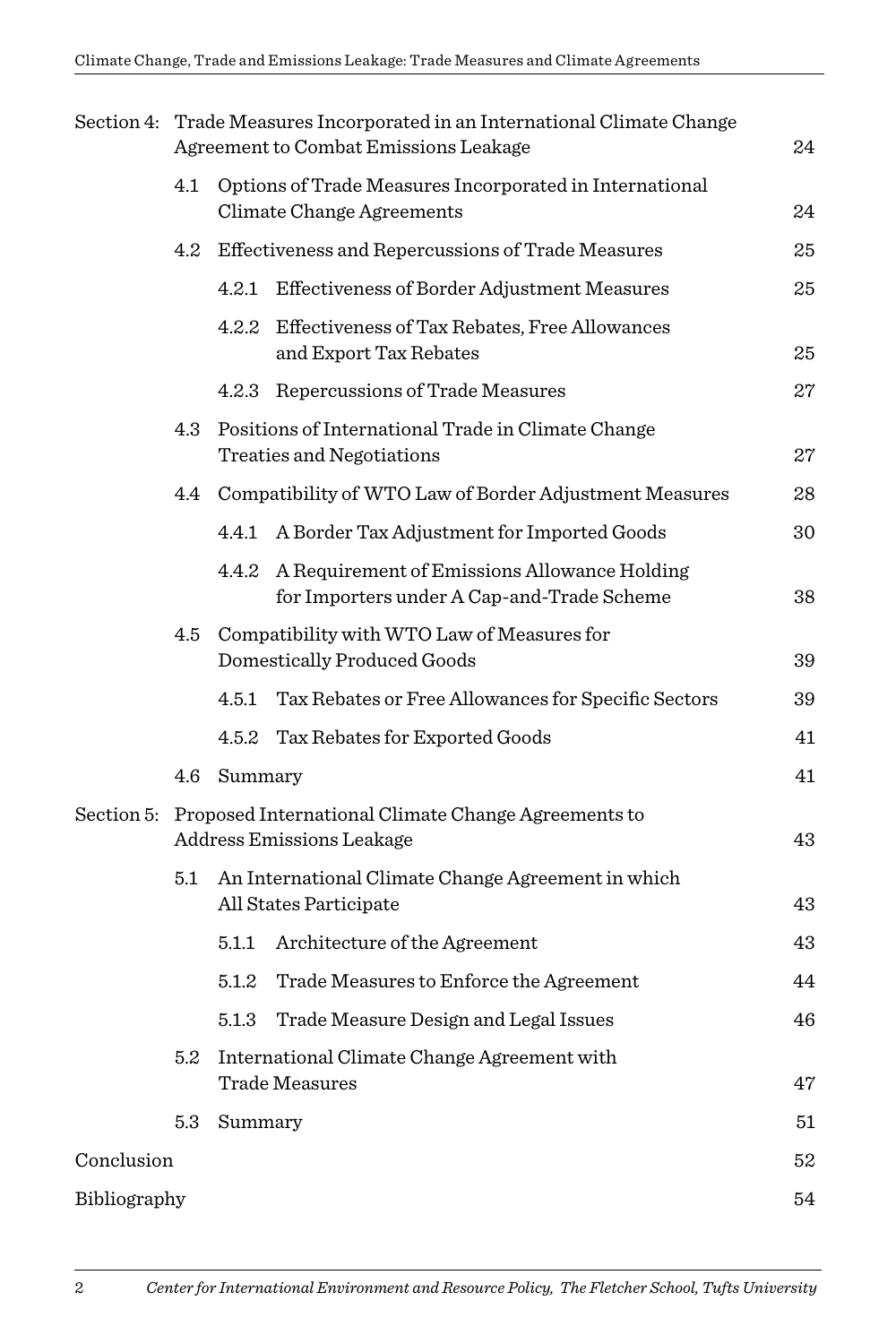| | | | |
|---|---|---|---|
| Section 4: | Trade Measures Incorporated in an International Climate Change Agreement to Combat Emissions Leakage | | 24 |
| | 4.1 | Options of Trade Measures Incorporated in International Climate Change Agreements | 24 |
| | 4.2 | Effectiveness and Repercussions of Trade Measures | 25 |
| | | 4.2.1 Effectiveness of Border Adjustment Measures | 25 |
| | | 4.2.2 Effectiveness of Tax Rebates, Free Allowances and Export Tax Rebates | 25 |
| | | 4.2.3 Repercussions of Trade Measures | 27 |
| | 4.3 | Positions of International Trade in Climate Change Treaties and Negotiations | 27 |
| | 4.4 | Compatibility of WTO Law of Border Adjustment Measures | 28 |
| | | 4.4.1 A Border Tax Adjustment for Imported Goods | 30 |
| | | 4.4.2 A Requirement of Emissions Allowance Holding for Importers under A Cap-and-Trade Scheme | 38 |
| | 4.5 | Compatibility with WTO Law of Measures for Domestically Produced Goods | 39 |
| | | 4.5.1 Tax Rebates or Free Allowances for Specific Sectors | 39 |
| | | 4.5.2 Tax Rebates for Exported Goods | 41 |
| | 4.6 | Summary | 41 |
| Section 5: | Proposed International Climate Change Agreements to Address Emissions Leakage | | 43 |
| | 5.1 | An International Climate Change Agreement in which All States Participate | 43 |
| | | 5.1.1 Architecture of the Agreement | 43 |
| | | 5.1.2 Trade Measures to Enforce the Agreement | 44 |
| | | 5.1.3 Trade Measure Design and Legal Issues | 46 |
| | 5.2 | International Climate Change Agreement with Trade Measures | 47 |
| | 5.3 | Summary | 51 |
| Conclusion | | | 52 |
| Bibliography | | | 54 |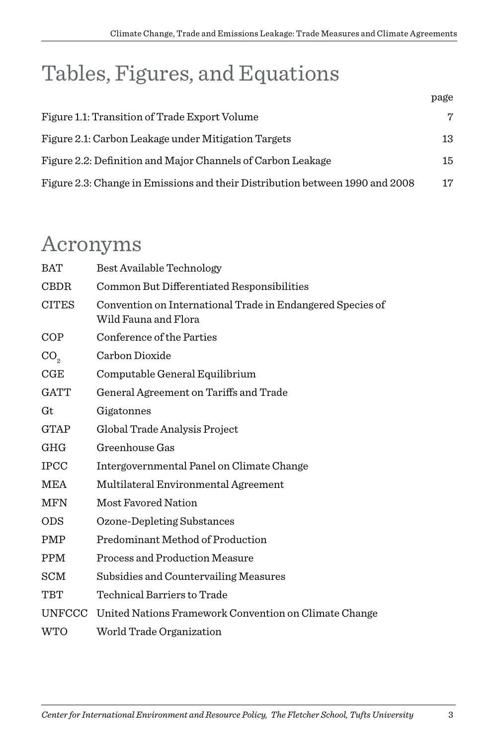# Tables, Figures, and Equations

| | page |
|---|---|
| Figure 1.1: Transition of Trade Export Volume | 7 |
| Figure 2.1: Carbon Leakage under Mitigation Targets | 13 |
| Figure 2.2: Definition and Major Channels of Carbon Leakage | 15 |
| Figure 2.3: Change in Emissions and their Distribution between 1990 and 2008 | 17 |

# Acronyms

| | |
|---|---|
| BAT | Best Available Technology |
| CBDR | Common But Differentiated Responsibilities |
| CITES | Convention on International Trade in Endangered Species of Wild Fauna and Flora |
| COP | Conference of the Parties |
| $CO_2$ | Carbon Dioxide |
| CGE | Computable General Equilibrium |
| GATT | General Agreement on Tariffs and Trade |
| Gt | Gigatonnes |
| GTAP | Global Trade Analysis Project |
| GHG | Greenhouse Gas |
| IPCC | Intergovernmental Panel on Climate Change |
| MEA | Multilateral Environmental Agreement |
| MFN | Most Favored Nation |
| ODS | Ozone-Depleting Substances |
| PMP | Predominant Method of Production |
| PPM | Process and Production Measure |
| SCM | Subsidies and Countervailing Measures |
| TBT | Technical Barriers to Trade |
| UNFCCC | United Nations Framework Convention on Climate Change |
| WTO | World Trade Organization |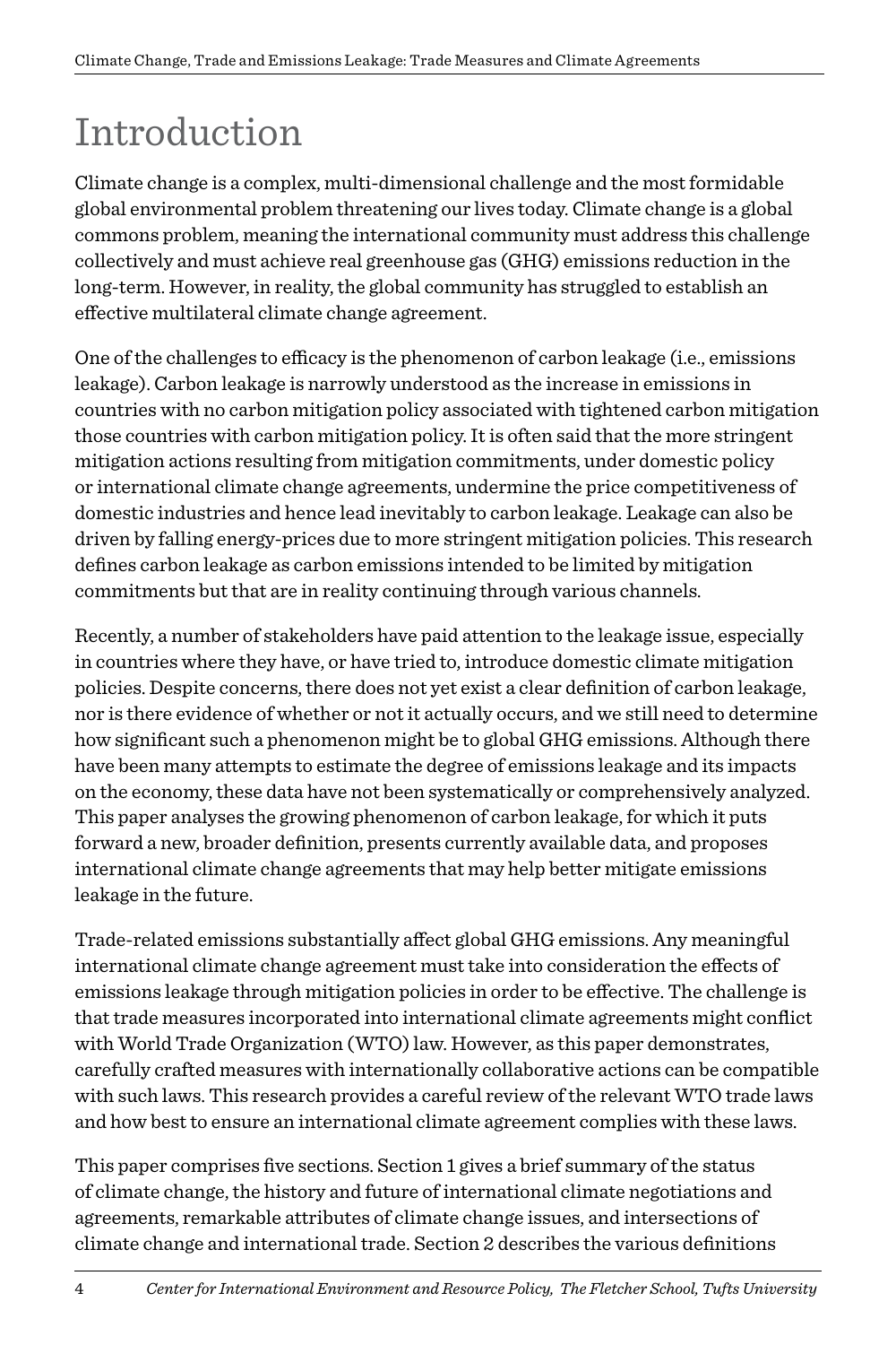# Introduction

Climate change is a complex, multi-dimensional challenge and the most formidable global environmental problem threatening our lives today. Climate change is a global commons problem, meaning the international community must address this challenge collectively and must achieve real greenhouse gas (GHG) emissions reduction in the long-term. However, in reality, the global community has struggled to establish an effective multilateral climate change agreement.

One of the challenges to efficacy is the phenomenon of carbon leakage (i.e., emissions leakage). Carbon leakage is narrowly understood as the increase in emissions in countries with no carbon mitigation policy associated with tightened carbon mitigation those countries with carbon mitigation policy. It is often said that the more stringent mitigation actions resulting from mitigation commitments, under domestic policy or international climate change agreements, undermine the price competitiveness of domestic industries and hence lead inevitably to carbon leakage. Leakage can also be driven by falling energy-prices due to more stringent mitigation policies. This research defines carbon leakage as carbon emissions intended to be limited by mitigation commitments but that are in reality continuing through various channels.

Recently, a number of stakeholders have paid attention to the leakage issue, especially in countries where they have, or have tried to, introduce domestic climate mitigation policies. Despite concerns, there does not yet exist a clear definition of carbon leakage, nor is there evidence of whether or not it actually occurs, and we still need to determine how significant such a phenomenon might be to global GHG emissions. Although there have been many attempts to estimate the degree of emissions leakage and its impacts on the economy, these data have not been systematically or comprehensively analyzed. This paper analyses the growing phenomenon of carbon leakage, for which it puts forward a new, broader definition, presents currently available data, and proposes international climate change agreements that may help better mitigate emissions leakage in the future.

Trade-related emissions substantially affect global GHG emissions. Any meaningful international climate change agreement must take into consideration the effects of emissions leakage through mitigation policies in order to be effective. The challenge is that trade measures incorporated into international climate agreements might conflict with World Trade Organization (WTO) law. However, as this paper demonstrates, carefully crafted measures with internationally collaborative actions can be compatible with such laws. This research provides a careful review of the relevant WTO trade laws and how best to ensure an international climate agreement complies with these laws.

This paper comprises five sections. Section 1 gives a brief summary of the status of climate change, the history and future of international climate negotiations and agreements, remarkable attributes of climate change issues, and intersections of climate change and international trade. Section 2 describes the various definitions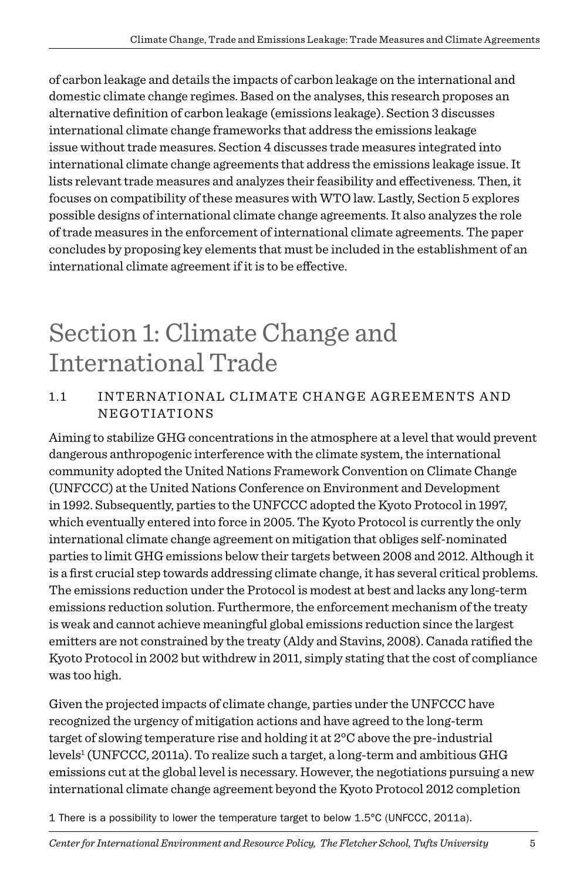of carbon leakage and details the impacts of carbon leakage on the international and domestic climate change regimes. Based on the analyses, this research proposes an alternative definition of carbon leakage (emissions leakage). Section 3 discusses international climate change frameworks that address the emissions leakage issue without trade measures. Section 4 discusses trade measures integrated into international climate change agreements that address the emissions leakage issue. It lists relevant trade measures and analyzes their feasibility and effectiveness. Then, it focuses on compatibility of these measures with WTO law. Lastly, Section 5 explores possible designs of international climate change agreements. It also analyzes the role of trade measures in the enforcement of international climate agreements. The paper concludes by proposing key elements that must be included in the establishment of an international climate agreement if it is to be effective.

# Section 1: Climate Change and International Trade

## 1.1 INTERNATIONAL CLIMATE CHANGE AGREEMENTS AND NEGOTIATIONS

Aiming to stabilize GHG concentrations in the atmosphere at a level that would prevent dangerous anthropogenic interference with the climate system, the international community adopted the United Nations Framework Convention on Climate Change (UNFCCC) at the United Nations Conference on Environment and Development in 1992. Subsequently, parties to the UNFCCC adopted the Kyoto Protocol in 1997, which eventually entered into force in 2005. The Kyoto Protocol is currently the only international climate change agreement on mitigation that obliges self-nominated parties to limit GHG emissions below their targets between 2008 and 2012. Although it is a first crucial step towards addressing climate change, it has several critical problems. The emissions reduction under the Protocol is modest at best and lacks any long-term emissions reduction solution. Furthermore, the enforcement mechanism of the treaty is weak and cannot achieve meaningful global emissions reduction since the largest emitters are not constrained by the treaty (Aldy and Stavins, 2008). Canada ratified the Kyoto Protocol in 2002 but withdrew in 2011, simply stating that the cost of compliance was too high.

Given the projected impacts of climate change, parties under the UNFCCC have recognized the urgency of mitigation actions and have agreed to the long-term target of slowing temperature rise and holding it at 2°C above the pre-industrial levels[1] (UNFCCC, 2011a). To realize such a target, a long-term and ambitious GHG emissions cut at the global level is necessary. However, the negotiations pursuing a new international climate change agreement beyond the Kyoto Protocol 2012 completion

[1] There is a possibility to lower the temperature target to below 1.5°C (UNFCCC, 2011a).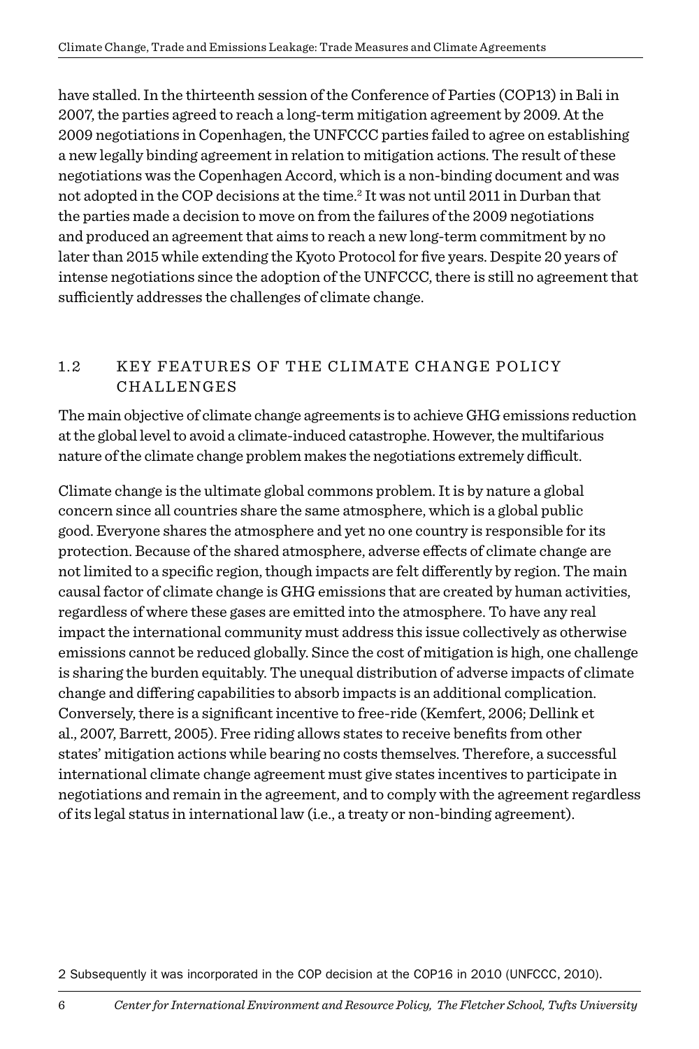have stalled. In the thirteenth session of the Conference of Parties (COP13) in Bali in 2007, the parties agreed to reach a long-term mitigation agreement by 2009. At the 2009 negotiations in Copenhagen, the UNFCCC parties failed to agree on establishing a new legally binding agreement in relation to mitigation actions. The result of these negotiations was the Copenhagen Accord, which is a non-binding document and was not adopted in the COP decisions at the time.[2] It was not until 2011 in Durban that the parties made a decision to move on from the failures of the 2009 negotiations and produced an agreement that aims to reach a new long-term commitment by no later than 2015 while extending the Kyoto Protocol for five years. Despite 20 years of intense negotiations since the adoption of the UNFCCC, there is still no agreement that sufficiently addresses the challenges of climate change.

## 1.2 KEY FEATURES OF THE CLIMATE CHANGE POLICY CHALLENGES

The main objective of climate change agreements is to achieve GHG emissions reduction at the global level to avoid a climate-induced catastrophe. However, the multifarious nature of the climate change problem makes the negotiations extremely difficult.

Climate change is the ultimate global commons problem. It is by nature a global concern since all countries share the same atmosphere, which is a global public good. Everyone shares the atmosphere and yet no one country is responsible for its protection. Because of the shared atmosphere, adverse effects of climate change are not limited to a specific region, though impacts are felt differently by region. The main causal factor of climate change is GHG emissions that are created by human activities, regardless of where these gases are emitted into the atmosphere. To have any real impact the international community must address this issue collectively as otherwise emissions cannot be reduced globally. Since the cost of mitigation is high, one challenge is sharing the burden equitably. The unequal distribution of adverse impacts of climate change and differing capabilities to absorb impacts is an additional complication. Conversely, there is a significant incentive to free-ride (Kemfert, 2006; Dellink et al., 2007, Barrett, 2005). Free riding allows states to receive benefits from other states' mitigation actions while bearing no costs themselves. Therefore, a successful international climate change agreement must give states incentives to participate in negotiations and remain in the agreement, and to comply with the agreement regardless of its legal status in international law (i.e., a treaty or non-binding agreement).

2 Subsequently it was incorporated in the COP decision at the COP16 in 2010 (UNFCCC, 2010).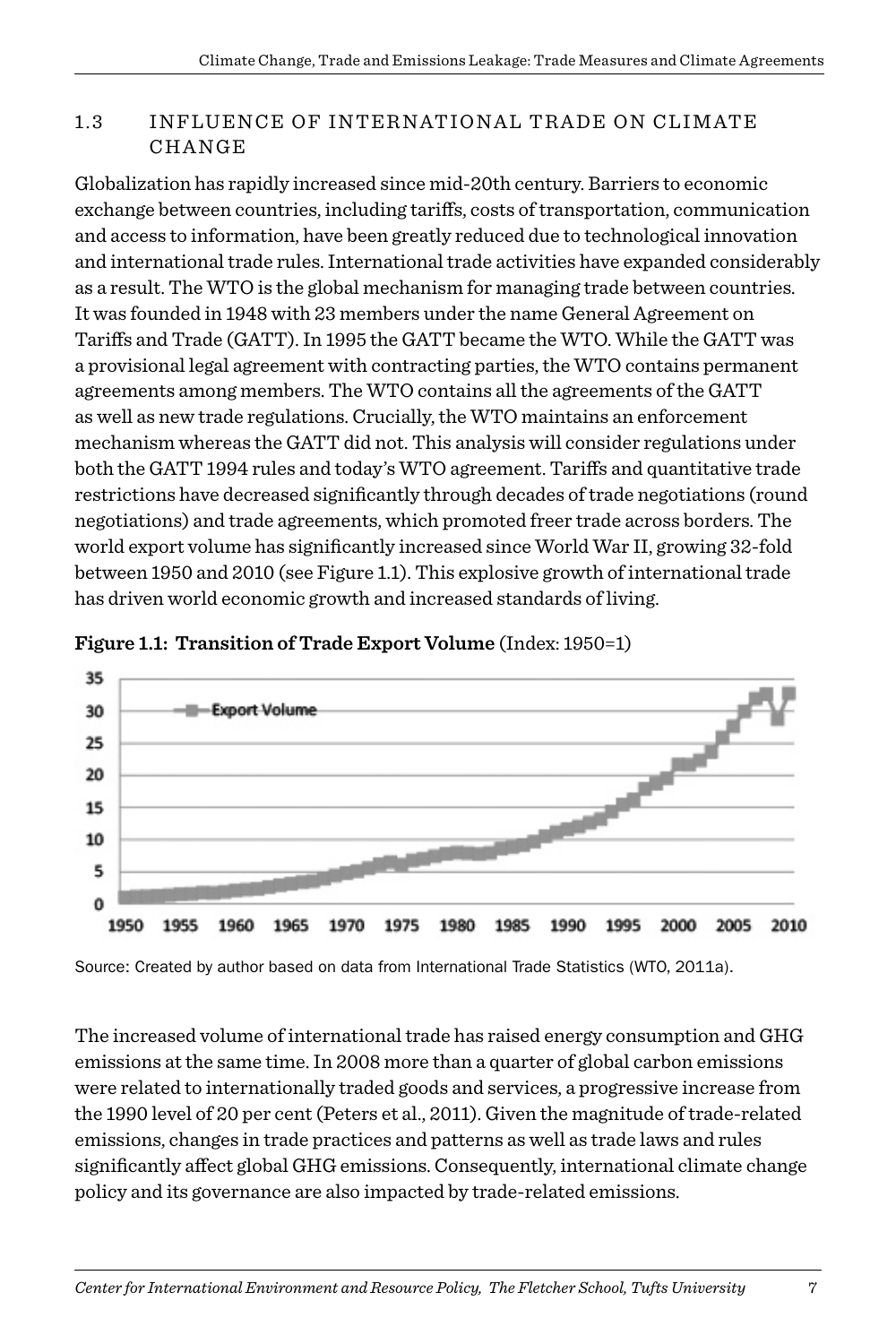## 1.3 INFLUENCE OF INTERNATIONAL TRADE ON CLIMATE CHANGE

Globalization has rapidly increased since mid-20th century. Barriers to economic exchange between countries, including tariffs, costs of transportation, communication and access to information, have been greatly reduced due to technological innovation and international trade rules. International trade activities have expanded considerably as a result. The WTO is the global mechanism for managing trade between countries. It was founded in 1948 with 23 members under the name General Agreement on Tariffs and Trade (GATT). In 1995 the GATT became the WTO. While the GATT was a provisional legal agreement with contracting parties, the WTO contains permanent agreements among members. The WTO contains all the agreements of the GATT as well as new trade regulations. Crucially, the WTO maintains an enforcement mechanism whereas the GATT did not. This analysis will consider regulations under both the GATT 1994 rules and today's WTO agreement. Tariffs and quantitative trade restrictions have decreased significantly through decades of trade negotiations (round negotiations) and trade agreements, which promoted freer trade across borders. The world export volume has significantly increased since World War II, growing 32-fold between 1950 and 2010 (see Figure 1.1). This explosive growth of international trade has driven world economic growth and increased standards of living.

**Figure 1.1: Transition of Trade Export Volume** (Index: 1950=1)

Source: Created by author based on data from International Trade Statistics (WTO, 2011a).

The increased volume of international trade has raised energy consumption and GHG emissions at the same time. In 2008 more than a quarter of global carbon emissions were related to internationally traded goods and services, a progressive increase from the 1990 level of 20 per cent (Peters et al., 2011). Given the magnitude of trade-related emissions, changes in trade practices and patterns as well as trade laws and rules significantly affect global GHG emissions. Consequently, international climate change policy and its governance are also impacted by trade-related emissions.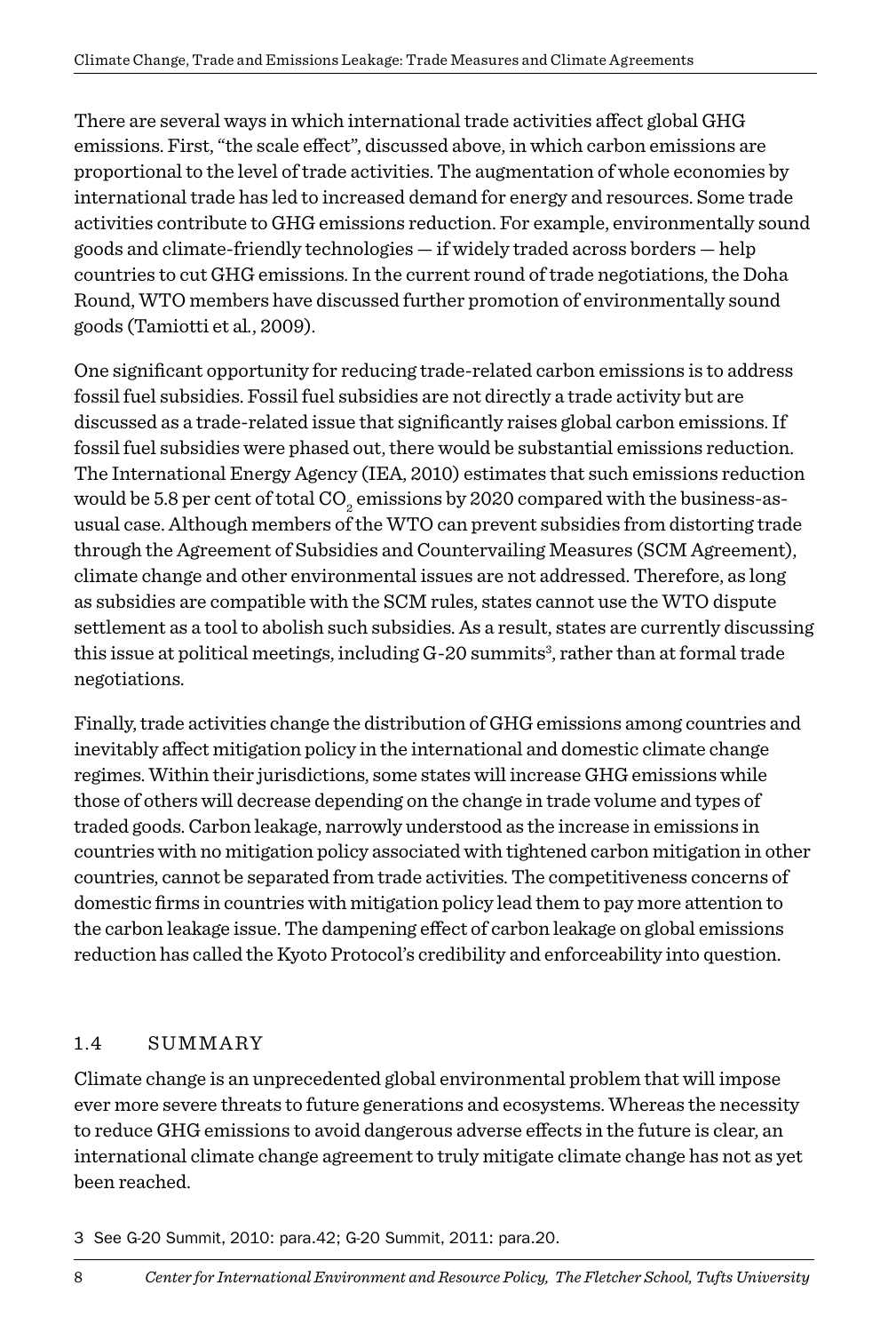There are several ways in which international trade activities affect global GHG emissions. First, "the scale effect", discussed above, in which carbon emissions are proportional to the level of trade activities. The augmentation of whole economies by international trade has led to increased demand for energy and resources. Some trade activities contribute to GHG emissions reduction. For example, environmentally sound goods and climate-friendly technologies — if widely traded across borders — help countries to cut GHG emissions. In the current round of trade negotiations, the Doha Round, WTO members have discussed further promotion of environmentally sound goods (Tamiotti et al., 2009).

One significant opportunity for reducing trade-related carbon emissions is to address fossil fuel subsidies. Fossil fuel subsidies are not directly a trade activity but are discussed as a trade-related issue that significantly raises global carbon emissions. If fossil fuel subsidies were phased out, there would be substantial emissions reduction. The International Energy Agency (IEA, 2010) estimates that such emissions reduction would be 5.8 per cent of total $CO_2$ emissions by 2020 compared with the business-as-usual case. Although members of the WTO can prevent subsidies from distorting trade through the Agreement of Subsidies and Countervailing Measures (SCM Agreement), climate change and other environmental issues are not addressed. Therefore, as long as subsidies are compatible with the SCM rules, states cannot use the WTO dispute settlement as a tool to abolish such subsidies. As a result, states are currently discussing this issue at political meetings, including G-20 summits[3], rather than at formal trade negotiations.

Finally, trade activities change the distribution of GHG emissions among countries and inevitably affect mitigation policy in the international and domestic climate change regimes. Within their jurisdictions, some states will increase GHG emissions while those of others will decrease depending on the change in trade volume and types of traded goods. Carbon leakage, narrowly understood as the increase in emissions in countries with no mitigation policy associated with tightened carbon mitigation in other countries, cannot be separated from trade activities. The competitiveness concerns of domestic firms in countries with mitigation policy lead them to pay more attention to the carbon leakage issue. The dampening effect of carbon leakage on global emissions reduction has called the Kyoto Protocol's credibility and enforceability into question.

## 1.4 SUMMARY

Climate change is an unprecedented global environmental problem that will impose ever more severe threats to future generations and ecosystems. Whereas the necessity to reduce GHG emissions to avoid dangerous adverse effects in the future is clear, an international climate change agreement to truly mitigate climate change has not as yet been reached.

3 See G-20 Summit, 2010: para.42; G-20 Summit, 2011: para.20.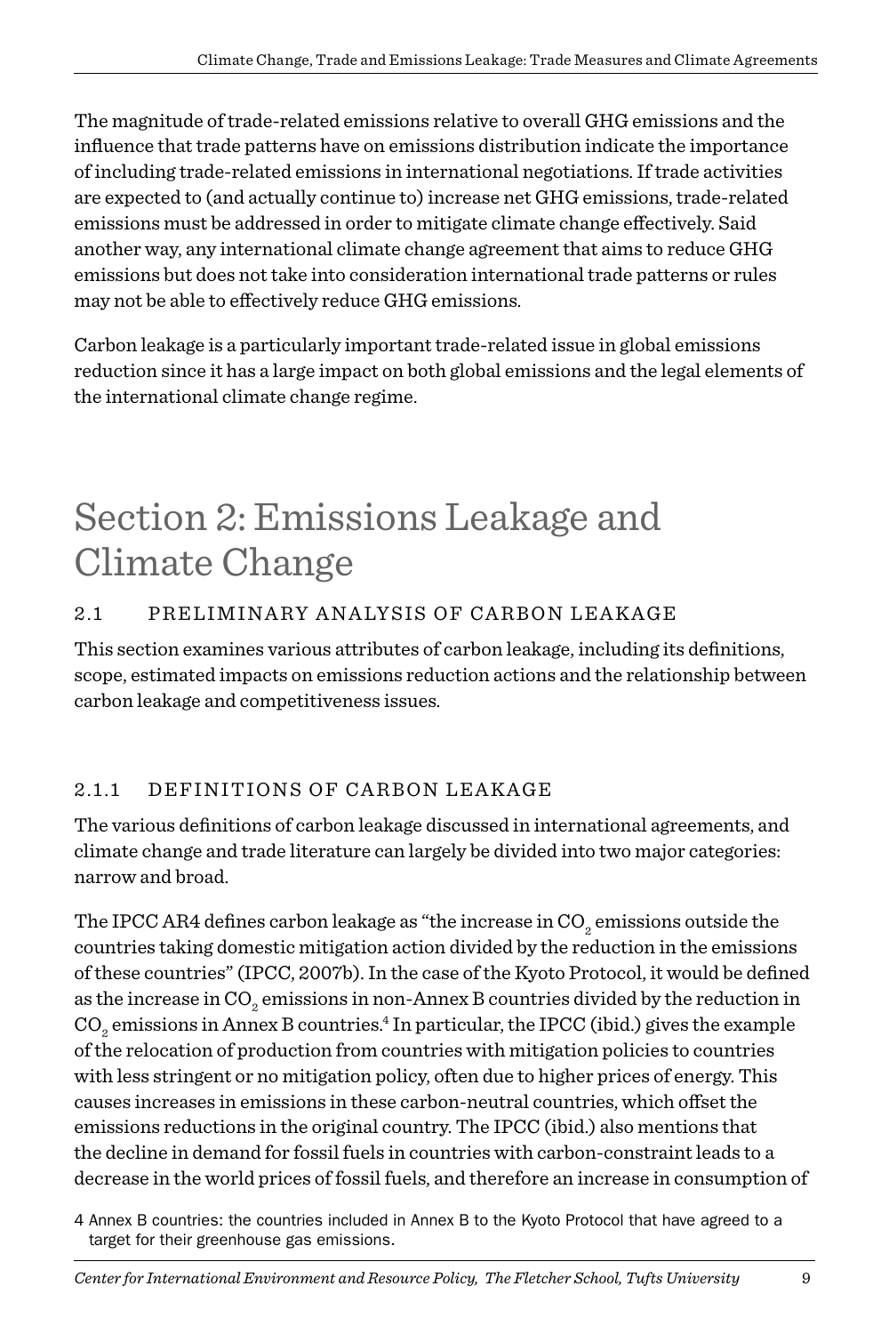The magnitude of trade-related emissions relative to overall GHG emissions and the influence that trade patterns have on emissions distribution indicate the importance of including trade-related emissions in international negotiations. If trade activities are expected to (and actually continue to) increase net GHG emissions, trade-related emissions must be addressed in order to mitigate climate change effectively. Said another way, any international climate change agreement that aims to reduce GHG emissions but does not take into consideration international trade patterns or rules may not be able to effectively reduce GHG emissions.

Carbon leakage is a particularly important trade-related issue in global emissions reduction since it has a large impact on both global emissions and the legal elements of the international climate change regime.

# Section 2: Emissions Leakage and Climate Change

## 2.1 PRELIMINARY ANALYSIS OF CARBON LEAKAGE

This section examines various attributes of carbon leakage, including its definitions, scope, estimated impacts on emissions reduction actions and the relationship between carbon leakage and competitiveness issues.

### 2.1.1 DEFINITIONS OF CARBON LEAKAGE

The various definitions of carbon leakage discussed in international agreements, and climate change and trade literature can largely be divided into two major categories: narrow and broad.

The IPCC AR4 defines carbon leakage as "the increase in $CO_2$ emissions outside the countries taking domestic mitigation action divided by the reduction in the emissions of these countries" (IPCC, 2007b). In the case of the Kyoto Protocol, it would be defined as the increase in $CO_2$ emissions in non-Annex B countries divided by the reduction in $CO_2$ emissions in Annex B countries.[4] In particular, the IPCC (ibid.) gives the example of the relocation of production from countries with mitigation policies to countries with less stringent or no mitigation policy, often due to higher prices of energy. This causes increases in emissions in these carbon-neutral countries, which offset the emissions reductions in the original country. The IPCC (ibid.) also mentions that the decline in demand for fossil fuels in countries with carbon-constraint leads to a decrease in the world prices of fossil fuels, and therefore an increase in consumption of

4 Annex B countries: the countries included in Annex B to the Kyoto Protocol that have agreed to a target for their greenhouse gas emissions.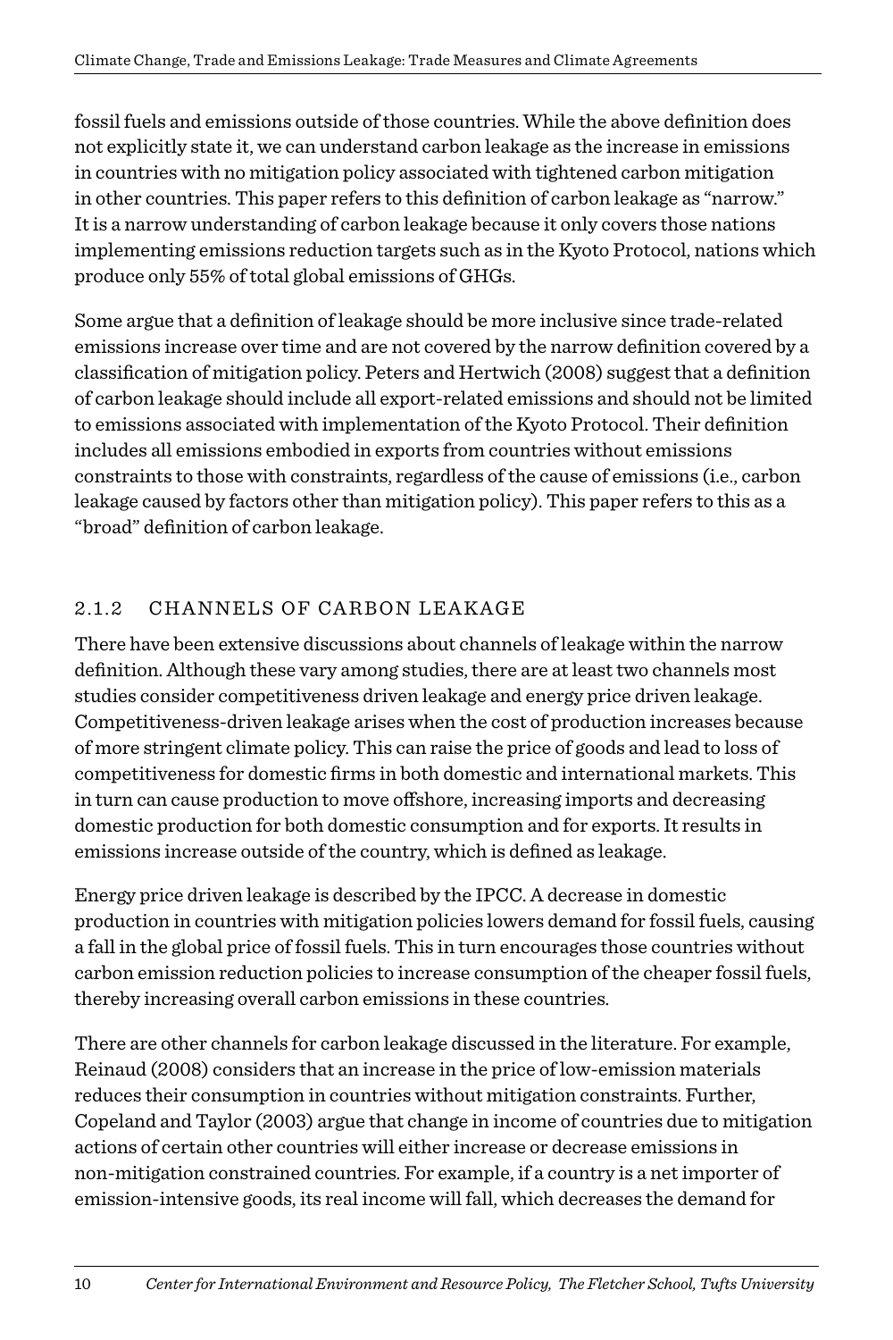fossil fuels and emissions outside of those countries. While the above definition does not explicitly state it, we can understand carbon leakage as the increase in emissions in countries with no mitigation policy associated with tightened carbon mitigation in other countries. This paper refers to this definition of carbon leakage as "narrow." It is a narrow understanding of carbon leakage because it only covers those nations implementing emissions reduction targets such as in the Kyoto Protocol, nations which produce only 55% of total global emissions of GHGs.

Some argue that a definition of leakage should be more inclusive since trade-related emissions increase over time and are not covered by the narrow definition covered by a classification of mitigation policy. Peters and Hertwich (2008) suggest that a definition of carbon leakage should include all export-related emissions and should not be limited to emissions associated with implementation of the Kyoto Protocol. Their definition includes all emissions embodied in exports from countries without emissions constraints to those with constraints, regardless of the cause of emissions (i.e., carbon leakage caused by factors other than mitigation policy). This paper refers to this as a "broad" definition of carbon leakage.

### 2.1.2 CHANNELS OF CARBON LEAKAGE

There have been extensive discussions about channels of leakage within the narrow definition. Although these vary among studies, there are at least two channels most studies consider competitiveness driven leakage and energy price driven leakage. Competitiveness-driven leakage arises when the cost of production increases because of more stringent climate policy. This can raise the price of goods and lead to loss of competitiveness for domestic firms in both domestic and international markets. This in turn can cause production to move offshore, increasing imports and decreasing domestic production for both domestic consumption and for exports. It results in emissions increase outside of the country, which is defined as leakage.

Energy price driven leakage is described by the IPCC. A decrease in domestic production in countries with mitigation policies lowers demand for fossil fuels, causing a fall in the global price of fossil fuels. This in turn encourages those countries without carbon emission reduction policies to increase consumption of the cheaper fossil fuels, thereby increasing overall carbon emissions in these countries.

There are other channels for carbon leakage discussed in the literature. For example, Reinaud (2008) considers that an increase in the price of low-emission materials reduces their consumption in countries without mitigation constraints. Further, Copeland and Taylor (2003) argue that change in income of countries due to mitigation actions of certain other countries will either increase or decrease emissions in non-mitigation constrained countries. For example, if a country is a net importer of emission-intensive goods, its real income will fall, which decreases the demand for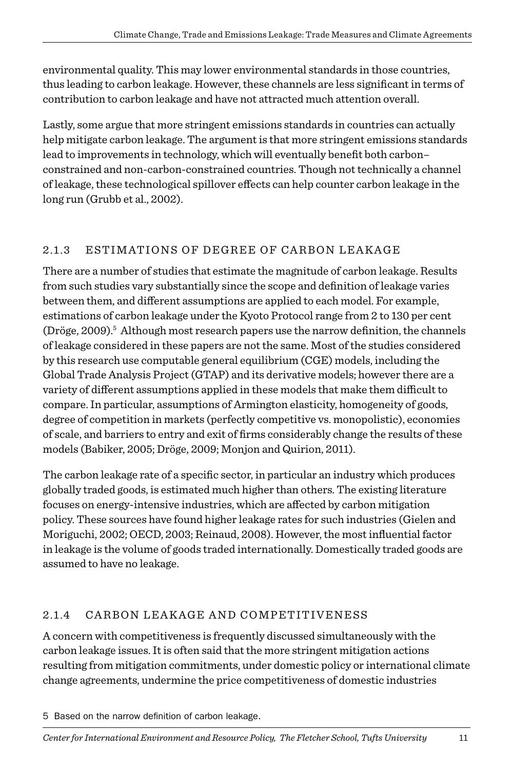environmental quality. This may lower environmental standards in those countries, thus leading to carbon leakage. However, these channels are less significant in terms of contribution to carbon leakage and have not attracted much attention overall.

Lastly, some argue that more stringent emissions standards in countries can actually help mitigate carbon leakage. The argument is that more stringent emissions standards lead to improvements in technology, which will eventually benefit both carbon–constrained and non-carbon-constrained countries. Though not technically a channel of leakage, these technological spillover effects can help counter carbon leakage in the long run (Grubb et al., 2002).

### 2.1.3 ESTIMATIONS OF DEGREE OF CARBON LEAKAGE

There are a number of studies that estimate the magnitude of carbon leakage. Results from such studies vary substantially since the scope and definition of leakage varies between them, and different assumptions are applied to each model. For example, estimations of carbon leakage under the Kyoto Protocol range from 2 to 130 per cent (Dröge, 2009).[5] Although most research papers use the narrow definition, the channels of leakage considered in these papers are not the same. Most of the studies considered by this research use computable general equilibrium (CGE) models, including the Global Trade Analysis Project (GTAP) and its derivative models; however there are a variety of different assumptions applied in these models that make them difficult to compare. In particular, assumptions of Armington elasticity, homogeneity of goods, degree of competition in markets (perfectly competitive vs. monopolistic), economies of scale, and barriers to entry and exit of firms considerably change the results of these models (Babiker, 2005; Dröge, 2009; Monjon and Quirion, 2011).

The carbon leakage rate of a specific sector, in particular an industry which produces globally traded goods, is estimated much higher than others. The existing literature focuses on energy-intensive industries, which are affected by carbon mitigation policy. These sources have found higher leakage rates for such industries (Gielen and Moriguchi, 2002; OECD, 2003; Reinaud, 2008). However, the most influential factor in leakage is the volume of goods traded internationally. Domestically traded goods are assumed to have no leakage.

### 2.1.4 CARBON LEAKAGE AND COMPETITIVENESS

A concern with competitiveness is frequently discussed simultaneously with the carbon leakage issues. It is often said that the more stringent mitigation actions resulting from mitigation commitments, under domestic policy or international climate change agreements, undermine the price competitiveness of domestic industries

5 Based on the narrow definition of carbon leakage.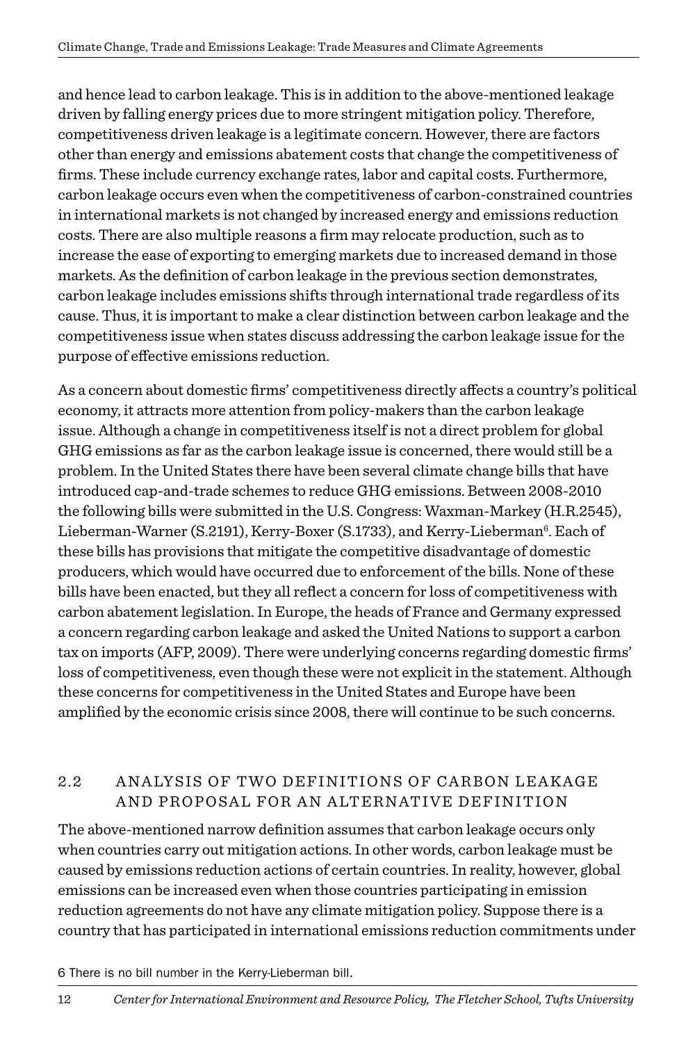and hence lead to carbon leakage. This is in addition to the above-mentioned leakage driven by falling energy prices due to more stringent mitigation policy. Therefore, competitiveness driven leakage is a legitimate concern. However, there are factors other than energy and emissions abatement costs that change the competitiveness of firms. These include currency exchange rates, labor and capital costs. Furthermore, carbon leakage occurs even when the competitiveness of carbon-constrained countries in international markets is not changed by increased energy and emissions reduction costs. There are also multiple reasons a firm may relocate production, such as to increase the ease of exporting to emerging markets due to increased demand in those markets. As the definition of carbon leakage in the previous section demonstrates, carbon leakage includes emissions shifts through international trade regardless of its cause. Thus, it is important to make a clear distinction between carbon leakage and the competitiveness issue when states discuss addressing the carbon leakage issue for the purpose of effective emissions reduction.

As a concern about domestic firms' competitiveness directly affects a country's political economy, it attracts more attention from policy-makers than the carbon leakage issue. Although a change in competitiveness itself is not a direct problem for global GHG emissions as far as the carbon leakage issue is concerned, there would still be a problem. In the United States there have been several climate change bills that have introduced cap-and-trade schemes to reduce GHG emissions. Between 2008-2010 the following bills were submitted in the U.S. Congress: Waxman-Markey (H.R.2545), Lieberman-Warner (S.2191), Kerry-Boxer (S.1733), and Kerry-Lieberman[6]. Each of these bills has provisions that mitigate the competitive disadvantage of domestic producers, which would have occurred due to enforcement of the bills. None of these bills have been enacted, but they all reflect a concern for loss of competitiveness with carbon abatement legislation. In Europe, the heads of France and Germany expressed a concern regarding carbon leakage and asked the United Nations to support a carbon tax on imports (AFP, 2009). There were underlying concerns regarding domestic firms' loss of competitiveness, even though these were not explicit in the statement. Although these concerns for competitiveness in the United States and Europe have been amplified by the economic crisis since 2008, there will continue to be such concerns.

## 2.2 ANALYSIS OF TWO DEFINITIONS OF CARBON LEAKAGE AND PROPOSAL FOR AN ALTERNATIVE DEFINITION

The above-mentioned narrow definition assumes that carbon leakage occurs only when countries carry out mitigation actions. In other words, carbon leakage must be caused by emissions reduction actions of certain countries. In reality, however, global emissions can be increased even when those countries participating in emission reduction agreements do not have any climate mitigation policy. Suppose there is a country that has participated in international emissions reduction commitments under

6 There is no bill number in the Kerry-Lieberman bill.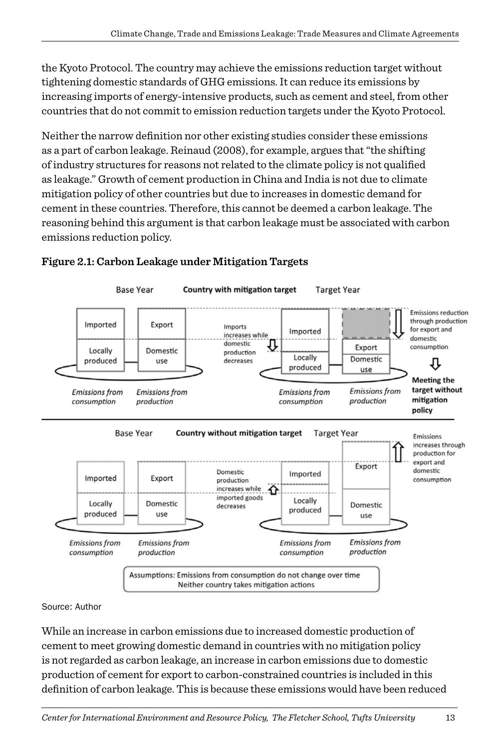the Kyoto Protocol. The country may achieve the emissions reduction target without tightening domestic standards of GHG emissions. It can reduce its emissions by increasing imports of energy-intensive products, such as cement and steel, from other countries that do not commit to emission reduction targets under the Kyoto Protocol.

Neither the narrow definition nor other existing studies consider these emissions as a part of carbon leakage. Reinaud (2008), for example, argues that "the shifting of industry structures for reasons not related to the climate policy is not qualified as leakage." Growth of cement production in China and India is not due to climate mitigation policy of other countries but due to increases in domestic demand for cement in these countries. Therefore, this cannot be deemed a carbon leakage. The reasoning behind this argument is that carbon leakage must be associated with carbon emissions reduction policy.

**Figure 2.1: Carbon Leakage under Mitigation Targets**

Base Year | **Country with mitigation target** | Target Year

Imported / Locally produced — Emissions from consumption; Export / Domestic use — Emissions from production

Imports increases while domestic production decreases

Emissions reduction through production for export and domestic consumption → **Meeting the target without mitigation policy**

Base Year | **Country without mitigation target** | Target Year

Imported / Locally produced — Emissions from consumption; Export / Domestic use — Emissions from production

Domestic production increases while imported goods decreases

Emissions increases through production for export and domestic consumption

Assumptions: Emissions from consumption do not change over time
Neither country takes mitigation actions

Source: Author

While an increase in carbon emissions due to increased domestic production of cement to meet growing domestic demand in countries with no mitigation policy is not regarded as carbon leakage, an increase in carbon emissions due to domestic production of cement for export to carbon-constrained countries is included in this definition of carbon leakage. This is because these emissions would have been reduced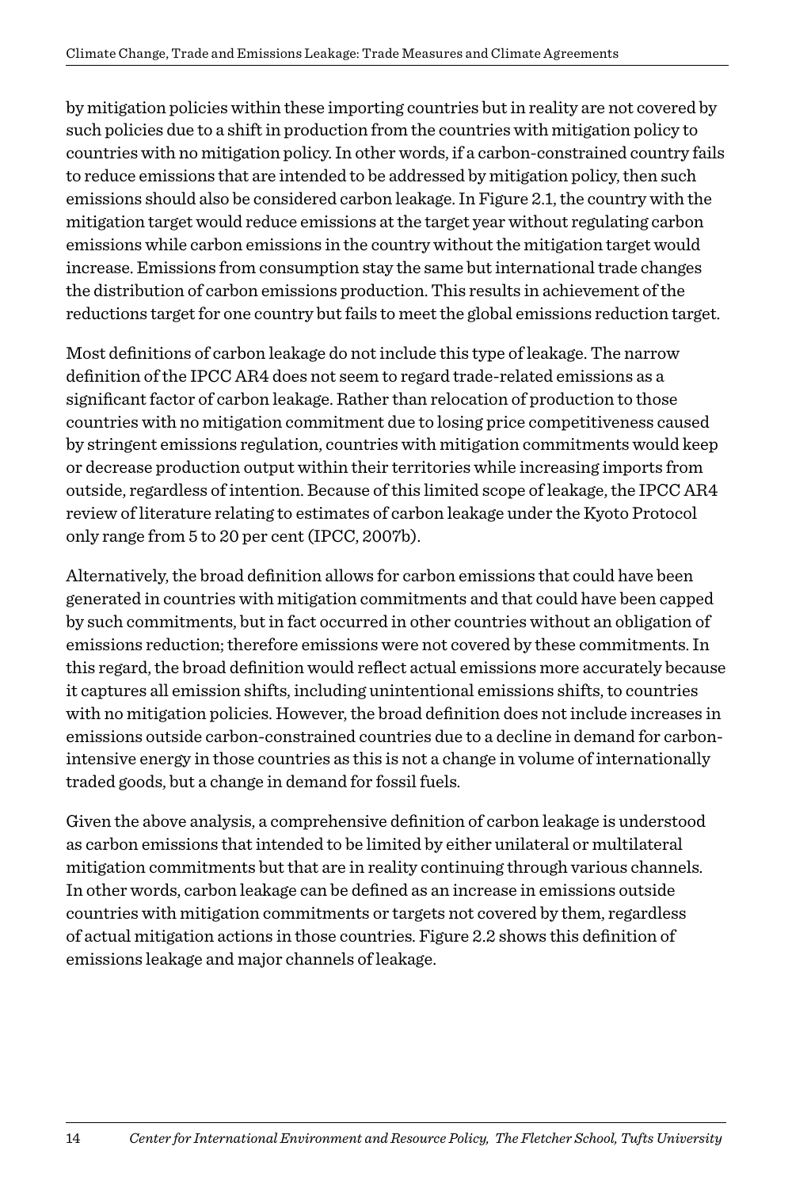by mitigation policies within these importing countries but in reality are not covered by such policies due to a shift in production from the countries with mitigation policy to countries with no mitigation policy. In other words, if a carbon-constrained country fails to reduce emissions that are intended to be addressed by mitigation policy, then such emissions should also be considered carbon leakage. In Figure 2.1, the country with the mitigation target would reduce emissions at the target year without regulating carbon emissions while carbon emissions in the country without the mitigation target would increase. Emissions from consumption stay the same but international trade changes the distribution of carbon emissions production. This results in achievement of the reductions target for one country but fails to meet the global emissions reduction target.

Most definitions of carbon leakage do not include this type of leakage. The narrow definition of the IPCC AR4 does not seem to regard trade-related emissions as a significant factor of carbon leakage. Rather than relocation of production to those countries with no mitigation commitment due to losing price competitiveness caused by stringent emissions regulation, countries with mitigation commitments would keep or decrease production output within their territories while increasing imports from outside, regardless of intention. Because of this limited scope of leakage, the IPCC AR4 review of literature relating to estimates of carbon leakage under the Kyoto Protocol only range from 5 to 20 per cent (IPCC, 2007b).

Alternatively, the broad definition allows for carbon emissions that could have been generated in countries with mitigation commitments and that could have been capped by such commitments, but in fact occurred in other countries without an obligation of emissions reduction; therefore emissions were not covered by these commitments. In this regard, the broad definition would reflect actual emissions more accurately because it captures all emission shifts, including unintentional emissions shifts, to countries with no mitigation policies. However, the broad definition does not include increases in emissions outside carbon-constrained countries due to a decline in demand for carbon-intensive energy in those countries as this is not a change in volume of internationally traded goods, but a change in demand for fossil fuels.

Given the above analysis, a comprehensive definition of carbon leakage is understood as carbon emissions that intended to be limited by either unilateral or multilateral mitigation commitments but that are in reality continuing through various channels. In other words, carbon leakage can be defined as an increase in emissions outside countries with mitigation commitments or targets not covered by them, regardless of actual mitigation actions in those countries. Figure 2.2 shows this definition of emissions leakage and major channels of leakage.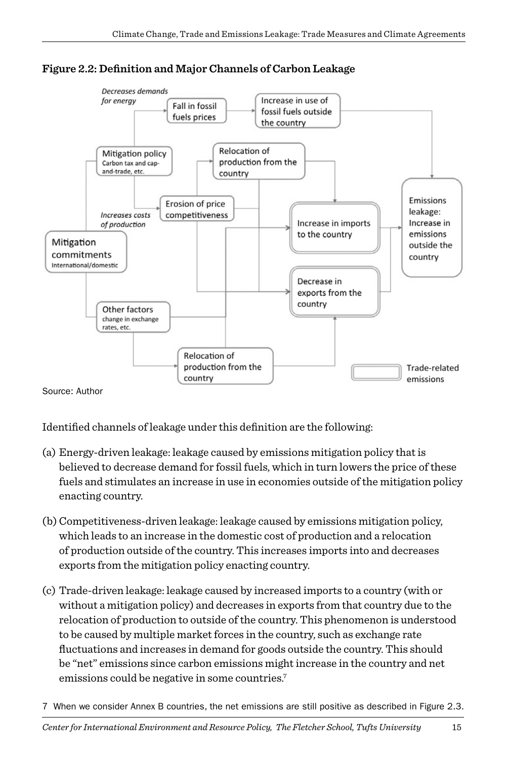**Figure 2.2: Definition and Major Channels of Carbon Leakage**

Source: Author

Identified channels of leakage under this definition are the following:

(a) Energy-driven leakage: leakage caused by emissions mitigation policy that is believed to decrease demand for fossil fuels, which in turn lowers the price of these fuels and stimulates an increase in use in economies outside of the mitigation policy enacting country.

(b) Competitiveness-driven leakage: leakage caused by emissions mitigation policy, which leads to an increase in the domestic cost of production and a relocation of production outside of the country. This increases imports into and decreases exports from the mitigation policy enacting country.

(c) Trade-driven leakage: leakage caused by increased imports to a country (with or without a mitigation policy) and decreases in exports from that country due to the relocation of production to outside of the country. This phenomenon is understood to be caused by multiple market forces in the country, such as exchange rate fluctuations and increases in demand for goods outside the country. This should be "net" emissions since carbon emissions might increase in the country and net emissions could be negative in some countries.[7]

[7] When we consider Annex B countries, the net emissions are still positive as described in Figure 2.3.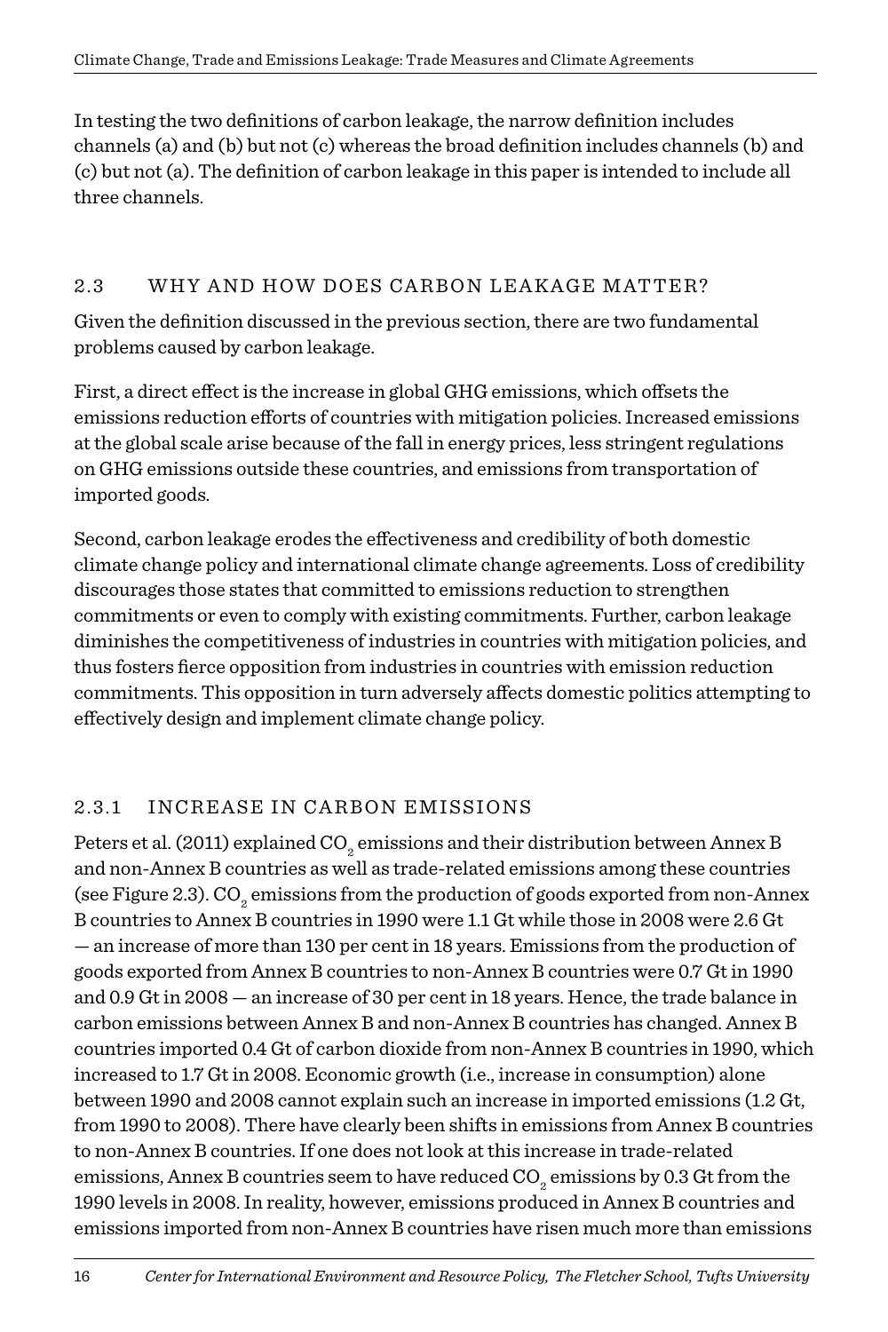In testing the two definitions of carbon leakage, the narrow definition includes channels (a) and (b) but not (c) whereas the broad definition includes channels (b) and (c) but not (a). The definition of carbon leakage in this paper is intended to include all three channels.

## 2.3 WHY AND HOW DOES CARBON LEAKAGE MATTER?

Given the definition discussed in the previous section, there are two fundamental problems caused by carbon leakage.

First, a direct effect is the increase in global GHG emissions, which offsets the emissions reduction efforts of countries with mitigation policies. Increased emissions at the global scale arise because of the fall in energy prices, less stringent regulations on GHG emissions outside these countries, and emissions from transportation of imported goods.

Second, carbon leakage erodes the effectiveness and credibility of both domestic climate change policy and international climate change agreements. Loss of credibility discourages those states that committed to emissions reduction to strengthen commitments or even to comply with existing commitments. Further, carbon leakage diminishes the competitiveness of industries in countries with mitigation policies, and thus fosters fierce opposition from industries in countries with emission reduction commitments. This opposition in turn adversely affects domestic politics attempting to effectively design and implement climate change policy.

### 2.3.1 INCREASE IN CARBON EMISSIONS

Peters et al. (2011) explained $CO_2$ emissions and their distribution between Annex B and non-Annex B countries as well as trade-related emissions among these countries (see Figure 2.3). $CO_2$ emissions from the production of goods exported from non-Annex B countries to Annex B countries in 1990 were 1.1 Gt while those in 2008 were 2.6 Gt — an increase of more than 130 per cent in 18 years. Emissions from the production of goods exported from Annex B countries to non-Annex B countries were 0.7 Gt in 1990 and 0.9 Gt in 2008 — an increase of 30 per cent in 18 years. Hence, the trade balance in carbon emissions between Annex B and non-Annex B countries has changed. Annex B countries imported 0.4 Gt of carbon dioxide from non-Annex B countries in 1990, which increased to 1.7 Gt in 2008. Economic growth (i.e., increase in consumption) alone between 1990 and 2008 cannot explain such an increase in imported emissions (1.2 Gt, from 1990 to 2008). There have clearly been shifts in emissions from Annex B countries to non-Annex B countries. If one does not look at this increase in trade-related emissions, Annex B countries seem to have reduced $CO_2$ emissions by 0.3 Gt from the 1990 levels in 2008. In reality, however, emissions produced in Annex B countries and emissions imported from non-Annex B countries have risen much more than emissions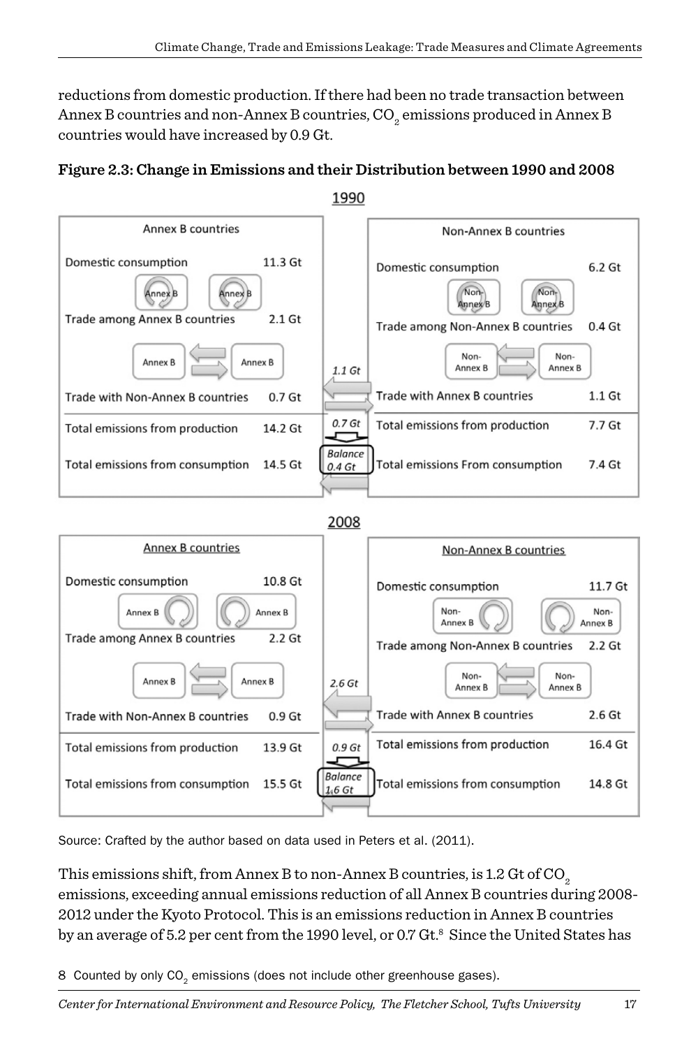reductions from domestic production. If there had been no trade transaction between Annex B countries and non-Annex B countries, $CO_2$ emissions produced in Annex B countries would have increased by 0.9 Gt.

**Figure 2.3: Change in Emissions and their Distribution between 1990 and 2008**

**1990**

| Annex B countries | | | Non-Annex B countries | |
|---|---|---|---|---|
| Domestic consumption | 11.3 Gt | | Domestic consumption | 6.2 Gt |
| Trade among Annex B countries | 2.1 Gt | | Trade among Non-Annex B countries | 0.4 Gt |
| Trade with Non-Annex B countries | 0.7 Gt | 1.1 Gt / 0.7 Gt | Trade with Annex B countries | 1.1 Gt |
| Total emissions from production | 14.2 Gt | Balance 0.4 Gt | Total emissions from production | 7.7 Gt |
| Total emissions from consumption | 14.5 Gt | | Total emissions From consumption | 7.4 Gt |

**2008**

| Annex B countries | | | Non-Annex B countries | |
|---|---|---|---|---|
| Domestic consumption | 10.8 Gt | | Domestic consumption | 11.7 Gt |
| Trade among Annex B countries | 2.2 Gt | | Trade among Non-Annex B countries | 2.2 Gt |
| Trade with Non-Annex B countries | 0.9 Gt | 2.6 Gt / 0.9 Gt | Trade with Annex B countries | 2.6 Gt |
| Total emissions from production | 13.9 Gt | Balance 1.6 Gt | Total emissions from production | 16.4 Gt |
| Total emissions from consumption | 15.5 Gt | | Total emissions from consumption | 14.8 Gt |

Source: Crafted by the author based on data used in Peters et al. (2011).

This emissions shift, from Annex B to non-Annex B countries, is 1.2 Gt of $CO_2$ emissions, exceeding annual emissions reduction of all Annex B countries during 2008-2012 under the Kyoto Protocol. This is an emissions reduction in Annex B countries by an average of 5.2 per cent from the 1990 level, or 0.7 Gt.[8] Since the United States has

8 Counted by only $CO_2$ emissions (does not include other greenhouse gases).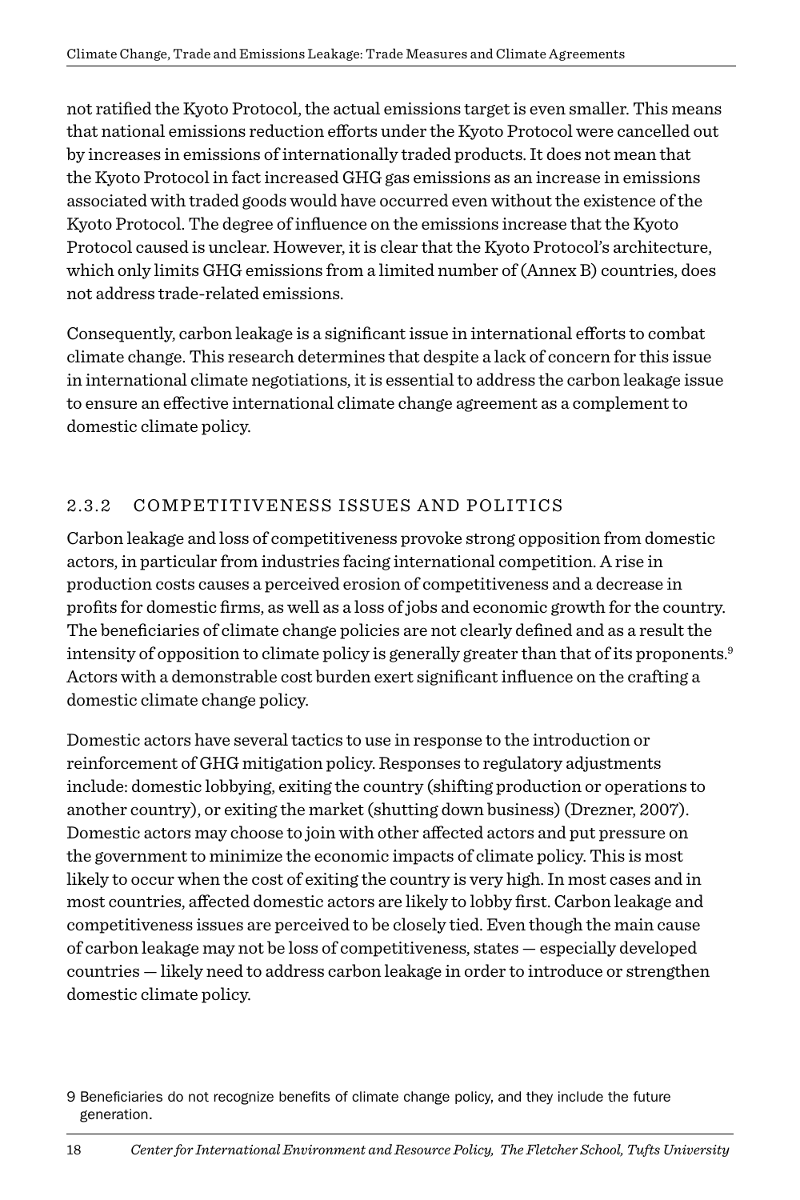not ratified the Kyoto Protocol, the actual emissions target is even smaller. This means that national emissions reduction efforts under the Kyoto Protocol were cancelled out by increases in emissions of internationally traded products. It does not mean that the Kyoto Protocol in fact increased GHG gas emissions as an increase in emissions associated with traded goods would have occurred even without the existence of the Kyoto Protocol. The degree of influence on the emissions increase that the Kyoto Protocol caused is unclear. However, it is clear that the Kyoto Protocol's architecture, which only limits GHG emissions from a limited number of (Annex B) countries, does not address trade-related emissions.

Consequently, carbon leakage is a significant issue in international efforts to combat climate change. This research determines that despite a lack of concern for this issue in international climate negotiations, it is essential to address the carbon leakage issue to ensure an effective international climate change agreement as a complement to domestic climate policy.

### 2.3.2 COMPETITIVENESS ISSUES AND POLITICS

Carbon leakage and loss of competitiveness provoke strong opposition from domestic actors, in particular from industries facing international competition. A rise in production costs causes a perceived erosion of competitiveness and a decrease in profits for domestic firms, as well as a loss of jobs and economic growth for the country. The beneficiaries of climate change policies are not clearly defined and as a result the intensity of opposition to climate policy is generally greater than that of its proponents.[9] Actors with a demonstrable cost burden exert significant influence on the crafting a domestic climate change policy.

Domestic actors have several tactics to use in response to the introduction or reinforcement of GHG mitigation policy. Responses to regulatory adjustments include: domestic lobbying, exiting the country (shifting production or operations to another country), or exiting the market (shutting down business) (Drezner, 2007). Domestic actors may choose to join with other affected actors and put pressure on the government to minimize the economic impacts of climate policy. This is most likely to occur when the cost of exiting the country is very high. In most cases and in most countries, affected domestic actors are likely to lobby first. Carbon leakage and competitiveness issues are perceived to be closely tied. Even though the main cause of carbon leakage may not be loss of competitiveness, states — especially developed countries — likely need to address carbon leakage in order to introduce or strengthen domestic climate policy.

9 Beneficiaries do not recognize benefits of climate change policy, and they include the future generation.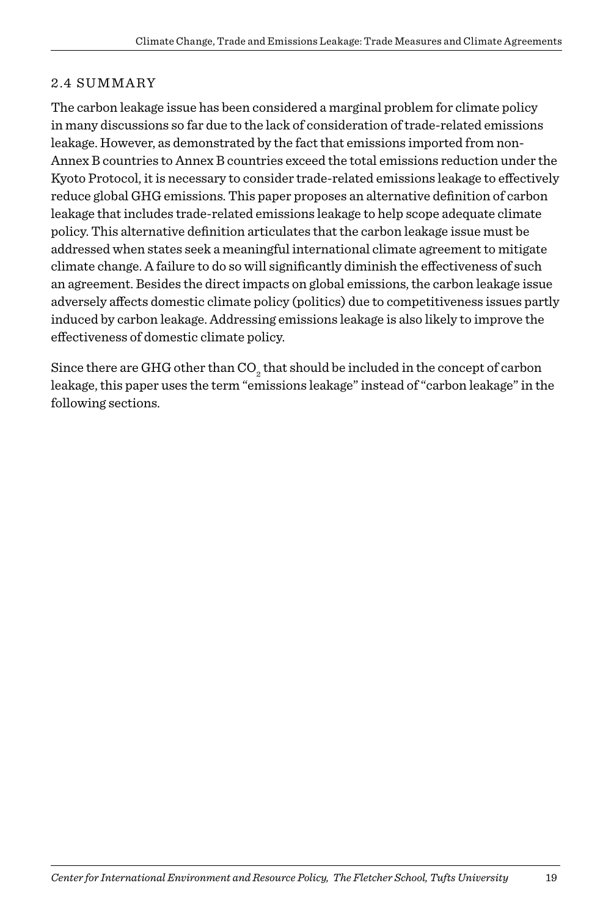## 2.4 SUMMARY

The carbon leakage issue has been considered a marginal problem for climate policy in many discussions so far due to the lack of consideration of trade-related emissions leakage. However, as demonstrated by the fact that emissions imported from non-Annex B countries to Annex B countries exceed the total emissions reduction under the Kyoto Protocol, it is necessary to consider trade-related emissions leakage to effectively reduce global GHG emissions. This paper proposes an alternative definition of carbon leakage that includes trade-related emissions leakage to help scope adequate climate policy. This alternative definition articulates that the carbon leakage issue must be addressed when states seek a meaningful international climate agreement to mitigate climate change. A failure to do so will significantly diminish the effectiveness of such an agreement. Besides the direct impacts on global emissions, the carbon leakage issue adversely affects domestic climate policy (politics) due to competitiveness issues partly induced by carbon leakage. Addressing emissions leakage is also likely to improve the effectiveness of domestic climate policy.

Since there are GHG other than $CO_2$ that should be included in the concept of carbon leakage, this paper uses the term "emissions leakage" instead of "carbon leakage" in the following sections.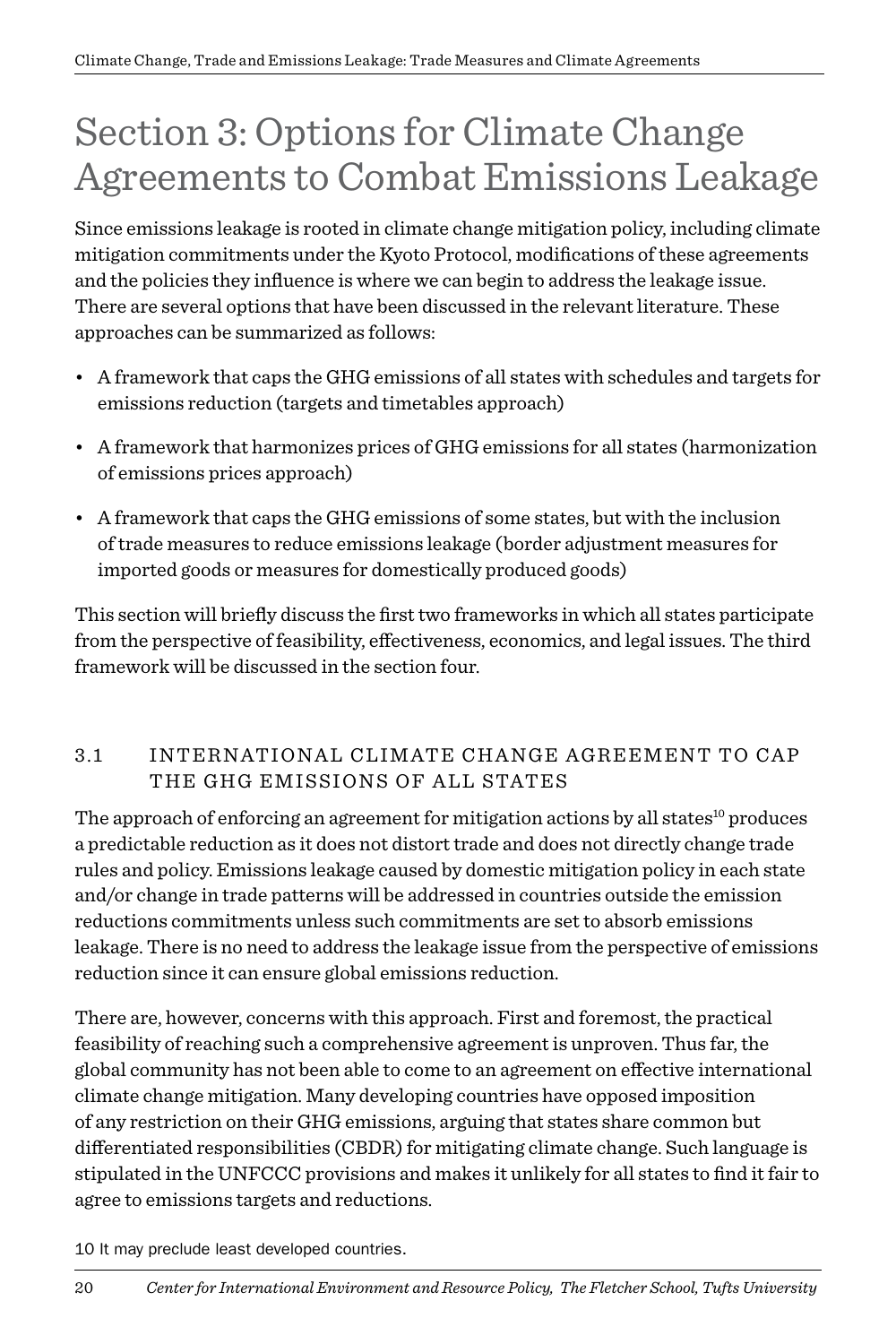# Section 3: Options for Climate Change Agreements to Combat Emissions Leakage

Since emissions leakage is rooted in climate change mitigation policy, including climate mitigation commitments under the Kyoto Protocol, modifications of these agreements and the policies they influence is where we can begin to address the leakage issue. There are several options that have been discussed in the relevant literature. These approaches can be summarized as follows:

- A framework that caps the GHG emissions of all states with schedules and targets for emissions reduction (targets and timetables approach)
- A framework that harmonizes prices of GHG emissions for all states (harmonization of emissions prices approach)
- A framework that caps the GHG emissions of some states, but with the inclusion of trade measures to reduce emissions leakage (border adjustment measures for imported goods or measures for domestically produced goods)

This section will briefly discuss the first two frameworks in which all states participate from the perspective of feasibility, effectiveness, economics, and legal issues. The third framework will be discussed in the section four.

## 3.1 INTERNATIONAL CLIMATE CHANGE AGREEMENT TO CAP THE GHG EMISSIONS OF ALL STATES

The approach of enforcing an agreement for mitigation actions by all states[10] produces a predictable reduction as it does not distort trade and does not directly change trade rules and policy. Emissions leakage caused by domestic mitigation policy in each state and/or change in trade patterns will be addressed in countries outside the emission reductions commitments unless such commitments are set to absorb emissions leakage. There is no need to address the leakage issue from the perspective of emissions reduction since it can ensure global emissions reduction.

There are, however, concerns with this approach. First and foremost, the practical feasibility of reaching such a comprehensive agreement is unproven. Thus far, the global community has not been able to come to an agreement on effective international climate change mitigation. Many developing countries have opposed imposition of any restriction on their GHG emissions, arguing that states share common but differentiated responsibilities (CBDR) for mitigating climate change. Such language is stipulated in the UNFCCC provisions and makes it unlikely for all states to find it fair to agree to emissions targets and reductions.

10 It may preclude least developed countries.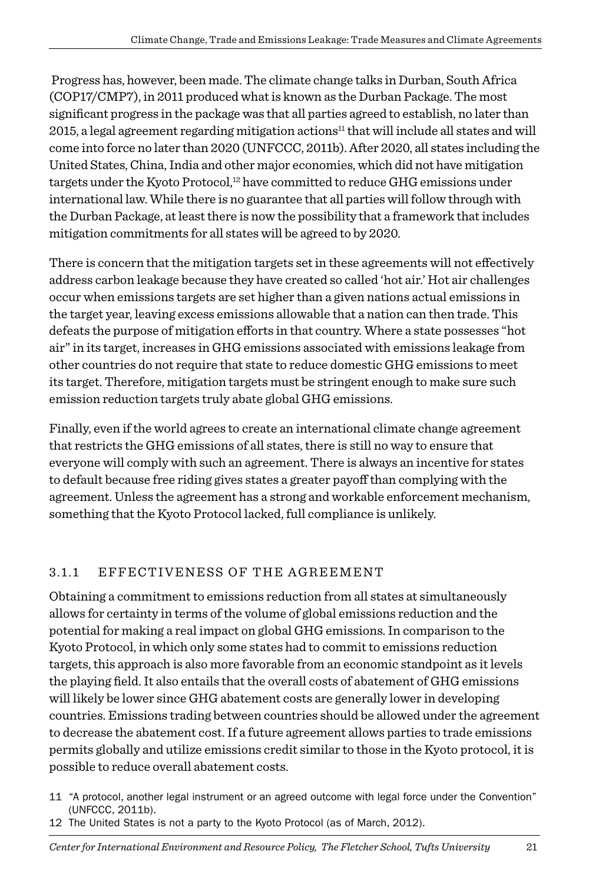Progress has, however, been made. The climate change talks in Durban, South Africa (COP17/CMP7), in 2011 produced what is known as the Durban Package. The most significant progress in the package was that all parties agreed to establish, no later than 2015, a legal agreement regarding mitigation actions[11] that will include all states and will come into force no later than 2020 (UNFCCC, 2011b). After 2020, all states including the United States, China, India and other major economies, which did not have mitigation targets under the Kyoto Protocol,[12] have committed to reduce GHG emissions under international law. While there is no guarantee that all parties will follow through with the Durban Package, at least there is now the possibility that a framework that includes mitigation commitments for all states will be agreed to by 2020.

There is concern that the mitigation targets set in these agreements will not effectively address carbon leakage because they have created so called 'hot air.' Hot air challenges occur when emissions targets are set higher than a given nations actual emissions in the target year, leaving excess emissions allowable that a nation can then trade. This defeats the purpose of mitigation efforts in that country. Where a state possesses "hot air" in its target, increases in GHG emissions associated with emissions leakage from other countries do not require that state to reduce domestic GHG emissions to meet its target. Therefore, mitigation targets must be stringent enough to make sure such emission reduction targets truly abate global GHG emissions.

Finally, even if the world agrees to create an international climate change agreement that restricts the GHG emissions of all states, there is still no way to ensure that everyone will comply with such an agreement. There is always an incentive for states to default because free riding gives states a greater payoff than complying with the agreement. Unless the agreement has a strong and workable enforcement mechanism, something that the Kyoto Protocol lacked, full compliance is unlikely.

### 3.1.1 EFFECTIVENESS OF THE AGREEMENT

Obtaining a commitment to emissions reduction from all states at simultaneously allows for certainty in terms of the volume of global emissions reduction and the potential for making a real impact on global GHG emissions. In comparison to the Kyoto Protocol, in which only some states had to commit to emissions reduction targets, this approach is also more favorable from an economic standpoint as it levels the playing field. It also entails that the overall costs of abatement of GHG emissions will likely be lower since GHG abatement costs are generally lower in developing countries. Emissions trading between countries should be allowed under the agreement to decrease the abatement cost. If a future agreement allows parties to trade emissions permits globally and utilize emissions credit similar to those in the Kyoto protocol, it is possible to reduce overall abatement costs.

11 "A protocol, another legal instrument or an agreed outcome with legal force under the Convention" (UNFCCC, 2011b).

12 The United States is not a party to the Kyoto Protocol (as of March, 2012).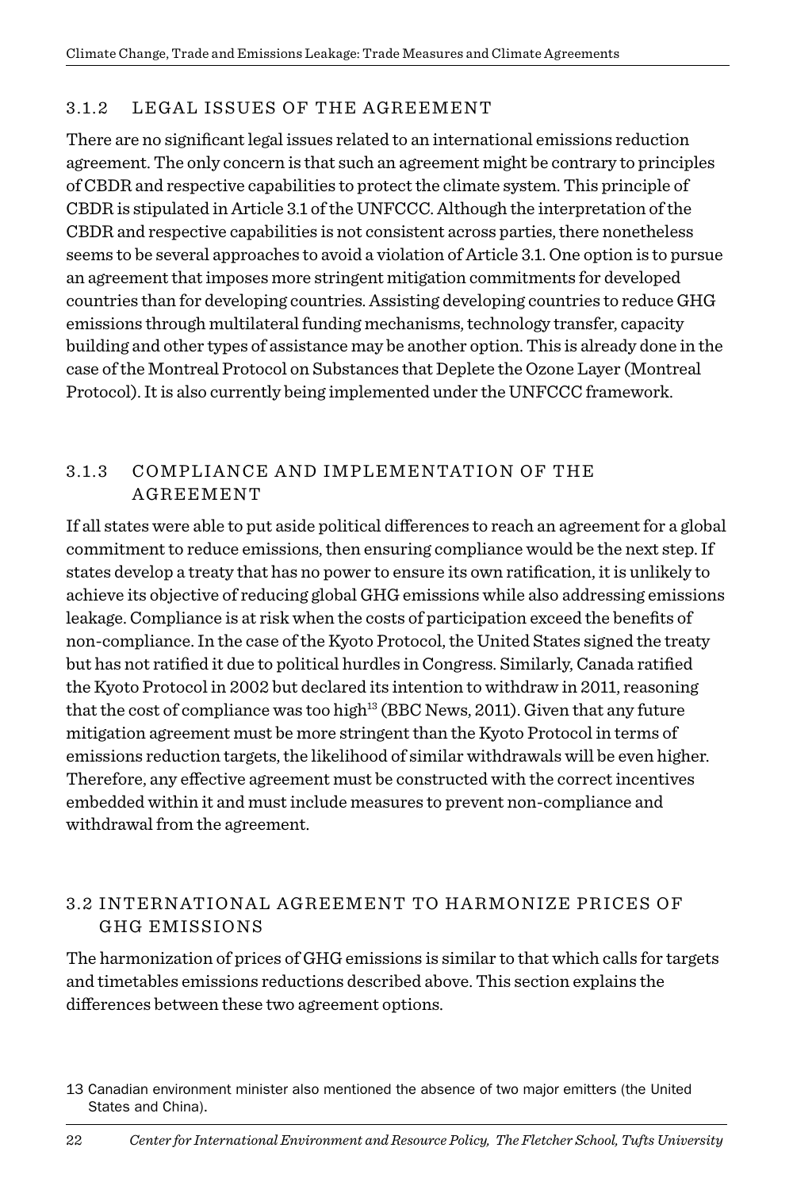### 3.1.2 LEGAL ISSUES OF THE AGREEMENT

There are no significant legal issues related to an international emissions reduction agreement. The only concern is that such an agreement might be contrary to principles of CBDR and respective capabilities to protect the climate system. This principle of CBDR is stipulated in Article 3.1 of the UNFCCC. Although the interpretation of the CBDR and respective capabilities is not consistent across parties, there nonetheless seems to be several approaches to avoid a violation of Article 3.1. One option is to pursue an agreement that imposes more stringent mitigation commitments for developed countries than for developing countries. Assisting developing countries to reduce GHG emissions through multilateral funding mechanisms, technology transfer, capacity building and other types of assistance may be another option. This is already done in the case of the Montreal Protocol on Substances that Deplete the Ozone Layer (Montreal Protocol). It is also currently being implemented under the UNFCCC framework.

### 3.1.3 COMPLIANCE AND IMPLEMENTATION OF THE AGREEMENT

If all states were able to put aside political differences to reach an agreement for a global commitment to reduce emissions, then ensuring compliance would be the next step. If states develop a treaty that has no power to ensure its own ratification, it is unlikely to achieve its objective of reducing global GHG emissions while also addressing emissions leakage. Compliance is at risk when the costs of participation exceed the benefits of non-compliance. In the case of the Kyoto Protocol, the United States signed the treaty but has not ratified it due to political hurdles in Congress. Similarly, Canada ratified the Kyoto Protocol in 2002 but declared its intention to withdraw in 2011, reasoning that the cost of compliance was too high[13] (BBC News, 2011). Given that any future mitigation agreement must be more stringent than the Kyoto Protocol in terms of emissions reduction targets, the likelihood of similar withdrawals will be even higher. Therefore, any effective agreement must be constructed with the correct incentives embedded within it and must include measures to prevent non-compliance and withdrawal from the agreement.

## 3.2 INTERNATIONAL AGREEMENT TO HARMONIZE PRICES OF GHG EMISSIONS

The harmonization of prices of GHG emissions is similar to that which calls for targets and timetables emissions reductions described above. This section explains the differences between these two agreement options.

[13] Canadian environment minister also mentioned the absence of two major emitters (the United States and China).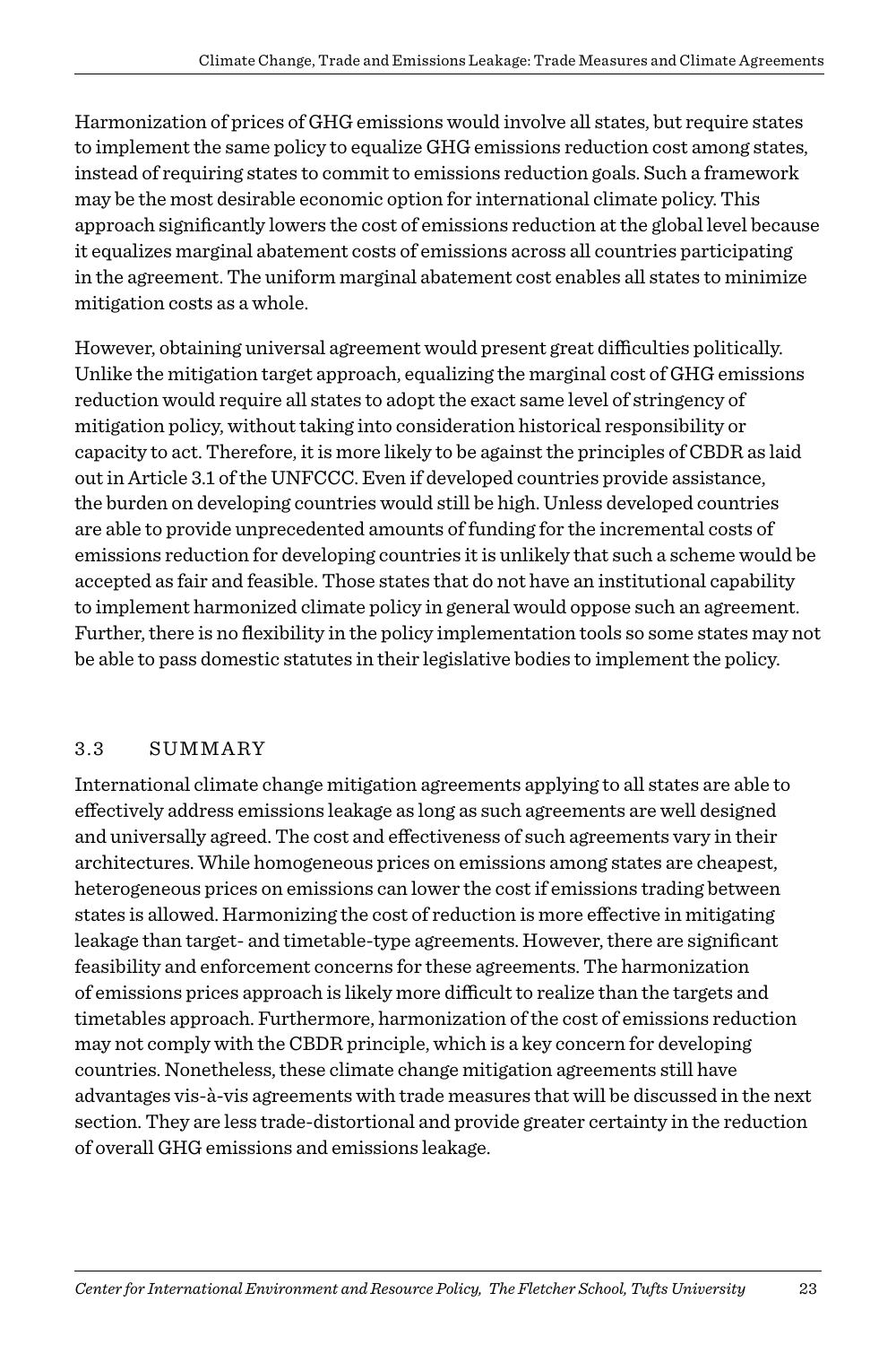Harmonization of prices of GHG emissions would involve all states, but require states to implement the same policy to equalize GHG emissions reduction cost among states, instead of requiring states to commit to emissions reduction goals. Such a framework may be the most desirable economic option for international climate policy. This approach significantly lowers the cost of emissions reduction at the global level because it equalizes marginal abatement costs of emissions across all countries participating in the agreement. The uniform marginal abatement cost enables all states to minimize mitigation costs as a whole.

However, obtaining universal agreement would present great difficulties politically. Unlike the mitigation target approach, equalizing the marginal cost of GHG emissions reduction would require all states to adopt the exact same level of stringency of mitigation policy, without taking into consideration historical responsibility or capacity to act. Therefore, it is more likely to be against the principles of CBDR as laid out in Article 3.1 of the UNFCCC. Even if developed countries provide assistance, the burden on developing countries would still be high. Unless developed countries are able to provide unprecedented amounts of funding for the incremental costs of emissions reduction for developing countries it is unlikely that such a scheme would be accepted as fair and feasible. Those states that do not have an institutional capability to implement harmonized climate policy in general would oppose such an agreement. Further, there is no flexibility in the policy implementation tools so some states may not be able to pass domestic statutes in their legislative bodies to implement the policy.

## 3.3 SUMMARY

International climate change mitigation agreements applying to all states are able to effectively address emissions leakage as long as such agreements are well designed and universally agreed. The cost and effectiveness of such agreements vary in their architectures. While homogeneous prices on emissions among states are cheapest, heterogeneous prices on emissions can lower the cost if emissions trading between states is allowed. Harmonizing the cost of reduction is more effective in mitigating leakage than target- and timetable-type agreements. However, there are significant feasibility and enforcement concerns for these agreements. The harmonization of emissions prices approach is likely more difficult to realize than the targets and timetables approach. Furthermore, harmonization of the cost of emissions reduction may not comply with the CBDR principle, which is a key concern for developing countries. Nonetheless, these climate change mitigation agreements still have advantages vis-à-vis agreements with trade measures that will be discussed in the next section. They are less trade-distortional and provide greater certainty in the reduction of overall GHG emissions and emissions leakage.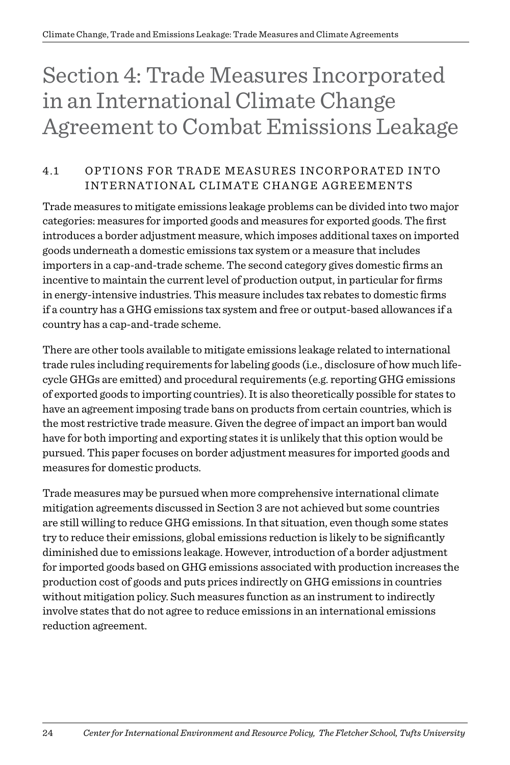# Section 4: Trade Measures Incorporated in an International Climate Change Agreement to Combat Emissions Leakage

## 4.1 OPTIONS FOR TRADE MEASURES INCORPORATED INTO INTERNATIONAL CLIMATE CHANGE AGREEMENTS

Trade measures to mitigate emissions leakage problems can be divided into two major categories: measures for imported goods and measures for exported goods. The first introduces a border adjustment measure, which imposes additional taxes on imported goods underneath a domestic emissions tax system or a measure that includes importers in a cap-and-trade scheme. The second category gives domestic firms an incentive to maintain the current level of production output, in particular for firms in energy-intensive industries. This measure includes tax rebates to domestic firms if a country has a GHG emissions tax system and free or output-based allowances if a country has a cap-and-trade scheme.

There are other tools available to mitigate emissions leakage related to international trade rules including requirements for labeling goods (i.e., disclosure of how much life-cycle GHGs are emitted) and procedural requirements (e.g. reporting GHG emissions of exported goods to importing countries). It is also theoretically possible for states to have an agreement imposing trade bans on products from certain countries, which is the most restrictive trade measure. Given the degree of impact an import ban would have for both importing and exporting states it is unlikely that this option would be pursued. This paper focuses on border adjustment measures for imported goods and measures for domestic products.

Trade measures may be pursued when more comprehensive international climate mitigation agreements discussed in Section 3 are not achieved but some countries are still willing to reduce GHG emissions. In that situation, even though some states try to reduce their emissions, global emissions reduction is likely to be significantly diminished due to emissions leakage. However, introduction of a border adjustment for imported goods based on GHG emissions associated with production increases the production cost of goods and puts prices indirectly on GHG emissions in countries without mitigation policy. Such measures function as an instrument to indirectly involve states that do not agree to reduce emissions in an international emissions reduction agreement.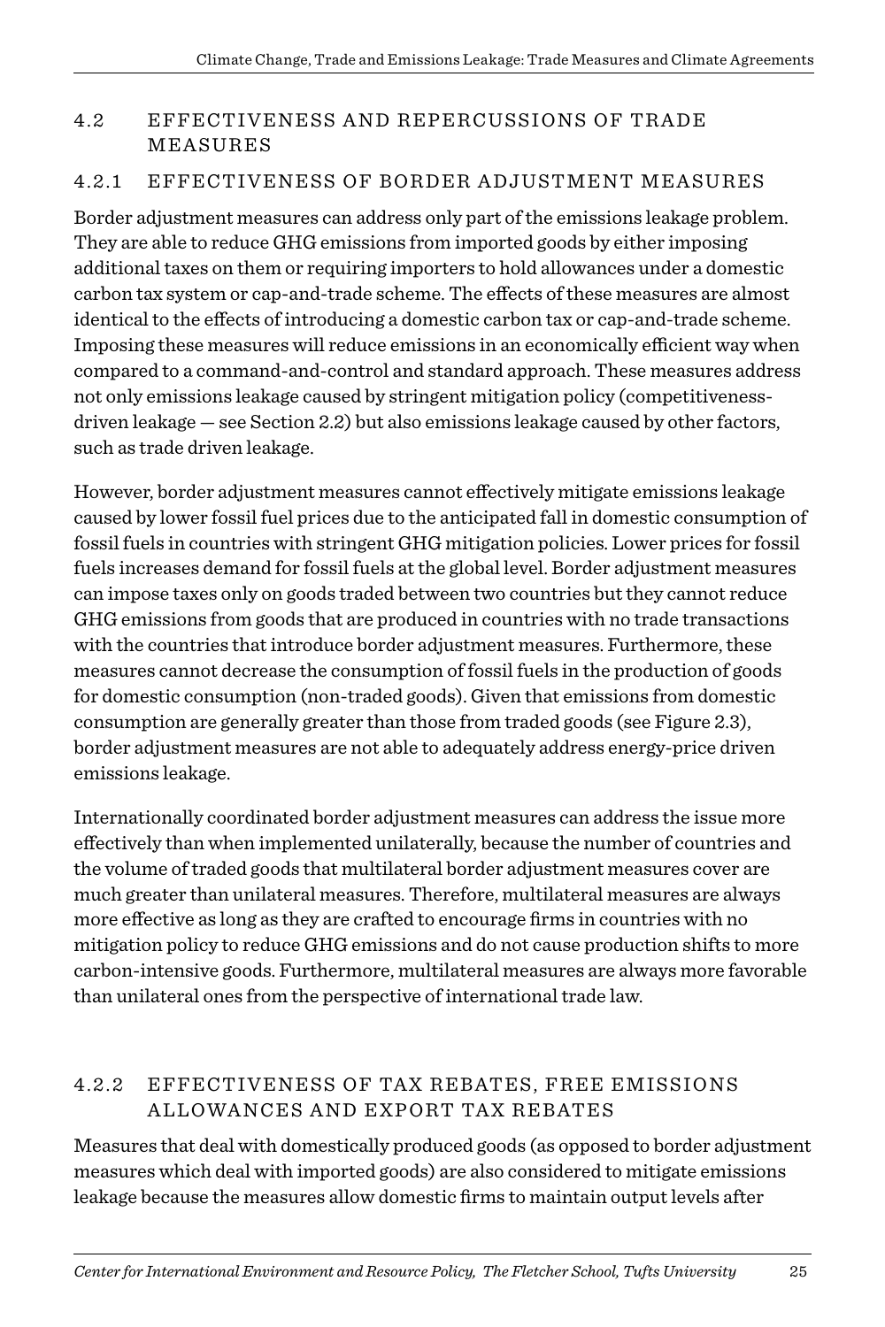## 4.2 EFFECTIVENESS AND REPERCUSSIONS OF TRADE MEASURES

### 4.2.1 EFFECTIVENESS OF BORDER ADJUSTMENT MEASURES

Border adjustment measures can address only part of the emissions leakage problem. They are able to reduce GHG emissions from imported goods by either imposing additional taxes on them or requiring importers to hold allowances under a domestic carbon tax system or cap-and-trade scheme. The effects of these measures are almost identical to the effects of introducing a domestic carbon tax or cap-and-trade scheme. Imposing these measures will reduce emissions in an economically efficient way when compared to a command-and-control and standard approach. These measures address not only emissions leakage caused by stringent mitigation policy (competitiveness-driven leakage — see Section 2.2) but also emissions leakage caused by other factors, such as trade driven leakage.

However, border adjustment measures cannot effectively mitigate emissions leakage caused by lower fossil fuel prices due to the anticipated fall in domestic consumption of fossil fuels in countries with stringent GHG mitigation policies. Lower prices for fossil fuels increases demand for fossil fuels at the global level. Border adjustment measures can impose taxes only on goods traded between two countries but they cannot reduce GHG emissions from goods that are produced in countries with no trade transactions with the countries that introduce border adjustment measures. Furthermore, these measures cannot decrease the consumption of fossil fuels in the production of goods for domestic consumption (non-traded goods). Given that emissions from domestic consumption are generally greater than those from traded goods (see Figure 2.3), border adjustment measures are not able to adequately address energy-price driven emissions leakage.

Internationally coordinated border adjustment measures can address the issue more effectively than when implemented unilaterally, because the number of countries and the volume of traded goods that multilateral border adjustment measures cover are much greater than unilateral measures. Therefore, multilateral measures are always more effective as long as they are crafted to encourage firms in countries with no mitigation policy to reduce GHG emissions and do not cause production shifts to more carbon-intensive goods. Furthermore, multilateral measures are always more favorable than unilateral ones from the perspective of international trade law.

### 4.2.2 EFFECTIVENESS OF TAX REBATES, FREE EMISSIONS ALLOWANCES AND EXPORT TAX REBATES

Measures that deal with domestically produced goods (as opposed to border adjustment measures which deal with imported goods) are also considered to mitigate emissions leakage because the measures allow domestic firms to maintain output levels after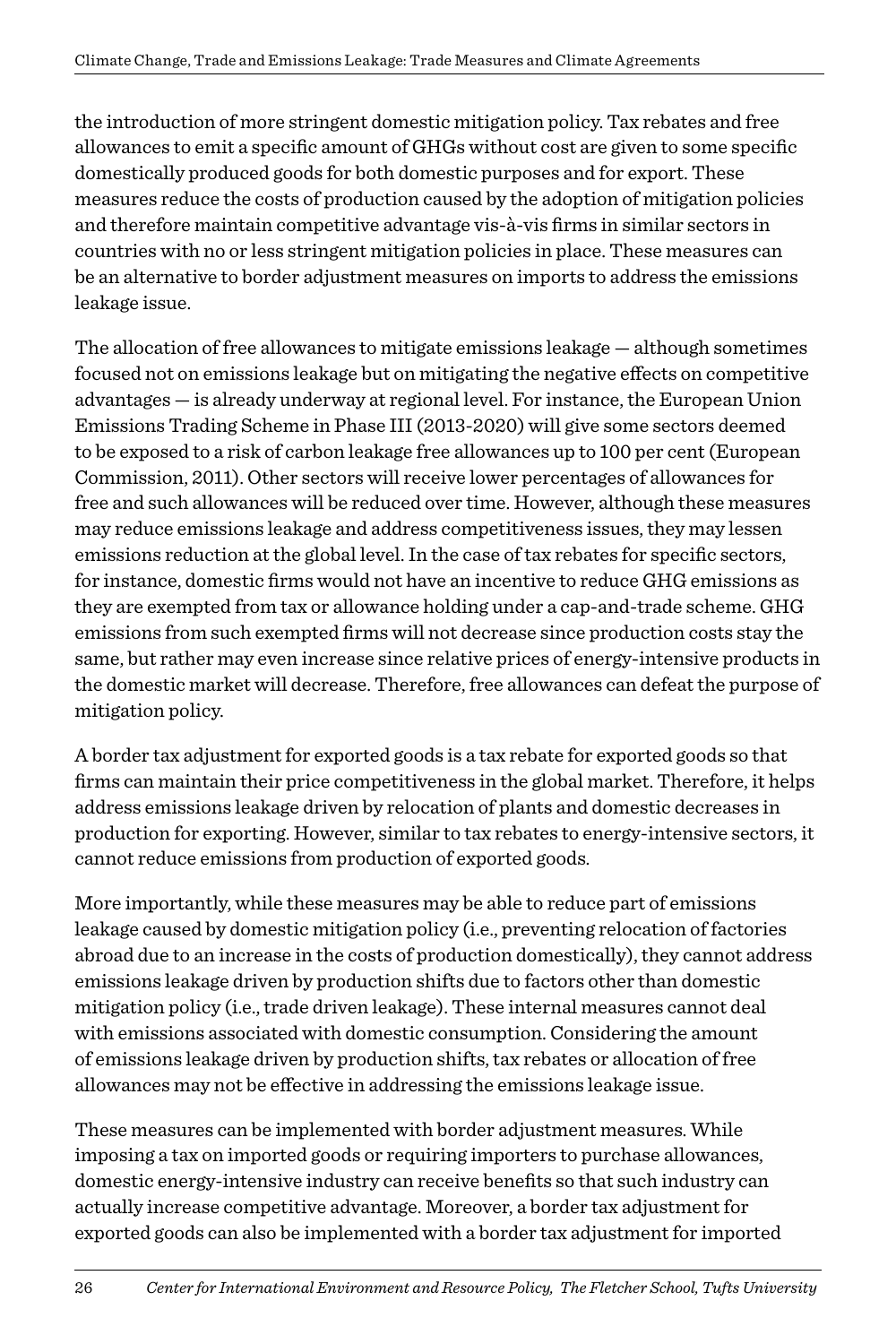the introduction of more stringent domestic mitigation policy. Tax rebates and free allowances to emit a specific amount of GHGs without cost are given to some specific domestically produced goods for both domestic purposes and for export. These measures reduce the costs of production caused by the adoption of mitigation policies and therefore maintain competitive advantage vis-à-vis firms in similar sectors in countries with no or less stringent mitigation policies in place. These measures can be an alternative to border adjustment measures on imports to address the emissions leakage issue.

The allocation of free allowances to mitigate emissions leakage — although sometimes focused not on emissions leakage but on mitigating the negative effects on competitive advantages — is already underway at regional level. For instance, the European Union Emissions Trading Scheme in Phase III (2013-2020) will give some sectors deemed to be exposed to a risk of carbon leakage free allowances up to 100 per cent (European Commission, 2011). Other sectors will receive lower percentages of allowances for free and such allowances will be reduced over time. However, although these measures may reduce emissions leakage and address competitiveness issues, they may lessen emissions reduction at the global level. In the case of tax rebates for specific sectors, for instance, domestic firms would not have an incentive to reduce GHG emissions as they are exempted from tax or allowance holding under a cap-and-trade scheme. GHG emissions from such exempted firms will not decrease since production costs stay the same, but rather may even increase since relative prices of energy-intensive products in the domestic market will decrease. Therefore, free allowances can defeat the purpose of mitigation policy.

A border tax adjustment for exported goods is a tax rebate for exported goods so that firms can maintain their price competitiveness in the global market. Therefore, it helps address emissions leakage driven by relocation of plants and domestic decreases in production for exporting. However, similar to tax rebates to energy-intensive sectors, it cannot reduce emissions from production of exported goods.

More importantly, while these measures may be able to reduce part of emissions leakage caused by domestic mitigation policy (i.e., preventing relocation of factories abroad due to an increase in the costs of production domestically), they cannot address emissions leakage driven by production shifts due to factors other than domestic mitigation policy (i.e., trade driven leakage). These internal measures cannot deal with emissions associated with domestic consumption. Considering the amount of emissions leakage driven by production shifts, tax rebates or allocation of free allowances may not be effective in addressing the emissions leakage issue.

These measures can be implemented with border adjustment measures. While imposing a tax on imported goods or requiring importers to purchase allowances, domestic energy-intensive industry can receive benefits so that such industry can actually increase competitive advantage. Moreover, a border tax adjustment for exported goods can also be implemented with a border tax adjustment for imported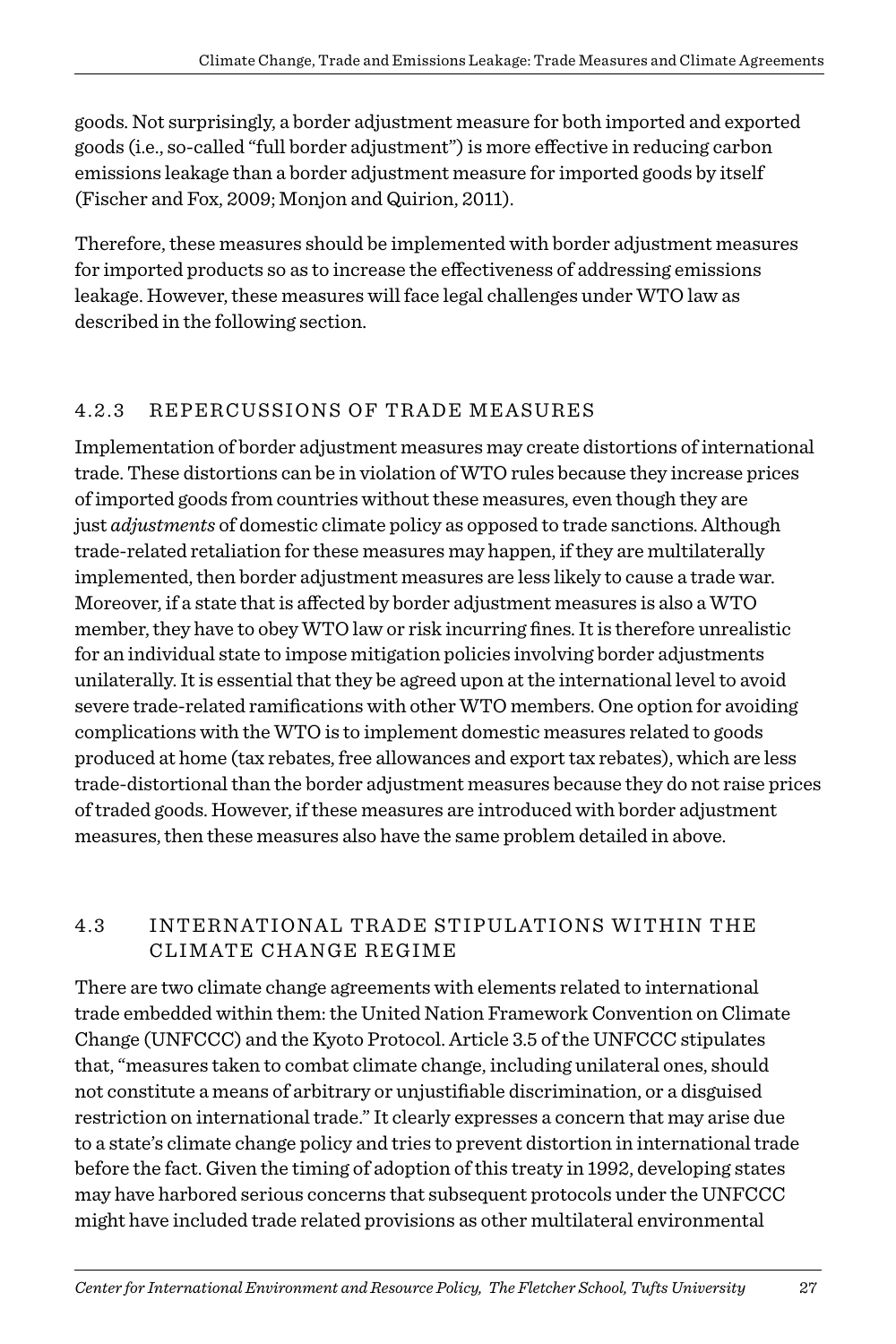goods. Not surprisingly, a border adjustment measure for both imported and exported goods (i.e., so-called "full border adjustment") is more effective in reducing carbon emissions leakage than a border adjustment measure for imported goods by itself (Fischer and Fox, 2009; Monjon and Quirion, 2011).

Therefore, these measures should be implemented with border adjustment measures for imported products so as to increase the effectiveness of addressing emissions leakage. However, these measures will face legal challenges under WTO law as described in the following section.

### 4.2.3 REPERCUSSIONS OF TRADE MEASURES

Implementation of border adjustment measures may create distortions of international trade. These distortions can be in violation of WTO rules because they increase prices of imported goods from countries without these measures, even though they are just *adjustments* of domestic climate policy as opposed to trade sanctions. Although trade-related retaliation for these measures may happen, if they are multilaterally implemented, then border adjustment measures are less likely to cause a trade war. Moreover, if a state that is affected by border adjustment measures is also a WTO member, they have to obey WTO law or risk incurring fines. It is therefore unrealistic for an individual state to impose mitigation policies involving border adjustments unilaterally. It is essential that they be agreed upon at the international level to avoid severe trade-related ramifications with other WTO members. One option for avoiding complications with the WTO is to implement domestic measures related to goods produced at home (tax rebates, free allowances and export tax rebates), which are less trade-distortional than the border adjustment measures because they do not raise prices of traded goods. However, if these measures are introduced with border adjustment measures, then these measures also have the same problem detailed in above.

## 4.3 INTERNATIONAL TRADE STIPULATIONS WITHIN THE CLIMATE CHANGE REGIME

There are two climate change agreements with elements related to international trade embedded within them: the United Nation Framework Convention on Climate Change (UNFCCC) and the Kyoto Protocol. Article 3.5 of the UNFCCC stipulates that, "measures taken to combat climate change, including unilateral ones, should not constitute a means of arbitrary or unjustifiable discrimination, or a disguised restriction on international trade." It clearly expresses a concern that may arise due to a state's climate change policy and tries to prevent distortion in international trade before the fact. Given the timing of adoption of this treaty in 1992, developing states may have harbored serious concerns that subsequent protocols under the UNFCCC might have included trade related provisions as other multilateral environmental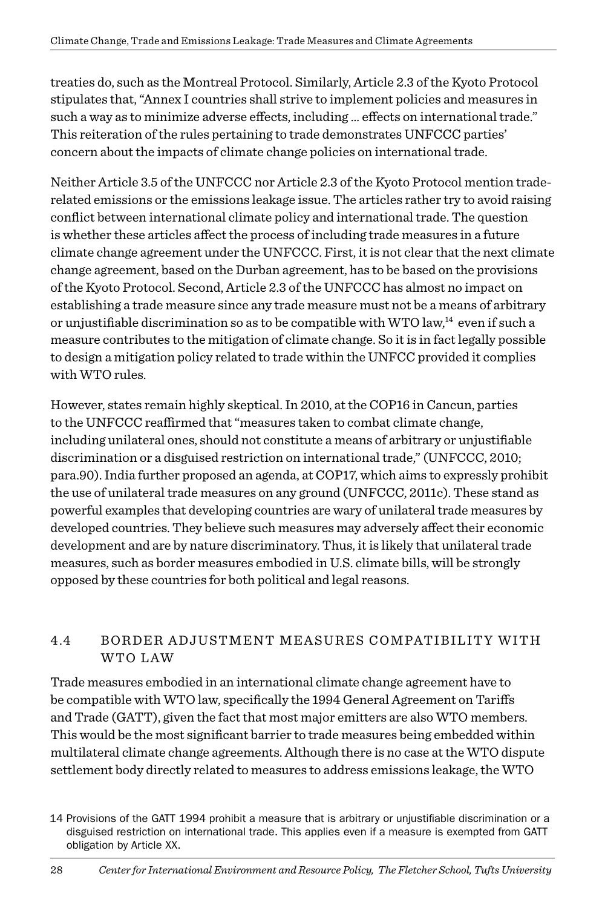treaties do, such as the Montreal Protocol. Similarly, Article 2.3 of the Kyoto Protocol stipulates that, "Annex I countries shall strive to implement policies and measures in such a way as to minimize adverse effects, including ... effects on international trade." This reiteration of the rules pertaining to trade demonstrates UNFCCC parties' concern about the impacts of climate change policies on international trade.

Neither Article 3.5 of the UNFCCC nor Article 2.3 of the Kyoto Protocol mention trade-related emissions or the emissions leakage issue. The articles rather try to avoid raising conflict between international climate policy and international trade. The question is whether these articles affect the process of including trade measures in a future climate change agreement under the UNFCCC. First, it is not clear that the next climate change agreement, based on the Durban agreement, has to be based on the provisions of the Kyoto Protocol. Second, Article 2.3 of the UNFCCC has almost no impact on establishing a trade measure since any trade measure must not be a means of arbitrary or unjustifiable discrimination so as to be compatible with WTO law,[14] even if such a measure contributes to the mitigation of climate change. So it is in fact legally possible to design a mitigation policy related to trade within the UNFCC provided it complies with WTO rules.

However, states remain highly skeptical. In 2010, at the COP16 in Cancun, parties to the UNFCCC reaffirmed that "measures taken to combat climate change, including unilateral ones, should not constitute a means of arbitrary or unjustifiable discrimination or a disguised restriction on international trade," (UNFCCC, 2010; para.90). India further proposed an agenda, at COP17, which aims to expressly prohibit the use of unilateral trade measures on any ground (UNFCCC, 2011c). These stand as powerful examples that developing countries are wary of unilateral trade measures by developed countries. They believe such measures may adversely affect their economic development and are by nature discriminatory. Thus, it is likely that unilateral trade measures, such as border measures embodied in U.S. climate bills, will be strongly opposed by these countries for both political and legal reasons.

## 4.4 BORDER ADJUSTMENT MEASURES COMPATIBILITY WITH WTO LAW

Trade measures embodied in an international climate change agreement have to be compatible with WTO law, specifically the 1994 General Agreement on Tariffs and Trade (GATT), given the fact that most major emitters are also WTO members. This would be the most significant barrier to trade measures being embedded within multilateral climate change agreements. Although there is no case at the WTO dispute settlement body directly related to measures to address emissions leakage, the WTO

[14] Provisions of the GATT 1994 prohibit a measure that is arbitrary or unjustifiable discrimination or a disguised restriction on international trade. This applies even if a measure is exempted from GATT obligation by Article XX.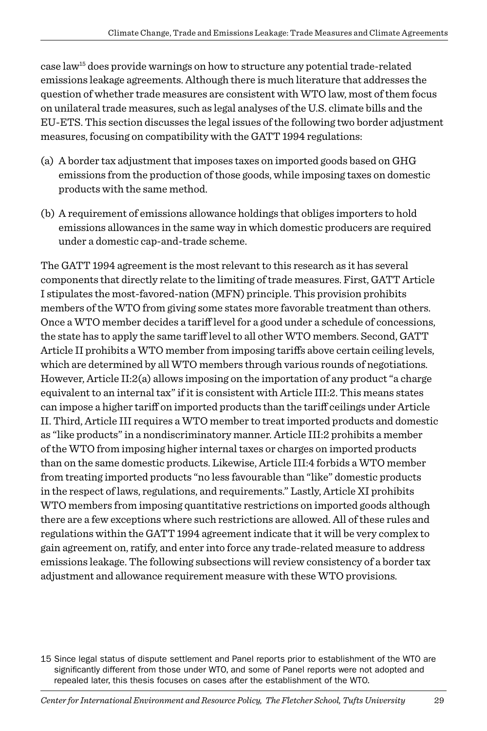case law[15] does provide warnings on how to structure any potential trade-related emissions leakage agreements. Although there is much literature that addresses the question of whether trade measures are consistent with WTO law, most of them focus on unilateral trade measures, such as legal analyses of the U.S. climate bills and the EU-ETS. This section discusses the legal issues of the following two border adjustment measures, focusing on compatibility with the GATT 1994 regulations:

(a) A border tax adjustment that imposes taxes on imported goods based on GHG emissions from the production of those goods, while imposing taxes on domestic products with the same method.

(b) A requirement of emissions allowance holdings that obliges importers to hold emissions allowances in the same way in which domestic producers are required under a domestic cap-and-trade scheme.

The GATT 1994 agreement is the most relevant to this research as it has several components that directly relate to the limiting of trade measures. First, GATT Article I stipulates the most-favored-nation (MFN) principle. This provision prohibits members of the WTO from giving some states more favorable treatment than others. Once a WTO member decides a tariff level for a good under a schedule of concessions, the state has to apply the same tariff level to all other WTO members. Second, GATT Article II prohibits a WTO member from imposing tariffs above certain ceiling levels, which are determined by all WTO members through various rounds of negotiations. However, Article II:2(a) allows imposing on the importation of any product "a charge equivalent to an internal tax" if it is consistent with Article III:2. This means states can impose a higher tariff on imported products than the tariff ceilings under Article II. Third, Article III requires a WTO member to treat imported products and domestic as "like products" in a nondiscriminatory manner. Article III:2 prohibits a member of the WTO from imposing higher internal taxes or charges on imported products than on the same domestic products. Likewise, Article III:4 forbids a WTO member from treating imported products "no less favourable than "like" domestic products in the respect of laws, regulations, and requirements." Lastly, Article XI prohibits WTO members from imposing quantitative restrictions on imported goods although there are a few exceptions where such restrictions are allowed. All of these rules and regulations within the GATT 1994 agreement indicate that it will be very complex to gain agreement on, ratify, and enter into force any trade-related measure to address emissions leakage. The following subsections will review consistency of a border tax adjustment and allowance requirement measure with these WTO provisions.

15 Since legal status of dispute settlement and Panel reports prior to establishment of the WTO are significantly different from those under WTO, and some of Panel reports were not adopted and repealed later, this thesis focuses on cases after the establishment of the WTO.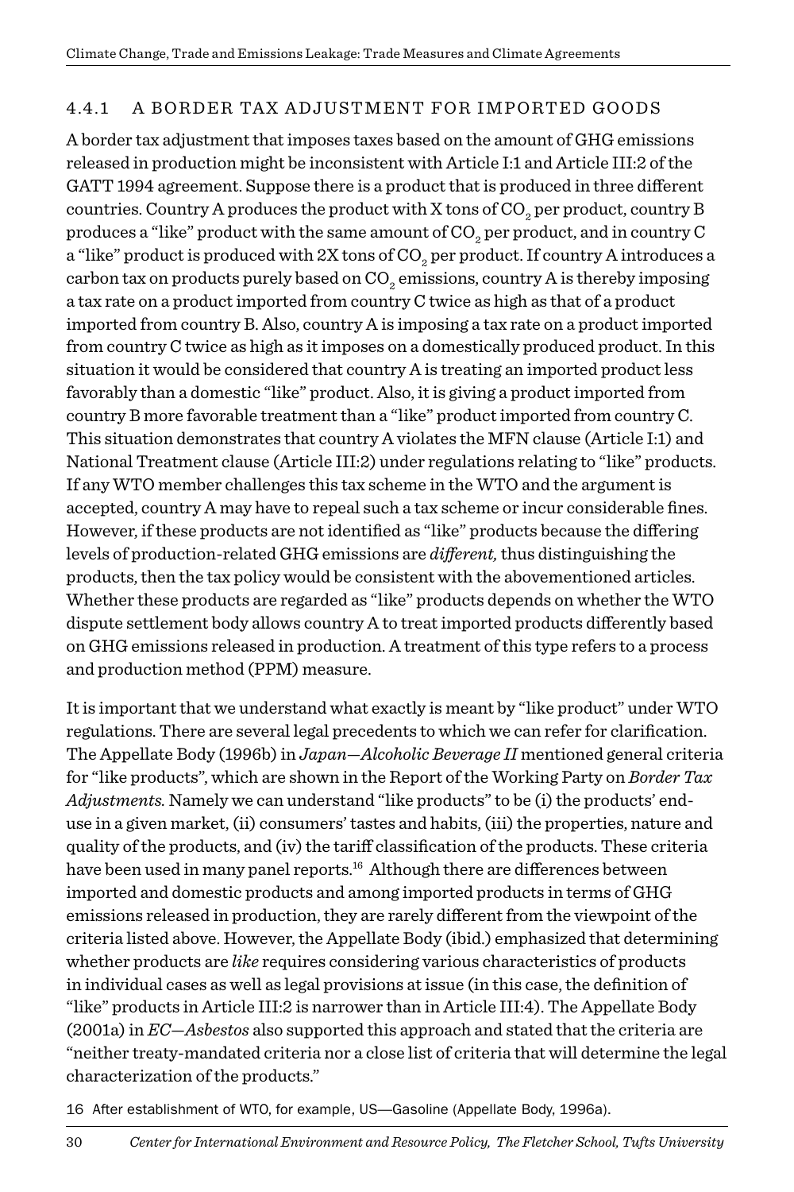### 4.4.1 A BORDER TAX ADJUSTMENT FOR IMPORTED GOODS

A border tax adjustment that imposes taxes based on the amount of GHG emissions released in production might be inconsistent with Article I:1 and Article III:2 of the GATT 1994 agreement. Suppose there is a product that is produced in three different countries. Country A produces the product with X tons of $CO_2$ per product, country B produces a "like" product with the same amount of $CO_2$ per product, and in country C a "like" product is produced with 2X tons of $CO_2$ per product. If country A introduces a carbon tax on products purely based on $CO_2$ emissions, country A is thereby imposing a tax rate on a product imported from country C twice as high as that of a product imported from country B. Also, country A is imposing a tax rate on a product imported from country C twice as high as it imposes on a domestically produced product. In this situation it would be considered that country A is treating an imported product less favorably than a domestic "like" product. Also, it is giving a product imported from country B more favorable treatment than a "like" product imported from country C. This situation demonstrates that country A violates the MFN clause (Article I:1) and National Treatment clause (Article III:2) under regulations relating to "like" products. If any WTO member challenges this tax scheme in the WTO and the argument is accepted, country A may have to repeal such a tax scheme or incur considerable fines. However, if these products are not identified as "like" products because the differing levels of production-related GHG emissions are *different,* thus distinguishing the products, then the tax policy would be consistent with the abovementioned articles. Whether these products are regarded as "like" products depends on whether the WTO dispute settlement body allows country A to treat imported products differently based on GHG emissions released in production. A treatment of this type refers to a process and production method (PPM) measure.

It is important that we understand what exactly is meant by "like product" under WTO regulations. There are several legal precedents to which we can refer for clarification. The Appellate Body (1996b) in *Japan—Alcoholic Beverage II* mentioned general criteria for "like products", which are shown in the Report of the Working Party on *Border Tax Adjustments.* Namely we can understand "like products" to be (i) the products' end-use in a given market, (ii) consumers' tastes and habits, (iii) the properties, nature and quality of the products, and (iv) the tariff classification of the products. These criteria have been used in many panel reports.[16] Although there are differences between imported and domestic products and among imported products in terms of GHG emissions released in production, they are rarely different from the viewpoint of the criteria listed above. However, the Appellate Body (ibid.) emphasized that determining whether products are *like* requires considering various characteristics of products in individual cases as well as legal provisions at issue (in this case, the definition of "like" products in Article III:2 is narrower than in Article III:4). The Appellate Body (2001a) in *EC—Asbestos* also supported this approach and stated that the criteria are "neither treaty-mandated criteria nor a close list of criteria that will determine the legal characterization of the products."

16 After establishment of WTO, for example, US—Gasoline (Appellate Body, 1996a).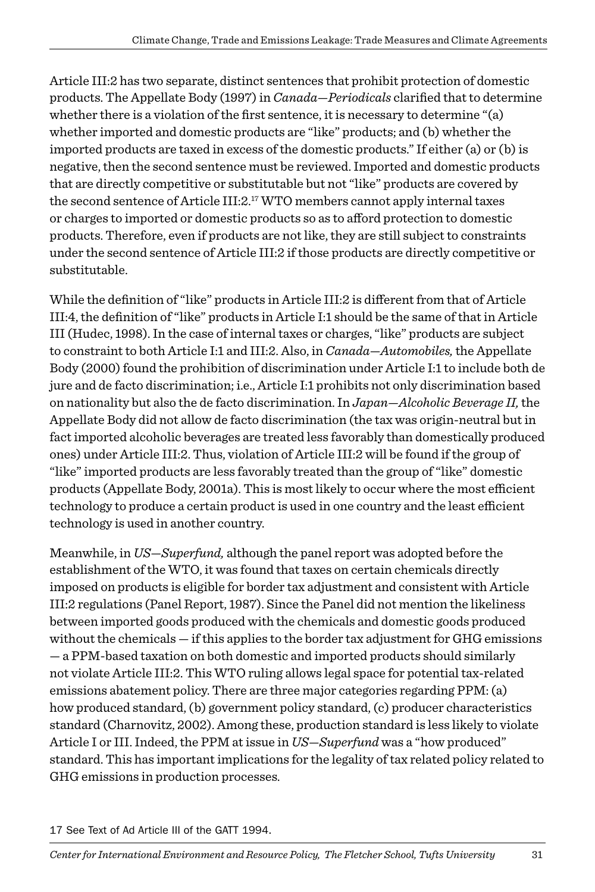Article III:2 has two separate, distinct sentences that prohibit protection of domestic products. The Appellate Body (1997) in *Canada—Periodicals* clarified that to determine whether there is a violation of the first sentence, it is necessary to determine "(a) whether imported and domestic products are "like" products; and (b) whether the imported products are taxed in excess of the domestic products." If either (a) or (b) is negative, then the second sentence must be reviewed. Imported and domestic products that are directly competitive or substitutable but not "like" products are covered by the second sentence of Article III:2.[17] WTO members cannot apply internal taxes or charges to imported or domestic products so as to afford protection to domestic products. Therefore, even if products are not like, they are still subject to constraints under the second sentence of Article III:2 if those products are directly competitive or substitutable.

While the definition of "like" products in Article III:2 is different from that of Article III:4, the definition of "like" products in Article I:1 should be the same of that in Article III (Hudec, 1998). In the case of internal taxes or charges, "like" products are subject to constraint to both Article I:1 and III:2. Also, in *Canada—Automobiles,* the Appellate Body (2000) found the prohibition of discrimination under Article I:1 to include both de jure and de facto discrimination; i.e., Article I:1 prohibits not only discrimination based on nationality but also the de facto discrimination. In *Japan—Alcoholic Beverage II,* the Appellate Body did not allow de facto discrimination (the tax was origin-neutral but in fact imported alcoholic beverages are treated less favorably than domestically produced ones) under Article III:2. Thus, violation of Article III:2 will be found if the group of "like" imported products are less favorably treated than the group of "like" domestic products (Appellate Body, 2001a). This is most likely to occur where the most efficient technology to produce a certain product is used in one country and the least efficient technology is used in another country.

Meanwhile, in *US—Superfund,* although the panel report was adopted before the establishment of the WTO, it was found that taxes on certain chemicals directly imposed on products is eligible for border tax adjustment and consistent with Article III:2 regulations (Panel Report, 1987). Since the Panel did not mention the likeliness between imported goods produced with the chemicals and domestic goods produced without the chemicals — if this applies to the border tax adjustment for GHG emissions — a PPM-based taxation on both domestic and imported products should similarly not violate Article III:2. This WTO ruling allows legal space for potential tax-related emissions abatement policy. There are three major categories regarding PPM: (a) how produced standard, (b) government policy standard, (c) producer characteristics standard (Charnovitz, 2002). Among these, production standard is less likely to violate Article I or III. Indeed, the PPM at issue in *US—Superfund* was a "how produced" standard. This has important implications for the legality of tax related policy related to GHG emissions in production processes.

17 See Text of Ad Article III of the GATT 1994.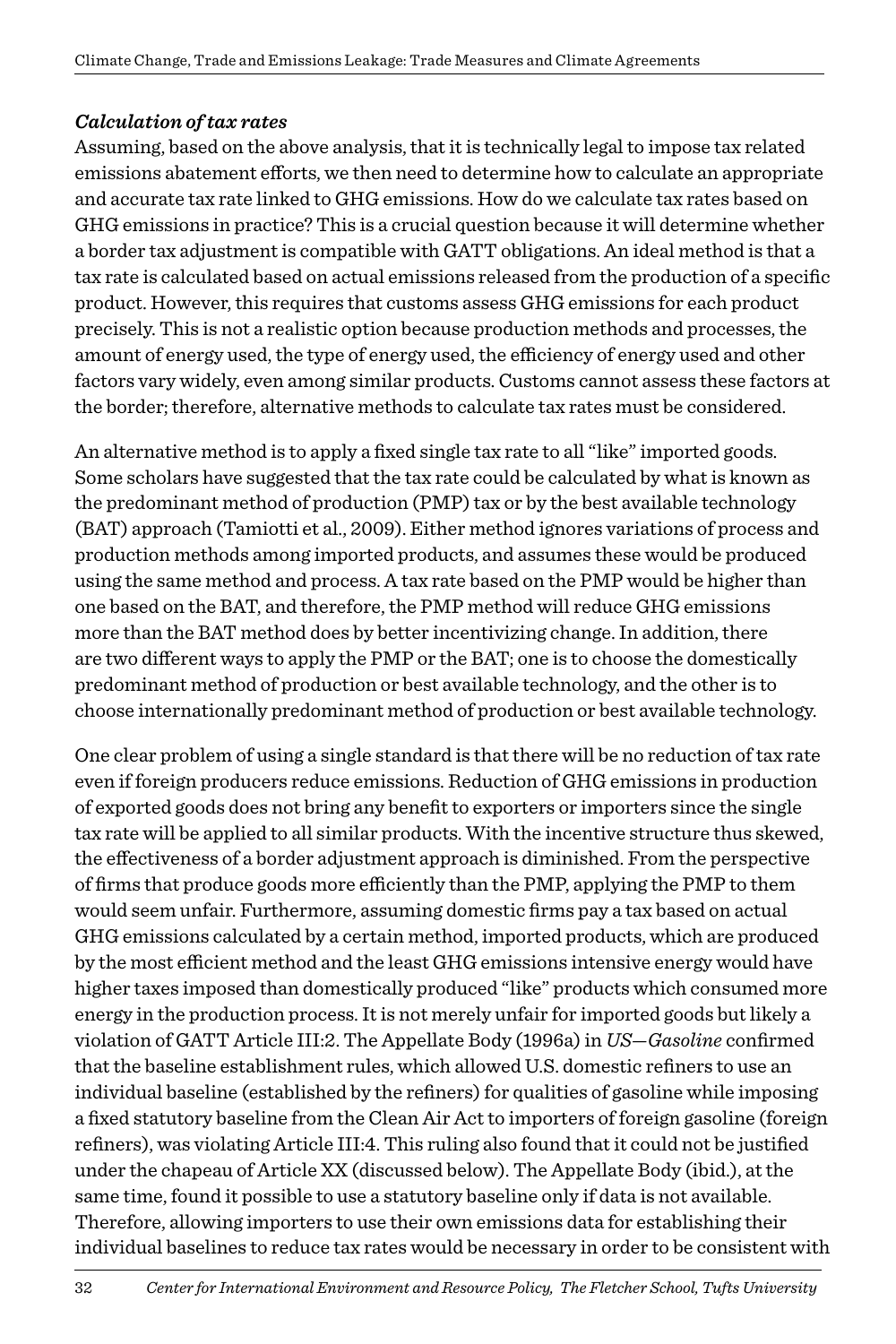### *Calculation of tax rates*

Assuming, based on the above analysis, that it is technically legal to impose tax related emissions abatement efforts, we then need to determine how to calculate an appropriate and accurate tax rate linked to GHG emissions. How do we calculate tax rates based on GHG emissions in practice? This is a crucial question because it will determine whether a border tax adjustment is compatible with GATT obligations. An ideal method is that a tax rate is calculated based on actual emissions released from the production of a specific product. However, this requires that customs assess GHG emissions for each product precisely. This is not a realistic option because production methods and processes, the amount of energy used, the type of energy used, the efficiency of energy used and other factors vary widely, even among similar products. Customs cannot assess these factors at the border; therefore, alternative methods to calculate tax rates must be considered.

An alternative method is to apply a fixed single tax rate to all "like" imported goods. Some scholars have suggested that the tax rate could be calculated by what is known as the predominant method of production (PMP) tax or by the best available technology (BAT) approach (Tamiotti et al., 2009). Either method ignores variations of process and production methods among imported products, and assumes these would be produced using the same method and process. A tax rate based on the PMP would be higher than one based on the BAT, and therefore, the PMP method will reduce GHG emissions more than the BAT method does by better incentivizing change. In addition, there are two different ways to apply the PMP or the BAT; one is to choose the domestically predominant method of production or best available technology, and the other is to choose internationally predominant method of production or best available technology.

One clear problem of using a single standard is that there will be no reduction of tax rate even if foreign producers reduce emissions. Reduction of GHG emissions in production of exported goods does not bring any benefit to exporters or importers since the single tax rate will be applied to all similar products. With the incentive structure thus skewed, the effectiveness of a border adjustment approach is diminished. From the perspective of firms that produce goods more efficiently than the PMP, applying the PMP to them would seem unfair. Furthermore, assuming domestic firms pay a tax based on actual GHG emissions calculated by a certain method, imported products, which are produced by the most efficient method and the least GHG emissions intensive energy would have higher taxes imposed than domestically produced "like" products which consumed more energy in the production process. It is not merely unfair for imported goods but likely a violation of GATT Article III:2. The Appellate Body (1996a) in *US—Gasoline* confirmed that the baseline establishment rules, which allowed U.S. domestic refiners to use an individual baseline (established by the refiners) for qualities of gasoline while imposing a fixed statutory baseline from the Clean Air Act to importers of foreign gasoline (foreign refiners), was violating Article III:4. This ruling also found that it could not be justified under the chapeau of Article XX (discussed below). The Appellate Body (ibid.), at the same time, found it possible to use a statutory baseline only if data is not available. Therefore, allowing importers to use their own emissions data for establishing their individual baselines to reduce tax rates would be necessary in order to be consistent with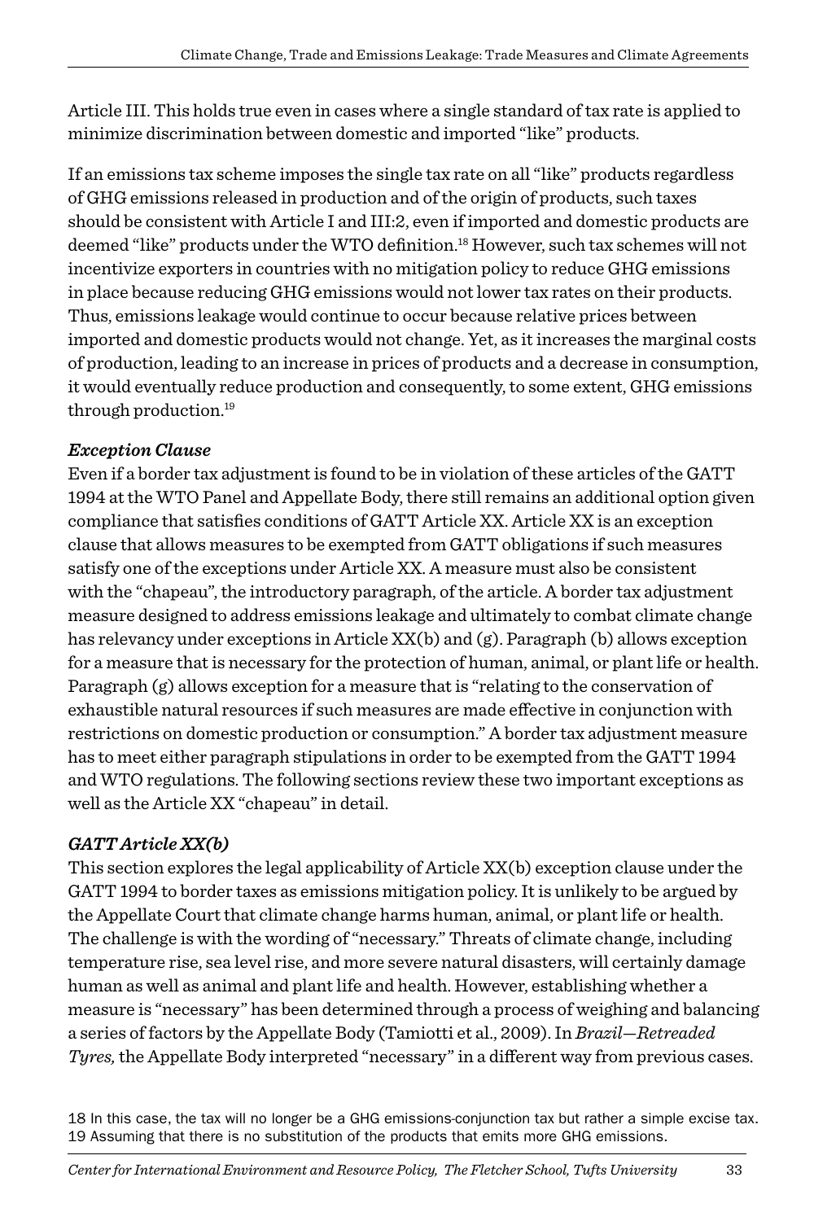Article III. This holds true even in cases where a single standard of tax rate is applied to minimize discrimination between domestic and imported "like" products.

If an emissions tax scheme imposes the single tax rate on all "like" products regardless of GHG emissions released in production and of the origin of products, such taxes should be consistent with Article I and III:2, even if imported and domestic products are deemed "like" products under the WTO definition.[18] However, such tax schemes will not incentivize exporters in countries with no mitigation policy to reduce GHG emissions in place because reducing GHG emissions would not lower tax rates on their products. Thus, emissions leakage would continue to occur because relative prices between imported and domestic products would not change. Yet, as it increases the marginal costs of production, leading to an increase in prices of products and a decrease in consumption, it would eventually reduce production and consequently, to some extent, GHG emissions through production.[19]

### *Exception Clause*

Even if a border tax adjustment is found to be in violation of these articles of the GATT 1994 at the WTO Panel and Appellate Body, there still remains an additional option given compliance that satisfies conditions of GATT Article XX. Article XX is an exception clause that allows measures to be exempted from GATT obligations if such measures satisfy one of the exceptions under Article XX. A measure must also be consistent with the "chapeau", the introductory paragraph, of the article. A border tax adjustment measure designed to address emissions leakage and ultimately to combat climate change has relevancy under exceptions in Article XX(b) and (g). Paragraph (b) allows exception for a measure that is necessary for the protection of human, animal, or plant life or health. Paragraph (g) allows exception for a measure that is "relating to the conservation of exhaustible natural resources if such measures are made effective in conjunction with restrictions on domestic production or consumption." A border tax adjustment measure has to meet either paragraph stipulations in order to be exempted from the GATT 1994 and WTO regulations. The following sections review these two important exceptions as well as the Article XX "chapeau" in detail.

### *GATT Article XX(b)*

This section explores the legal applicability of Article XX(b) exception clause under the GATT 1994 to border taxes as emissions mitigation policy. It is unlikely to be argued by the Appellate Court that climate change harms human, animal, or plant life or health. The challenge is with the wording of "necessary." Threats of climate change, including temperature rise, sea level rise, and more severe natural disasters, will certainly damage human as well as animal and plant life and health. However, establishing whether a measure is "necessary" has been determined through a process of weighing and balancing a series of factors by the Appellate Body (Tamiotti et al., 2009). In *Brazil—Retreaded Tyres,* the Appellate Body interpreted "necessary" in a different way from previous cases.

[18] In this case, the tax will no longer be a GHG emissions-conjunction tax but rather a simple excise tax.
[19] Assuming that there is no substitution of the products that emits more GHG emissions.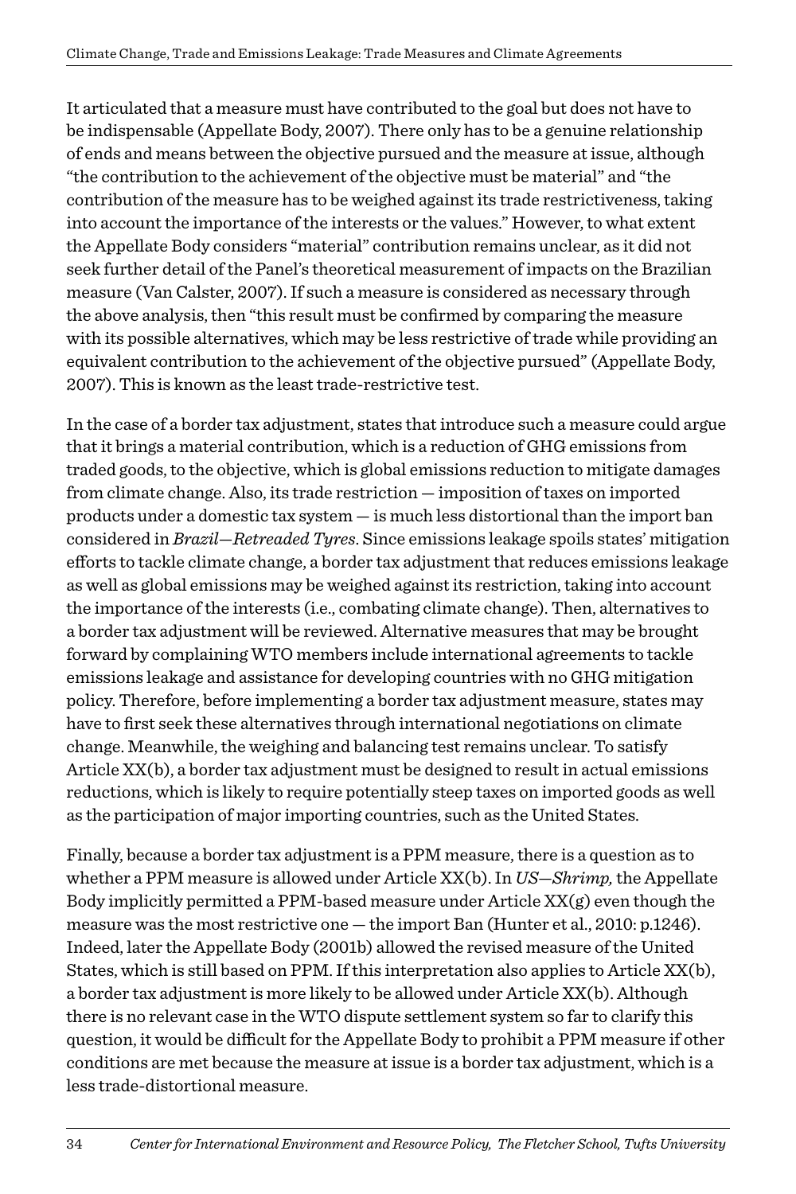It articulated that a measure must have contributed to the goal but does not have to be indispensable (Appellate Body, 2007). There only has to be a genuine relationship of ends and means between the objective pursued and the measure at issue, although "the contribution to the achievement of the objective must be material" and "the contribution of the measure has to be weighed against its trade restrictiveness, taking into account the importance of the interests or the values." However, to what extent the Appellate Body considers "material" contribution remains unclear, as it did not seek further detail of the Panel's theoretical measurement of impacts on the Brazilian measure (Van Calster, 2007). If such a measure is considered as necessary through the above analysis, then "this result must be confirmed by comparing the measure with its possible alternatives, which may be less restrictive of trade while providing an equivalent contribution to the achievement of the objective pursued" (Appellate Body, 2007). This is known as the least trade-restrictive test.

In the case of a border tax adjustment, states that introduce such a measure could argue that it brings a material contribution, which is a reduction of GHG emissions from traded goods, to the objective, which is global emissions reduction to mitigate damages from climate change. Also, its trade restriction — imposition of taxes on imported products under a domestic tax system — is much less distortional than the import ban considered in *Brazil—Retreaded Tyres*. Since emissions leakage spoils states' mitigation efforts to tackle climate change, a border tax adjustment that reduces emissions leakage as well as global emissions may be weighed against its restriction, taking into account the importance of the interests (i.e., combating climate change). Then, alternatives to a border tax adjustment will be reviewed. Alternative measures that may be brought forward by complaining WTO members include international agreements to tackle emissions leakage and assistance for developing countries with no GHG mitigation policy. Therefore, before implementing a border tax adjustment measure, states may have to first seek these alternatives through international negotiations on climate change. Meanwhile, the weighing and balancing test remains unclear. To satisfy Article XX(b), a border tax adjustment must be designed to result in actual emissions reductions, which is likely to require potentially steep taxes on imported goods as well as the participation of major importing countries, such as the United States.

Finally, because a border tax adjustment is a PPM measure, there is a question as to whether a PPM measure is allowed under Article XX(b). In *US—Shrimp,* the Appellate Body implicitly permitted a PPM-based measure under Article XX(g) even though the measure was the most restrictive one — the import Ban (Hunter et al., 2010: p.1246). Indeed, later the Appellate Body (2001b) allowed the revised measure of the United States, which is still based on PPM. If this interpretation also applies to Article XX(b), a border tax adjustment is more likely to be allowed under Article XX(b). Although there is no relevant case in the WTO dispute settlement system so far to clarify this question, it would be difficult for the Appellate Body to prohibit a PPM measure if other conditions are met because the measure at issue is a border tax adjustment, which is a less trade-distortional measure.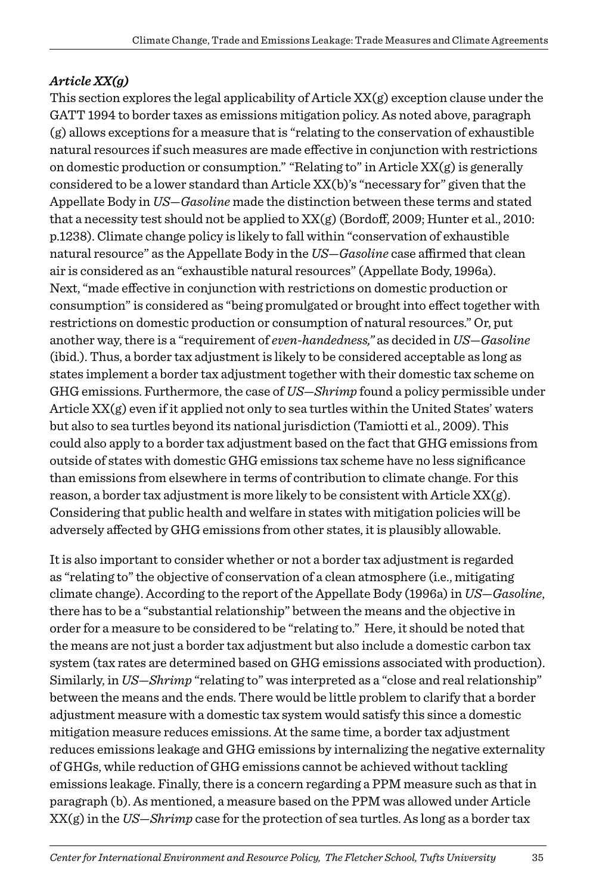### *Article XX(g)*

This section explores the legal applicability of Article XX(g) exception clause under the GATT 1994 to border taxes as emissions mitigation policy. As noted above, paragraph (g) allows exceptions for a measure that is "relating to the conservation of exhaustible natural resources if such measures are made effective in conjunction with restrictions on domestic production or consumption." "Relating to" in Article XX(g) is generally considered to be a lower standard than Article XX(b)'s "necessary for" given that the Appellate Body in *US—Gasoline* made the distinction between these terms and stated that a necessity test should not be applied to XX(g) (Bordoff, 2009; Hunter et al., 2010: p.1238). Climate change policy is likely to fall within "conservation of exhaustible natural resource" as the Appellate Body in the *US—Gasoline* case affirmed that clean air is considered as an "exhaustible natural resources" (Appellate Body, 1996a). Next, "made effective in conjunction with restrictions on domestic production or consumption" is considered as "being promulgated or brought into effect together with restrictions on domestic production or consumption of natural resources." Or, put another way, there is a "requirement of *even-handedness,*" as decided in *US—Gasoline* (ibid.). Thus, a border tax adjustment is likely to be considered acceptable as long as states implement a border tax adjustment together with their domestic tax scheme on GHG emissions. Furthermore, the case of *US—Shrimp* found a policy permissible under Article XX(g) even if it applied not only to sea turtles within the United States' waters but also to sea turtles beyond its national jurisdiction (Tamiotti et al., 2009). This could also apply to a border tax adjustment based on the fact that GHG emissions from outside of states with domestic GHG emissions tax scheme have no less significance than emissions from elsewhere in terms of contribution to climate change. For this reason, a border tax adjustment is more likely to be consistent with Article XX(g). Considering that public health and welfare in states with mitigation policies will be adversely affected by GHG emissions from other states, it is plausibly allowable.

It is also important to consider whether or not a border tax adjustment is regarded as "relating to" the objective of conservation of a clean atmosphere (i.e., mitigating climate change). According to the report of the Appellate Body (1996a) in *US—Gasoline*, there has to be a "substantial relationship" between the means and the objective in order for a measure to be considered to be "relating to." Here, it should be noted that the means are not just a border tax adjustment but also include a domestic carbon tax system (tax rates are determined based on GHG emissions associated with production). Similarly, in *US—Shrimp* "relating to" was interpreted as a "close and real relationship" between the means and the ends. There would be little problem to clarify that a border adjustment measure with a domestic tax system would satisfy this since a domestic mitigation measure reduces emissions. At the same time, a border tax adjustment reduces emissions leakage and GHG emissions by internalizing the negative externality of GHGs, while reduction of GHG emissions cannot be achieved without tackling emissions leakage. Finally, there is a concern regarding a PPM measure such as that in paragraph (b). As mentioned, a measure based on the PPM was allowed under Article XX(g) in the *US—Shrimp* case for the protection of sea turtles. As long as a border tax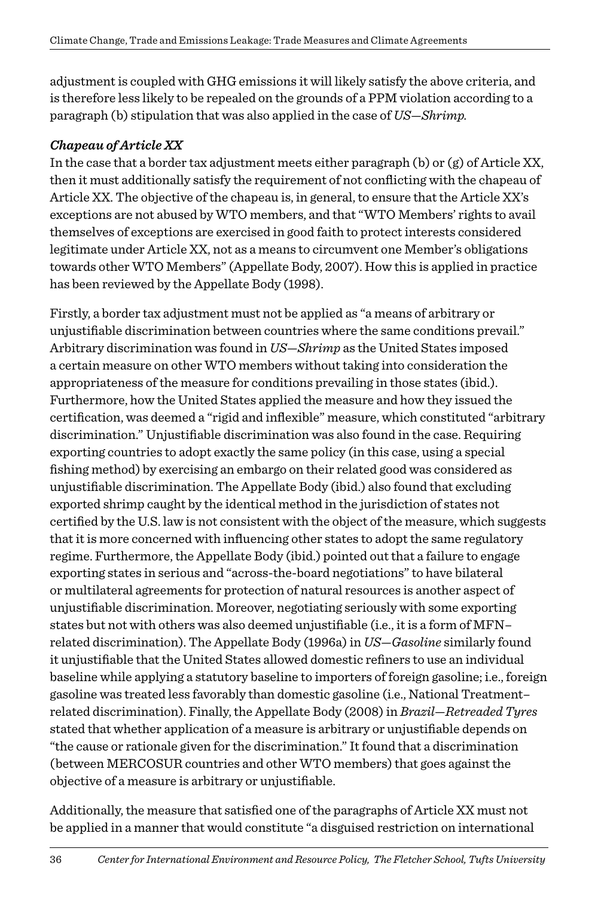adjustment is coupled with GHG emissions it will likely satisfy the above criteria, and is therefore less likely to be repealed on the grounds of a PPM violation according to a paragraph (b) stipulation that was also applied in the case of *US—Shrimp.*

***Chapeau of Article XX***

In the case that a border tax adjustment meets either paragraph (b) or (g) of Article XX, then it must additionally satisfy the requirement of not conflicting with the chapeau of Article XX. The objective of the chapeau is, in general, to ensure that the Article XX's exceptions are not abused by WTO members, and that "WTO Members' rights to avail themselves of exceptions are exercised in good faith to protect interests considered legitimate under Article XX, not as a means to circumvent one Member's obligations towards other WTO Members" (Appellate Body, 2007). How this is applied in practice has been reviewed by the Appellate Body (1998).

Firstly, a border tax adjustment must not be applied as "a means of arbitrary or unjustifiable discrimination between countries where the same conditions prevail." Arbitrary discrimination was found in *US—Shrimp* as the United States imposed a certain measure on other WTO members without taking into consideration the appropriateness of the measure for conditions prevailing in those states (ibid.). Furthermore, how the United States applied the measure and how they issued the certification, was deemed a "rigid and inflexible" measure, which constituted "arbitrary discrimination." Unjustifiable discrimination was also found in the case. Requiring exporting countries to adopt exactly the same policy (in this case, using a special fishing method) by exercising an embargo on their related good was considered as unjustifiable discrimination. The Appellate Body (ibid.) also found that excluding exported shrimp caught by the identical method in the jurisdiction of states not certified by the U.S. law is not consistent with the object of the measure, which suggests that it is more concerned with influencing other states to adopt the same regulatory regime. Furthermore, the Appellate Body (ibid.) pointed out that a failure to engage exporting states in serious and "across-the-board negotiations" to have bilateral or multilateral agreements for protection of natural resources is another aspect of unjustifiable discrimination. Moreover, negotiating seriously with some exporting states but not with others was also deemed unjustifiable (i.e., it is a form of MFN–related discrimination). The Appellate Body (1996a) in *US—Gasoline* similarly found it unjustifiable that the United States allowed domestic refiners to use an individual baseline while applying a statutory baseline to importers of foreign gasoline; i.e., foreign gasoline was treated less favorably than domestic gasoline (i.e., National Treatment–related discrimination). Finally, the Appellate Body (2008) in *Brazil—Retreaded Tyres* stated that whether application of a measure is arbitrary or unjustifiable depends on "the cause or rationale given for the discrimination." It found that a discrimination (between MERCOSUR countries and other WTO members) that goes against the objective of a measure is arbitrary or unjustifiable.

Additionally, the measure that satisfied one of the paragraphs of Article XX must not be applied in a manner that would constitute "a disguised restriction on international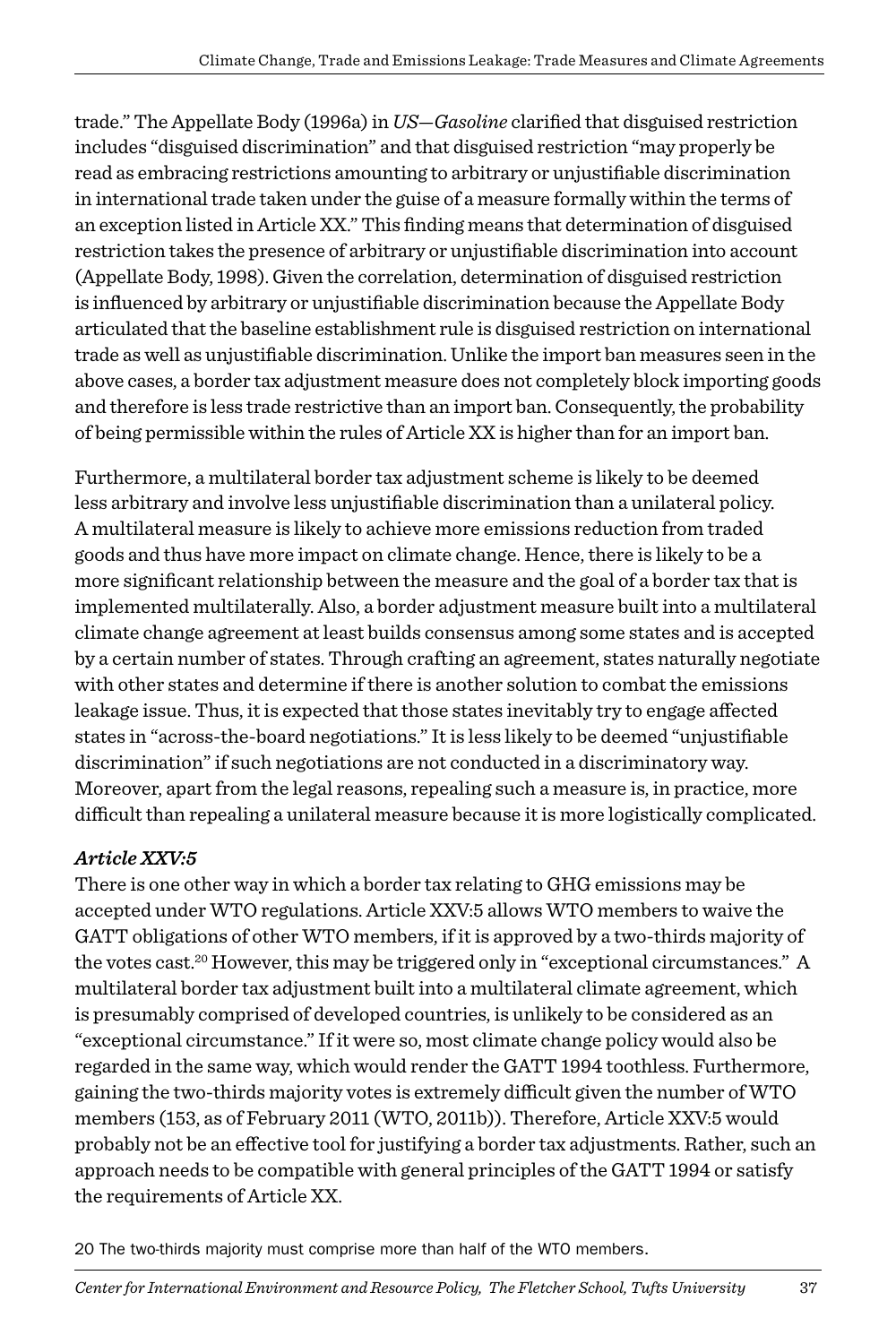trade." The Appellate Body (1996a) in *US—Gasoline* clarified that disguised restriction includes "disguised discrimination" and that disguised restriction "may properly be read as embracing restrictions amounting to arbitrary or unjustifiable discrimination in international trade taken under the guise of a measure formally within the terms of an exception listed in Article XX." This finding means that determination of disguised restriction takes the presence of arbitrary or unjustifiable discrimination into account (Appellate Body, 1998). Given the correlation, determination of disguised restriction is influenced by arbitrary or unjustifiable discrimination because the Appellate Body articulated that the baseline establishment rule is disguised restriction on international trade as well as unjustifiable discrimination. Unlike the import ban measures seen in the above cases, a border tax adjustment measure does not completely block importing goods and therefore is less trade restrictive than an import ban. Consequently, the probability of being permissible within the rules of Article XX is higher than for an import ban.

Furthermore, a multilateral border tax adjustment scheme is likely to be deemed less arbitrary and involve less unjustifiable discrimination than a unilateral policy. A multilateral measure is likely to achieve more emissions reduction from traded goods and thus have more impact on climate change. Hence, there is likely to be a more significant relationship between the measure and the goal of a border tax that is implemented multilaterally. Also, a border adjustment measure built into a multilateral climate change agreement at least builds consensus among some states and is accepted by a certain number of states. Through crafting an agreement, states naturally negotiate with other states and determine if there is another solution to combat the emissions leakage issue. Thus, it is expected that those states inevitably try to engage affected states in "across-the-board negotiations." It is less likely to be deemed "unjustifiable discrimination" if such negotiations are not conducted in a discriminatory way. Moreover, apart from the legal reasons, repealing such a measure is, in practice, more difficult than repealing a unilateral measure because it is more logistically complicated.

### *Article XXV:5*

There is one other way in which a border tax relating to GHG emissions may be accepted under WTO regulations. Article XXV:5 allows WTO members to waive the GATT obligations of other WTO members, if it is approved by a two-thirds majority of the votes cast.[20] However, this may be triggered only in "exceptional circumstances." A multilateral border tax adjustment built into a multilateral climate agreement, which is presumably comprised of developed countries, is unlikely to be considered as an "exceptional circumstance." If it were so, most climate change policy would also be regarded in the same way, which would render the GATT 1994 toothless. Furthermore, gaining the two-thirds majority votes is extremely difficult given the number of WTO members (153, as of February 2011 (WTO, 2011b)). Therefore, Article XXV:5 would probably not be an effective tool for justifying a border tax adjustments. Rather, such an approach needs to be compatible with general principles of the GATT 1994 or satisfy the requirements of Article XX.

20 The two-thirds majority must comprise more than half of the WTO members.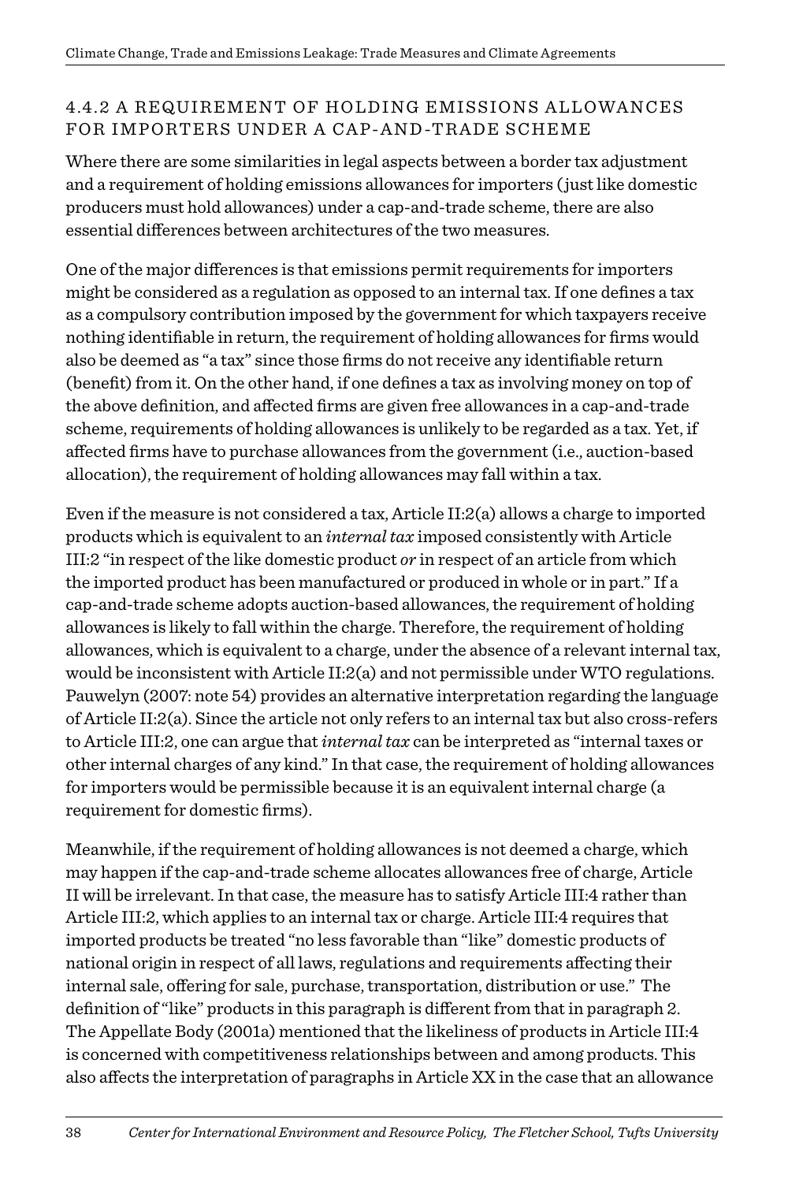### 4.4.2 A REQUIREMENT OF HOLDING EMISSIONS ALLOWANCES FOR IMPORTERS UNDER A CAP-AND-TRADE SCHEME

Where there are some similarities in legal aspects between a border tax adjustment and a requirement of holding emissions allowances for importers (just like domestic producers must hold allowances) under a cap-and-trade scheme, there are also essential differences between architectures of the two measures.

One of the major differences is that emissions permit requirements for importers might be considered as a regulation as opposed to an internal tax. If one defines a tax as a compulsory contribution imposed by the government for which taxpayers receive nothing identifiable in return, the requirement of holding allowances for firms would also be deemed as "a tax" since those firms do not receive any identifiable return (benefit) from it. On the other hand, if one defines a tax as involving money on top of the above definition, and affected firms are given free allowances in a cap-and-trade scheme, requirements of holding allowances is unlikely to be regarded as a tax. Yet, if affected firms have to purchase allowances from the government (i.e., auction-based allocation), the requirement of holding allowances may fall within a tax.

Even if the measure is not considered a tax, Article II:2(a) allows a charge to imported products which is equivalent to an *internal tax* imposed consistently with Article III:2 "in respect of the like domestic product *or* in respect of an article from which the imported product has been manufactured or produced in whole or in part." If a cap-and-trade scheme adopts auction-based allowances, the requirement of holding allowances is likely to fall within the charge. Therefore, the requirement of holding allowances, which is equivalent to a charge, under the absence of a relevant internal tax, would be inconsistent with Article II:2(a) and not permissible under WTO regulations. Pauwelyn (2007: note 54) provides an alternative interpretation regarding the language of Article II:2(a). Since the article not only refers to an internal tax but also cross-refers to Article III:2, one can argue that *internal tax* can be interpreted as "internal taxes or other internal charges of any kind." In that case, the requirement of holding allowances for importers would be permissible because it is an equivalent internal charge (a requirement for domestic firms).

Meanwhile, if the requirement of holding allowances is not deemed a charge, which may happen if the cap-and-trade scheme allocates allowances free of charge, Article II will be irrelevant. In that case, the measure has to satisfy Article III:4 rather than Article III:2, which applies to an internal tax or charge. Article III:4 requires that imported products be treated "no less favorable than "like" domestic products of national origin in respect of all laws, regulations and requirements affecting their internal sale, offering for sale, purchase, transportation, distribution or use." The definition of "like" products in this paragraph is different from that in paragraph 2. The Appellate Body (2001a) mentioned that the likeliness of products in Article III:4 is concerned with competitiveness relationships between and among products. This also affects the interpretation of paragraphs in Article XX in the case that an allowance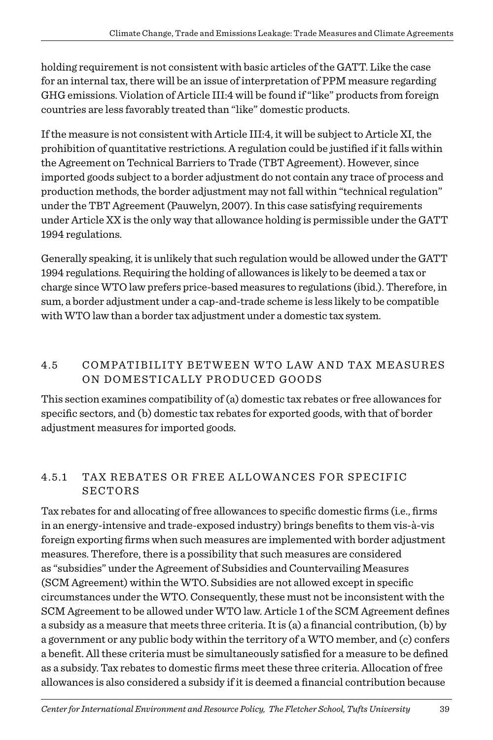holding requirement is not consistent with basic articles of the GATT. Like the case for an internal tax, there will be an issue of interpretation of PPM measure regarding GHG emissions. Violation of Article III:4 will be found if "like" products from foreign countries are less favorably treated than "like" domestic products.

If the measure is not consistent with Article III:4, it will be subject to Article XI, the prohibition of quantitative restrictions. A regulation could be justified if it falls within the Agreement on Technical Barriers to Trade (TBT Agreement). However, since imported goods subject to a border adjustment do not contain any trace of process and production methods, the border adjustment may not fall within "technical regulation" under the TBT Agreement (Pauwelyn, 2007). In this case satisfying requirements under Article XX is the only way that allowance holding is permissible under the GATT 1994 regulations.

Generally speaking, it is unlikely that such regulation would be allowed under the GATT 1994 regulations. Requiring the holding of allowances is likely to be deemed a tax or charge since WTO law prefers price-based measures to regulations (ibid.). Therefore, in sum, a border adjustment under a cap-and-trade scheme is less likely to be compatible with WTO law than a border tax adjustment under a domestic tax system.

## 4.5 COMPATIBILITY BETWEEN WTO LAW AND TAX MEASURES ON DOMESTICALLY PRODUCED GOODS

This section examines compatibility of (a) domestic tax rebates or free allowances for specific sectors, and (b) domestic tax rebates for exported goods, with that of border adjustment measures for imported goods.

### 4.5.1 TAX REBATES OR FREE ALLOWANCES FOR SPECIFIC SECTORS

Tax rebates for and allocating of free allowances to specific domestic firms (i.e., firms in an energy-intensive and trade-exposed industry) brings benefits to them vis-à-vis foreign exporting firms when such measures are implemented with border adjustment measures. Therefore, there is a possibility that such measures are considered as "subsidies" under the Agreement of Subsidies and Countervailing Measures (SCM Agreement) within the WTO. Subsidies are not allowed except in specific circumstances under the WTO. Consequently, these must not be inconsistent with the SCM Agreement to be allowed under WTO law. Article 1 of the SCM Agreement defines a subsidy as a measure that meets three criteria. It is (a) a financial contribution, (b) by a government or any public body within the territory of a WTO member, and (c) confers a benefit. All these criteria must be simultaneously satisfied for a measure to be defined as a subsidy. Tax rebates to domestic firms meet these three criteria. Allocation of free allowances is also considered a subsidy if it is deemed a financial contribution because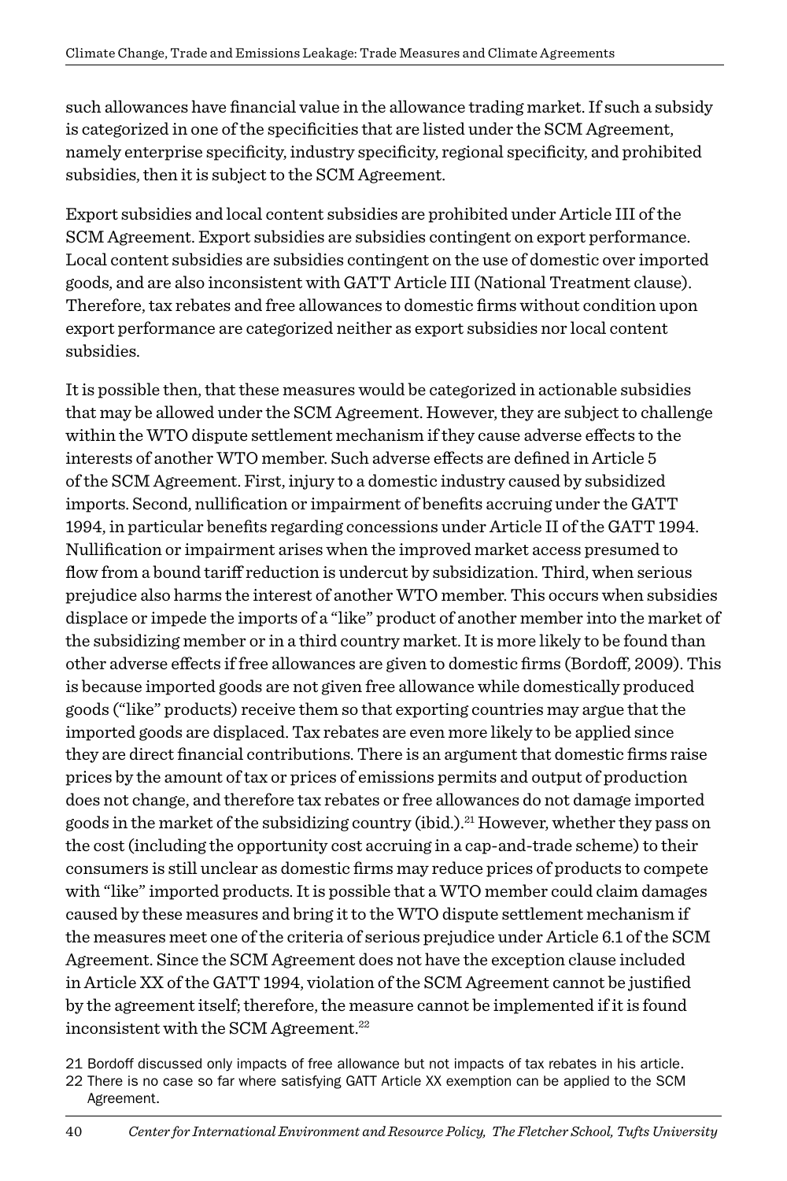such allowances have financial value in the allowance trading market. If such a subsidy is categorized in one of the specificities that are listed under the SCM Agreement, namely enterprise specificity, industry specificity, regional specificity, and prohibited subsidies, then it is subject to the SCM Agreement.

Export subsidies and local content subsidies are prohibited under Article III of the SCM Agreement. Export subsidies are subsidies contingent on export performance. Local content subsidies are subsidies contingent on the use of domestic over imported goods, and are also inconsistent with GATT Article III (National Treatment clause). Therefore, tax rebates and free allowances to domestic firms without condition upon export performance are categorized neither as export subsidies nor local content subsidies.

It is possible then, that these measures would be categorized in actionable subsidies that may be allowed under the SCM Agreement. However, they are subject to challenge within the WTO dispute settlement mechanism if they cause adverse effects to the interests of another WTO member. Such adverse effects are defined in Article 5 of the SCM Agreement. First, injury to a domestic industry caused by subsidized imports. Second, nullification or impairment of benefits accruing under the GATT 1994, in particular benefits regarding concessions under Article II of the GATT 1994. Nullification or impairment arises when the improved market access presumed to flow from a bound tariff reduction is undercut by subsidization. Third, when serious prejudice also harms the interest of another WTO member. This occurs when subsidies displace or impede the imports of a "like" product of another member into the market of the subsidizing member or in a third country market. It is more likely to be found than other adverse effects if free allowances are given to domestic firms (Bordoff, 2009). This is because imported goods are not given free allowance while domestically produced goods ("like" products) receive them so that exporting countries may argue that the imported goods are displaced. Tax rebates are even more likely to be applied since they are direct financial contributions. There is an argument that domestic firms raise prices by the amount of tax or prices of emissions permits and output of production does not change, and therefore tax rebates or free allowances do not damage imported goods in the market of the subsidizing country (ibid.).[21] However, whether they pass on the cost (including the opportunity cost accruing in a cap-and-trade scheme) to their consumers is still unclear as domestic firms may reduce prices of products to compete with "like" imported products. It is possible that a WTO member could claim damages caused by these measures and bring it to the WTO dispute settlement mechanism if the measures meet one of the criteria of serious prejudice under Article 6.1 of the SCM Agreement. Since the SCM Agreement does not have the exception clause included in Article XX of the GATT 1994, violation of the SCM Agreement cannot be justified by the agreement itself; therefore, the measure cannot be implemented if it is found inconsistent with the SCM Agreement.[22]

21 Bordoff discussed only impacts of free allowance but not impacts of tax rebates in his article.

22 There is no case so far where satisfying GATT Article XX exemption can be applied to the SCM Agreement.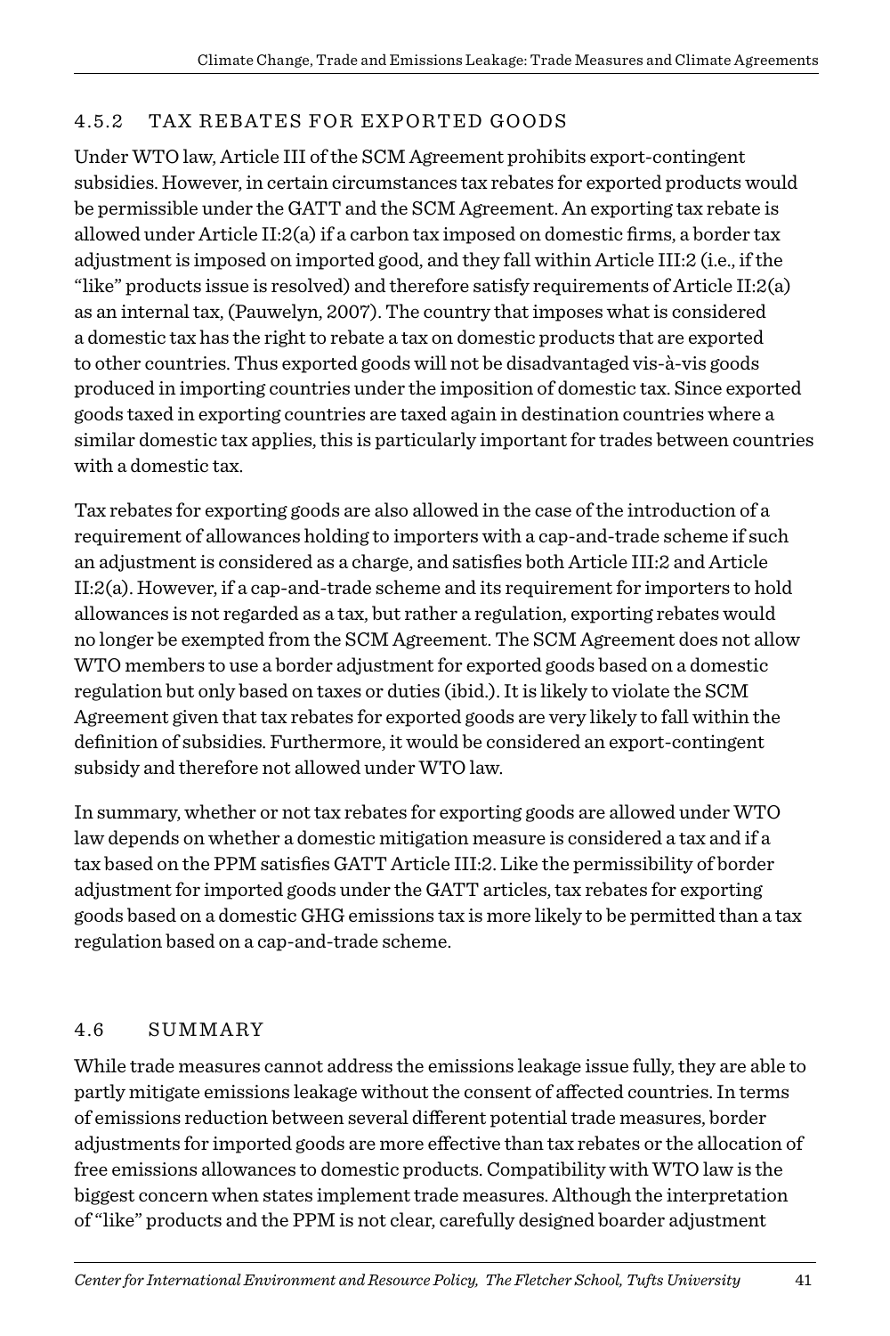### 4.5.2 TAX REBATES FOR EXPORTED GOODS

Under WTO law, Article III of the SCM Agreement prohibits export-contingent subsidies. However, in certain circumstances tax rebates for exported products would be permissible under the GATT and the SCM Agreement. An exporting tax rebate is allowed under Article II:2(a) if a carbon tax imposed on domestic firms, a border tax adjustment is imposed on imported good, and they fall within Article III:2 (i.e., if the "like" products issue is resolved) and therefore satisfy requirements of Article II:2(a) as an internal tax, (Pauwelyn, 2007). The country that imposes what is considered a domestic tax has the right to rebate a tax on domestic products that are exported to other countries. Thus exported goods will not be disadvantaged vis-à-vis goods produced in importing countries under the imposition of domestic tax. Since exported goods taxed in exporting countries are taxed again in destination countries where a similar domestic tax applies, this is particularly important for trades between countries with a domestic tax.

Tax rebates for exporting goods are also allowed in the case of the introduction of a requirement of allowances holding to importers with a cap-and-trade scheme if such an adjustment is considered as a charge, and satisfies both Article III:2 and Article II:2(a). However, if a cap-and-trade scheme and its requirement for importers to hold allowances is not regarded as a tax, but rather a regulation, exporting rebates would no longer be exempted from the SCM Agreement. The SCM Agreement does not allow WTO members to use a border adjustment for exported goods based on a domestic regulation but only based on taxes or duties (ibid.). It is likely to violate the SCM Agreement given that tax rebates for exported goods are very likely to fall within the definition of subsidies. Furthermore, it would be considered an export-contingent subsidy and therefore not allowed under WTO law.

In summary, whether or not tax rebates for exporting goods are allowed under WTO law depends on whether a domestic mitigation measure is considered a tax and if a tax based on the PPM satisfies GATT Article III:2. Like the permissibility of border adjustment for imported goods under the GATT articles, tax rebates for exporting goods based on a domestic GHG emissions tax is more likely to be permitted than a tax regulation based on a cap-and-trade scheme.

## 4.6 SUMMARY

While trade measures cannot address the emissions leakage issue fully, they are able to partly mitigate emissions leakage without the consent of affected countries. In terms of emissions reduction between several different potential trade measures, border adjustments for imported goods are more effective than tax rebates or the allocation of free emissions allowances to domestic products. Compatibility with WTO law is the biggest concern when states implement trade measures. Although the interpretation of "like" products and the PPM is not clear, carefully designed boarder adjustment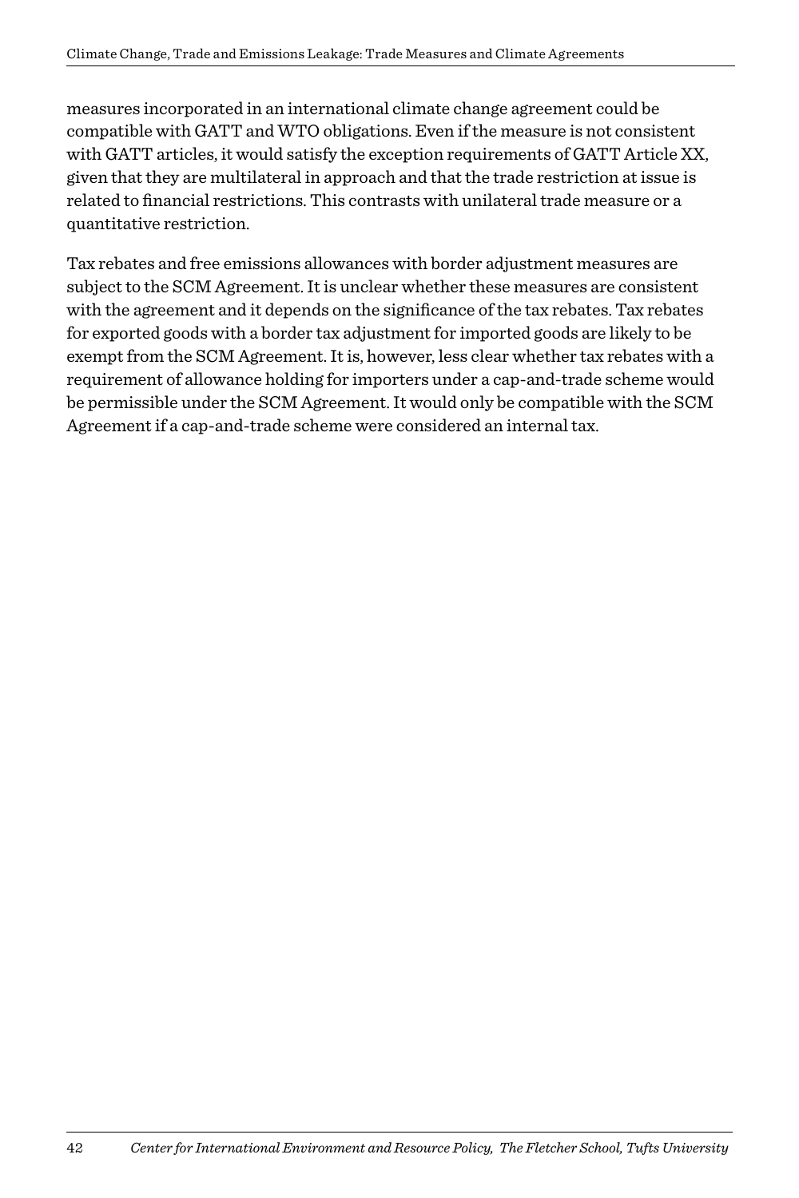measures incorporated in an international climate change agreement could be compatible with GATT and WTO obligations. Even if the measure is not consistent with GATT articles, it would satisfy the exception requirements of GATT Article XX, given that they are multilateral in approach and that the trade restriction at issue is related to financial restrictions. This contrasts with unilateral trade measure or a quantitative restriction.

Tax rebates and free emissions allowances with border adjustment measures are subject to the SCM Agreement. It is unclear whether these measures are consistent with the agreement and it depends on the significance of the tax rebates. Tax rebates for exported goods with a border tax adjustment for imported goods are likely to be exempt from the SCM Agreement. It is, however, less clear whether tax rebates with a requirement of allowance holding for importers under a cap-and-trade scheme would be permissible under the SCM Agreement. It would only be compatible with the SCM Agreement if a cap-and-trade scheme were considered an internal tax.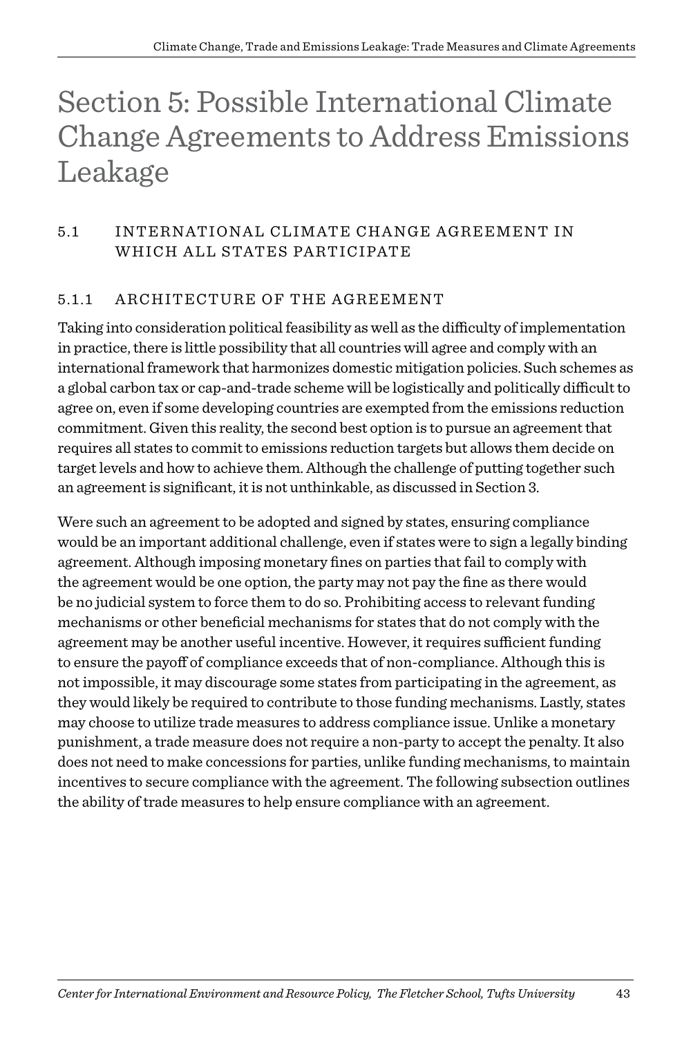# Section 5: Possible International Climate Change Agreements to Address Emissions Leakage

## 5.1 INTERNATIONAL CLIMATE CHANGE AGREEMENT IN WHICH ALL STATES PARTICIPATE

### 5.1.1 ARCHITECTURE OF THE AGREEMENT

Taking into consideration political feasibility as well as the difficulty of implementation in practice, there is little possibility that all countries will agree and comply with an international framework that harmonizes domestic mitigation policies. Such schemes as a global carbon tax or cap-and-trade scheme will be logistically and politically difficult to agree on, even if some developing countries are exempted from the emissions reduction commitment. Given this reality, the second best option is to pursue an agreement that requires all states to commit to emissions reduction targets but allows them decide on target levels and how to achieve them. Although the challenge of putting together such an agreement is significant, it is not unthinkable, as discussed in Section 3.

Were such an agreement to be adopted and signed by states, ensuring compliance would be an important additional challenge, even if states were to sign a legally binding agreement. Although imposing monetary fines on parties that fail to comply with the agreement would be one option, the party may not pay the fine as there would be no judicial system to force them to do so. Prohibiting access to relevant funding mechanisms or other beneficial mechanisms for states that do not comply with the agreement may be another useful incentive. However, it requires sufficient funding to ensure the payoff of compliance exceeds that of non-compliance. Although this is not impossible, it may discourage some states from participating in the agreement, as they would likely be required to contribute to those funding mechanisms. Lastly, states may choose to utilize trade measures to address compliance issue. Unlike a monetary punishment, a trade measure does not require a non-party to accept the penalty. It also does not need to make concessions for parties, unlike funding mechanisms, to maintain incentives to secure compliance with the agreement. The following subsection outlines the ability of trade measures to help ensure compliance with an agreement.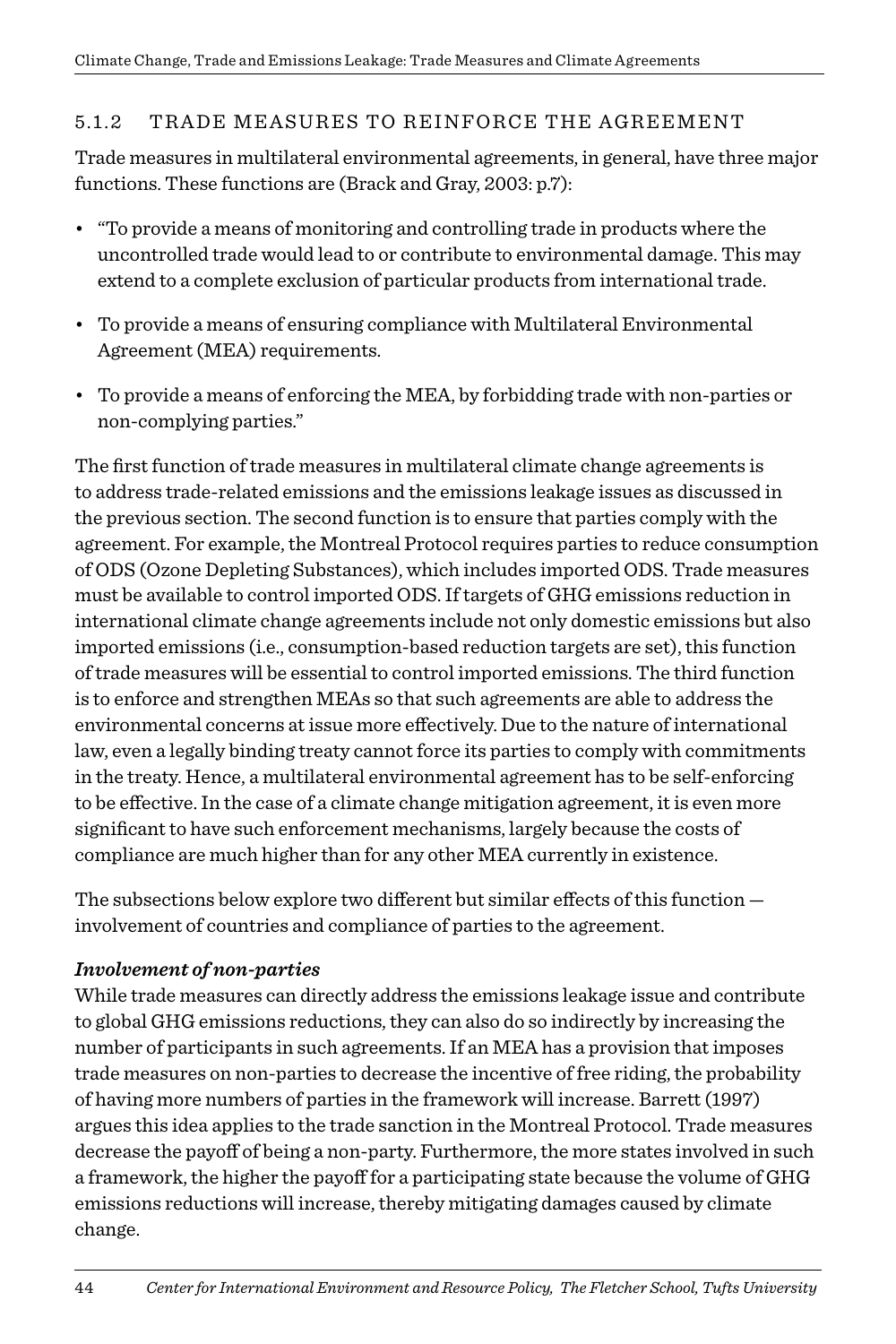### 5.1.2 TRADE MEASURES TO REINFORCE THE AGREEMENT

Trade measures in multilateral environmental agreements, in general, have three major functions. These functions are (Brack and Gray, 2003: p.7):

- "To provide a means of monitoring and controlling trade in products where the uncontrolled trade would lead to or contribute to environmental damage. This may extend to a complete exclusion of particular products from international trade.
- To provide a means of ensuring compliance with Multilateral Environmental Agreement (MEA) requirements.
- To provide a means of enforcing the MEA, by forbidding trade with non-parties or non-complying parties."

The first function of trade measures in multilateral climate change agreements is to address trade-related emissions and the emissions leakage issues as discussed in the previous section. The second function is to ensure that parties comply with the agreement. For example, the Montreal Protocol requires parties to reduce consumption of ODS (Ozone Depleting Substances), which includes imported ODS. Trade measures must be available to control imported ODS. If targets of GHG emissions reduction in international climate change agreements include not only domestic emissions but also imported emissions (i.e., consumption-based reduction targets are set), this function of trade measures will be essential to control imported emissions. The third function is to enforce and strengthen MEAs so that such agreements are able to address the environmental concerns at issue more effectively. Due to the nature of international law, even a legally binding treaty cannot force its parties to comply with commitments in the treaty. Hence, a multilateral environmental agreement has to be self-enforcing to be effective. In the case of a climate change mitigation agreement, it is even more significant to have such enforcement mechanisms, largely because the costs of compliance are much higher than for any other MEA currently in existence.

The subsections below explore two different but similar effects of this function — involvement of countries and compliance of parties to the agreement.

***Involvement of non-parties***

While trade measures can directly address the emissions leakage issue and contribute to global GHG emissions reductions, they can also do so indirectly by increasing the number of participants in such agreements. If an MEA has a provision that imposes trade measures on non-parties to decrease the incentive of free riding, the probability of having more numbers of parties in the framework will increase. Barrett (1997) argues this idea applies to the trade sanction in the Montreal Protocol. Trade measures decrease the payoff of being a non-party. Furthermore, the more states involved in such a framework, the higher the payoff for a participating state because the volume of GHG emissions reductions will increase, thereby mitigating damages caused by climate change.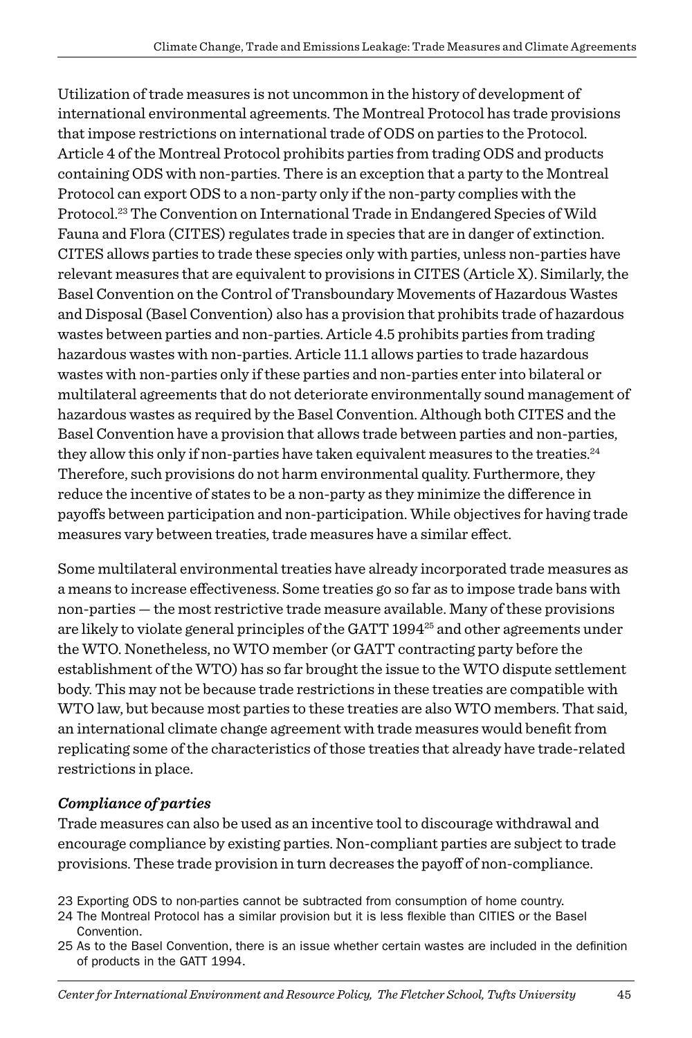Utilization of trade measures is not uncommon in the history of development of international environmental agreements. The Montreal Protocol has trade provisions that impose restrictions on international trade of ODS on parties to the Protocol. Article 4 of the Montreal Protocol prohibits parties from trading ODS and products containing ODS with non-parties. There is an exception that a party to the Montreal Protocol can export ODS to a non-party only if the non-party complies with the Protocol.[23] The Convention on International Trade in Endangered Species of Wild Fauna and Flora (CITES) regulates trade in species that are in danger of extinction. CITES allows parties to trade these species only with parties, unless non-parties have relevant measures that are equivalent to provisions in CITES (Article X). Similarly, the Basel Convention on the Control of Transboundary Movements of Hazardous Wastes and Disposal (Basel Convention) also has a provision that prohibits trade of hazardous wastes between parties and non-parties. Article 4.5 prohibits parties from trading hazardous wastes with non-parties. Article 11.1 allows parties to trade hazardous wastes with non-parties only if these parties and non-parties enter into bilateral or multilateral agreements that do not deteriorate environmentally sound management of hazardous wastes as required by the Basel Convention. Although both CITES and the Basel Convention have a provision that allows trade between parties and non-parties, they allow this only if non-parties have taken equivalent measures to the treaties.[24] Therefore, such provisions do not harm environmental quality. Furthermore, they reduce the incentive of states to be a non-party as they minimize the difference in payoffs between participation and non-participation. While objectives for having trade measures vary between treaties, trade measures have a similar effect.

Some multilateral environmental treaties have already incorporated trade measures as a means to increase effectiveness. Some treaties go so far as to impose trade bans with non-parties — the most restrictive trade measure available. Many of these provisions are likely to violate general principles of the GATT 1994[25] and other agreements under the WTO. Nonetheless, no WTO member (or GATT contracting party before the establishment of the WTO) has so far brought the issue to the WTO dispute settlement body. This may not be because trade restrictions in these treaties are compatible with WTO law, but because most parties to these treaties are also WTO members. That said, an international climate change agreement with trade measures would benefit from replicating some of the characteristics of those treaties that already have trade-related restrictions in place.

***Compliance of parties***

Trade measures can also be used as an incentive tool to discourage withdrawal and encourage compliance by existing parties. Non-compliant parties are subject to trade provisions. These trade provision in turn decreases the payoff of non-compliance.

23 Exporting ODS to non-parties cannot be subtracted from consumption of home country.

24 The Montreal Protocol has a similar provision but it is less flexible than CITIES or the Basel Convention.

25 As to the Basel Convention, there is an issue whether certain wastes are included in the definition of products in the GATT 1994.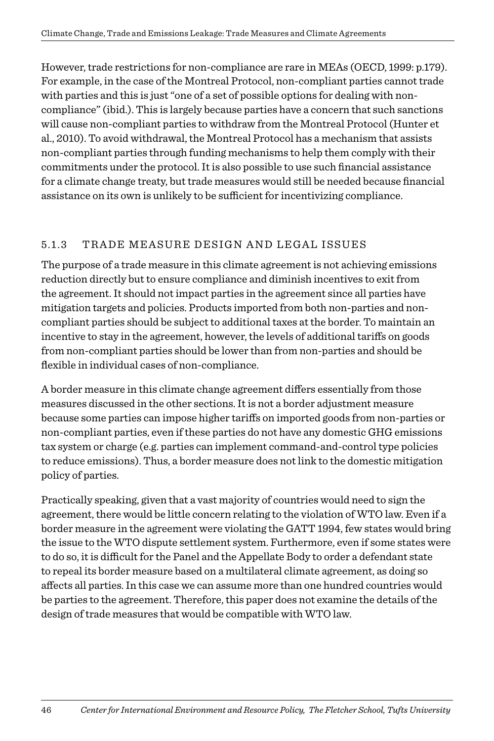However, trade restrictions for non-compliance are rare in MEAs (OECD, 1999: p.179). For example, in the case of the Montreal Protocol, non-compliant parties cannot trade with parties and this is just "one of a set of possible options for dealing with non-compliance" (ibid.). This is largely because parties have a concern that such sanctions will cause non-compliant parties to withdraw from the Montreal Protocol (Hunter et al., 2010). To avoid withdrawal, the Montreal Protocol has a mechanism that assists non-compliant parties through funding mechanisms to help them comply with their commitments under the protocol. It is also possible to use such financial assistance for a climate change treaty, but trade measures would still be needed because financial assistance on its own is unlikely to be sufficient for incentivizing compliance.

### 5.1.3 TRADE MEASURE DESIGN AND LEGAL ISSUES

The purpose of a trade measure in this climate agreement is not achieving emissions reduction directly but to ensure compliance and diminish incentives to exit from the agreement. It should not impact parties in the agreement since all parties have mitigation targets and policies. Products imported from both non-parties and non-compliant parties should be subject to additional taxes at the border. To maintain an incentive to stay in the agreement, however, the levels of additional tariffs on goods from non-compliant parties should be lower than from non-parties and should be flexible in individual cases of non-compliance.

A border measure in this climate change agreement differs essentially from those measures discussed in the other sections. It is not a border adjustment measure because some parties can impose higher tariffs on imported goods from non-parties or non-compliant parties, even if these parties do not have any domestic GHG emissions tax system or charge (e.g. parties can implement command-and-control type policies to reduce emissions). Thus, a border measure does not link to the domestic mitigation policy of parties.

Practically speaking, given that a vast majority of countries would need to sign the agreement, there would be little concern relating to the violation of WTO law. Even if a border measure in the agreement were violating the GATT 1994, few states would bring the issue to the WTO dispute settlement system. Furthermore, even if some states were to do so, it is difficult for the Panel and the Appellate Body to order a defendant state to repeal its border measure based on a multilateral climate agreement, as doing so affects all parties. In this case we can assume more than one hundred countries would be parties to the agreement. Therefore, this paper does not examine the details of the design of trade measures that would be compatible with WTO law.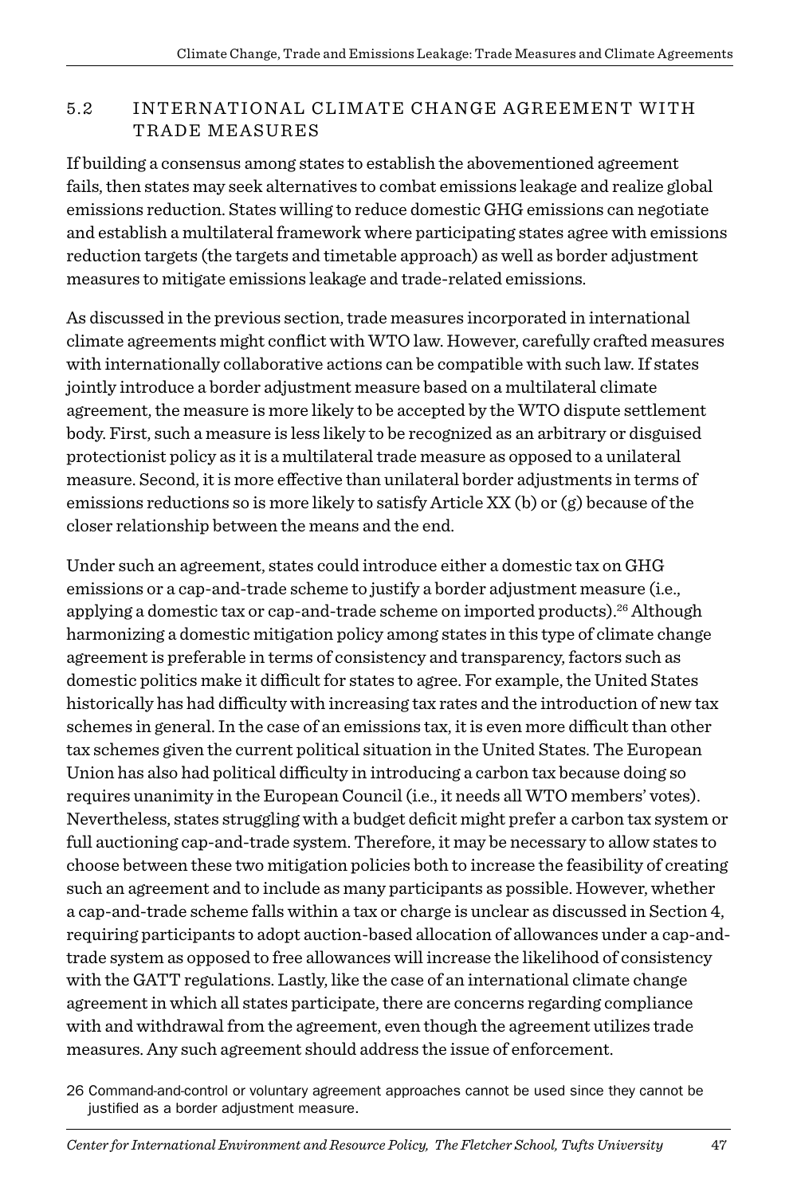## 5.2 INTERNATIONAL CLIMATE CHANGE AGREEMENT WITH TRADE MEASURES

If building a consensus among states to establish the abovementioned agreement fails, then states may seek alternatives to combat emissions leakage and realize global emissions reduction. States willing to reduce domestic GHG emissions can negotiate and establish a multilateral framework where participating states agree with emissions reduction targets (the targets and timetable approach) as well as border adjustment measures to mitigate emissions leakage and trade-related emissions.

As discussed in the previous section, trade measures incorporated in international climate agreements might conflict with WTO law. However, carefully crafted measures with internationally collaborative actions can be compatible with such law. If states jointly introduce a border adjustment measure based on a multilateral climate agreement, the measure is more likely to be accepted by the WTO dispute settlement body. First, such a measure is less likely to be recognized as an arbitrary or disguised protectionist policy as it is a multilateral trade measure as opposed to a unilateral measure. Second, it is more effective than unilateral border adjustments in terms of emissions reductions so is more likely to satisfy Article XX (b) or (g) because of the closer relationship between the means and the end.

Under such an agreement, states could introduce either a domestic tax on GHG emissions or a cap-and-trade scheme to justify a border adjustment measure (i.e., applying a domestic tax or cap-and-trade scheme on imported products).[26] Although harmonizing a domestic mitigation policy among states in this type of climate change agreement is preferable in terms of consistency and transparency, factors such as domestic politics make it difficult for states to agree. For example, the United States historically has had difficulty with increasing tax rates and the introduction of new tax schemes in general. In the case of an emissions tax, it is even more difficult than other tax schemes given the current political situation in the United States. The European Union has also had political difficulty in introducing a carbon tax because doing so requires unanimity in the European Council (i.e., it needs all WTO members' votes). Nevertheless, states struggling with a budget deficit might prefer a carbon tax system or full auctioning cap-and-trade system. Therefore, it may be necessary to allow states to choose between these two mitigation policies both to increase the feasibility of creating such an agreement and to include as many participants as possible. However, whether a cap-and-trade scheme falls within a tax or charge is unclear as discussed in Section 4, requiring participants to adopt auction-based allocation of allowances under a cap-and-trade system as opposed to free allowances will increase the likelihood of consistency with the GATT regulations. Lastly, like the case of an international climate change agreement in which all states participate, there are concerns regarding compliance with and withdrawal from the agreement, even though the agreement utilizes trade measures. Any such agreement should address the issue of enforcement.

26 Command-and-control or voluntary agreement approaches cannot be used since they cannot be justified as a border adjustment measure.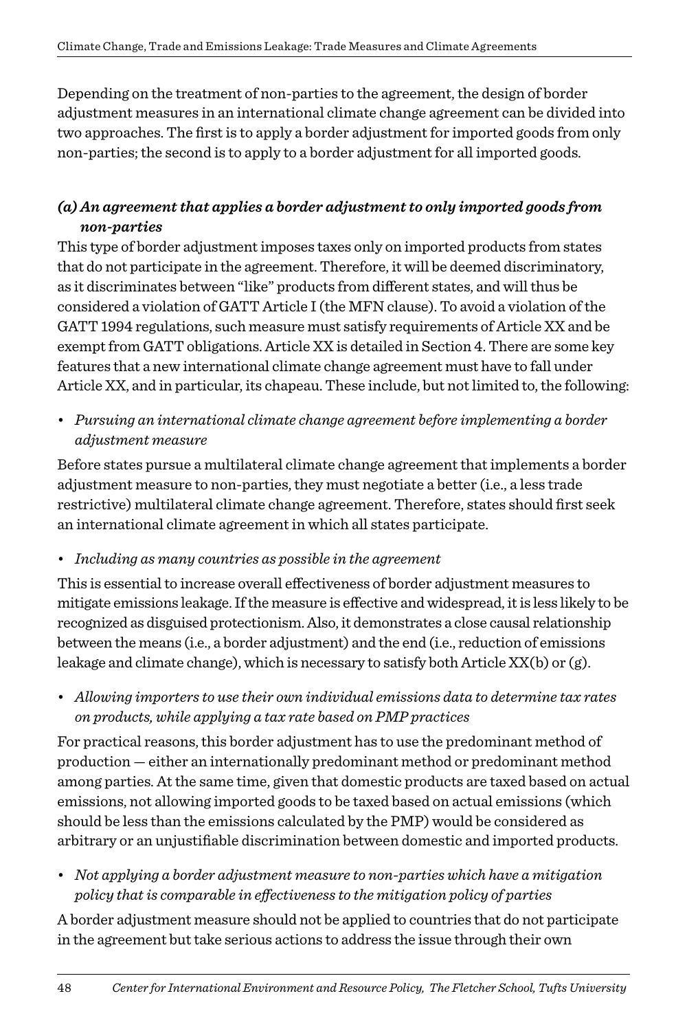Depending on the treatment of non-parties to the agreement, the design of border adjustment measures in an international climate change agreement can be divided into two approaches. The first is to apply a border adjustment for imported goods from only non-parties; the second is to apply to a border adjustment for all imported goods.

### *(a) An agreement that applies a border adjustment to only imported goods from non-parties*

This type of border adjustment imposes taxes only on imported products from states that do not participate in the agreement. Therefore, it will be deemed discriminatory, as it discriminates between "like" products from different states, and will thus be considered a violation of GATT Article I (the MFN clause). To avoid a violation of the GATT 1994 regulations, such measure must satisfy requirements of Article XX and be exempt from GATT obligations. Article XX is detailed in Section 4. There are some key features that a new international climate change agreement must have to fall under Article XX, and in particular, its chapeau. These include, but not limited to, the following:

- *Pursuing an international climate change agreement before implementing a border adjustment measure*

Before states pursue a multilateral climate change agreement that implements a border adjustment measure to non-parties, they must negotiate a better (i.e., a less trade restrictive) multilateral climate change agreement. Therefore, states should first seek an international climate agreement in which all states participate.

- *Including as many countries as possible in the agreement*

This is essential to increase overall effectiveness of border adjustment measures to mitigate emissions leakage. If the measure is effective and widespread, it is less likely to be recognized as disguised protectionism. Also, it demonstrates a close causal relationship between the means (i.e., a border adjustment) and the end (i.e., reduction of emissions leakage and climate change), which is necessary to satisfy both Article XX(b) or (g).

- *Allowing importers to use their own individual emissions data to determine tax rates on products, while applying a tax rate based on PMP practices*

For practical reasons, this border adjustment has to use the predominant method of production — either an internationally predominant method or predominant method among parties. At the same time, given that domestic products are taxed based on actual emissions, not allowing imported goods to be taxed based on actual emissions (which should be less than the emissions calculated by the PMP) would be considered as arbitrary or an unjustifiable discrimination between domestic and imported products.

- *Not applying a border adjustment measure to non-parties which have a mitigation policy that is comparable in effectiveness to the mitigation policy of parties*

A border adjustment measure should not be applied to countries that do not participate in the agreement but take serious actions to address the issue through their own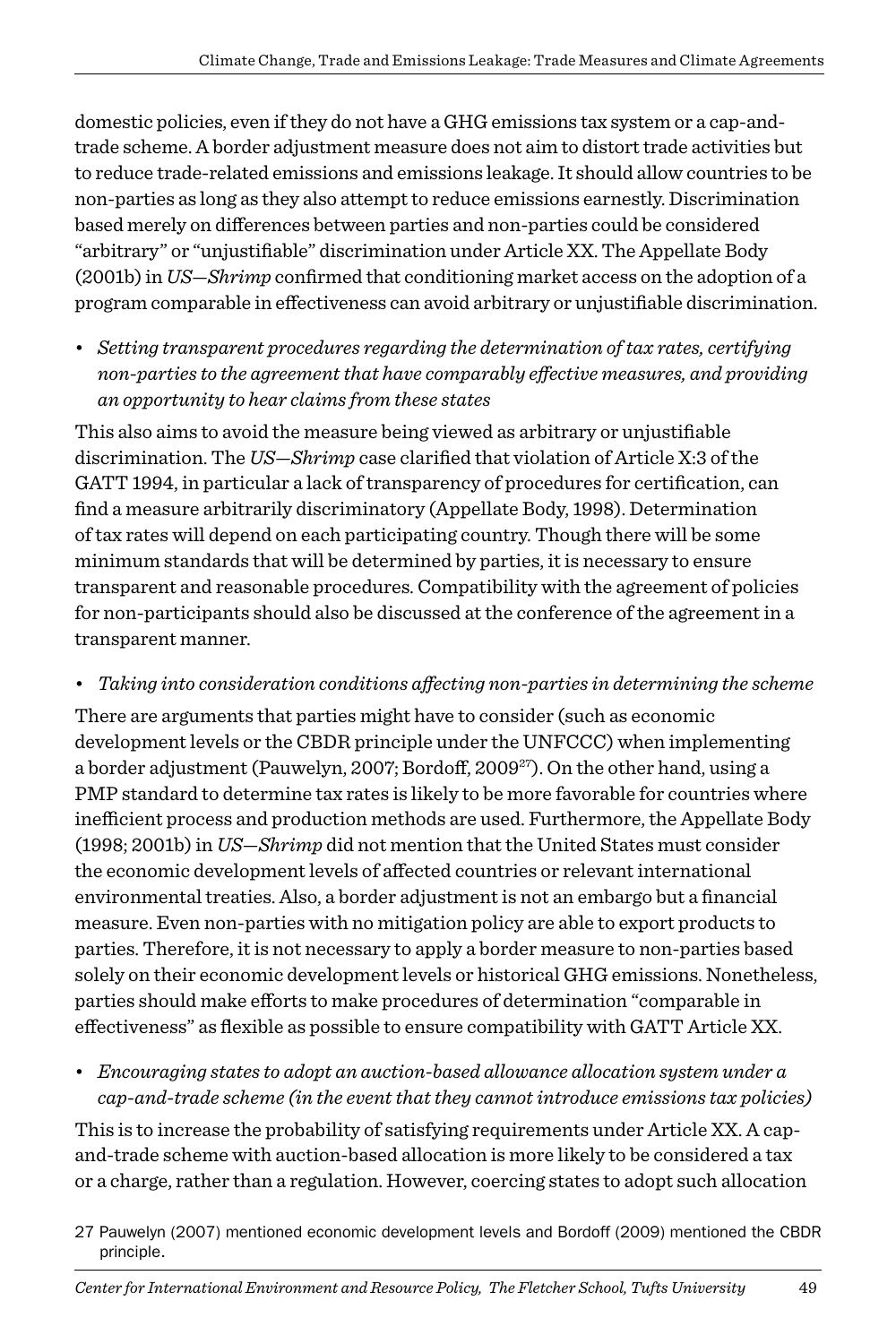domestic policies, even if they do not have a GHG emissions tax system or a cap-and-trade scheme. A border adjustment measure does not aim to distort trade activities but to reduce trade-related emissions and emissions leakage. It should allow countries to be non-parties as long as they also attempt to reduce emissions earnestly. Discrimination based merely on differences between parties and non-parties could be considered "arbitrary" or "unjustifiable" discrimination under Article XX. The Appellate Body (2001b) in *US—Shrimp* confirmed that conditioning market access on the adoption of a program comparable in effectiveness can avoid arbitrary or unjustifiable discrimination.

- *Setting transparent procedures regarding the determination of tax rates, certifying non-parties to the agreement that have comparably effective measures, and providing an opportunity to hear claims from these states*

This also aims to avoid the measure being viewed as arbitrary or unjustifiable discrimination. The *US—Shrimp* case clarified that violation of Article X:3 of the GATT 1994, in particular a lack of transparency of procedures for certification, can find a measure arbitrarily discriminatory (Appellate Body, 1998). Determination of tax rates will depend on each participating country. Though there will be some minimum standards that will be determined by parties, it is necessary to ensure transparent and reasonable procedures. Compatibility with the agreement of policies for non-participants should also be discussed at the conference of the agreement in a transparent manner.

- *Taking into consideration conditions affecting non-parties in determining the scheme*

There are arguments that parties might have to consider (such as economic development levels or the CBDR principle under the UNFCCC) when implementing a border adjustment (Pauwelyn, 2007; Bordoff, 2009[27]). On the other hand, using a PMP standard to determine tax rates is likely to be more favorable for countries where inefficient process and production methods are used. Furthermore, the Appellate Body (1998; 2001b) in *US—Shrimp* did not mention that the United States must consider the economic development levels of affected countries or relevant international environmental treaties. Also, a border adjustment is not an embargo but a financial measure. Even non-parties with no mitigation policy are able to export products to parties. Therefore, it is not necessary to apply a border measure to non-parties based solely on their economic development levels or historical GHG emissions. Nonetheless, parties should make efforts to make procedures of determination "comparable in effectiveness" as flexible as possible to ensure compatibility with GATT Article XX.

- *Encouraging states to adopt an auction-based allowance allocation system under a cap-and-trade scheme (in the event that they cannot introduce emissions tax policies)*

This is to increase the probability of satisfying requirements under Article XX. A cap-and-trade scheme with auction-based allocation is more likely to be considered a tax or a charge, rather than a regulation. However, coercing states to adopt such allocation

[27] Pauwelyn (2007) mentioned economic development levels and Bordoff (2009) mentioned the CBDR principle.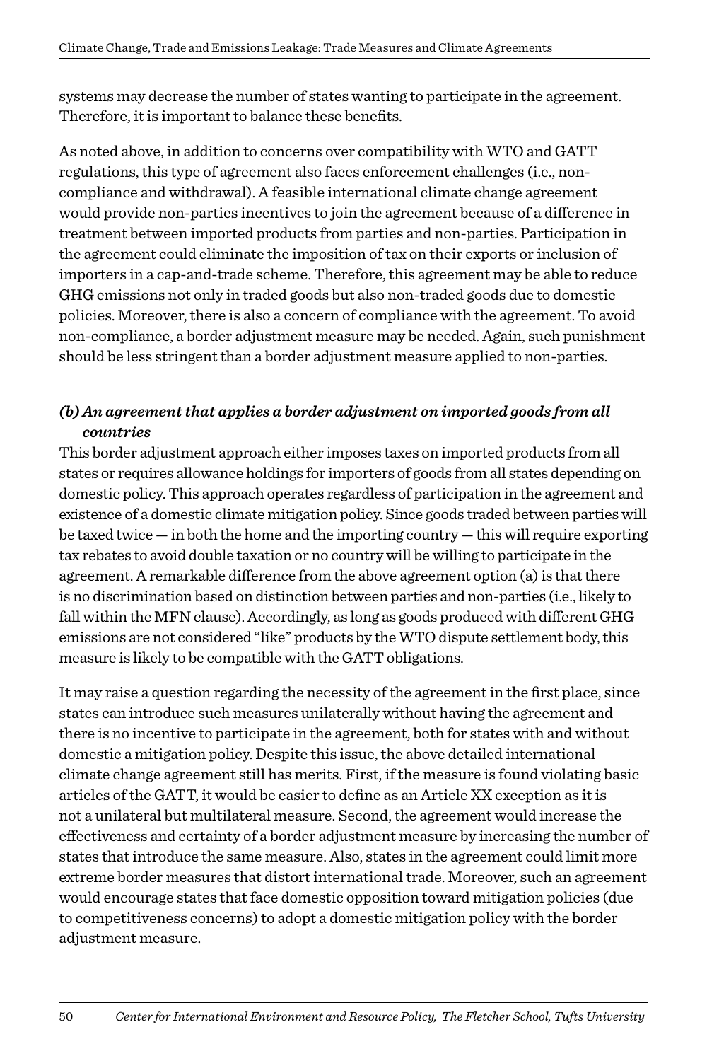systems may decrease the number of states wanting to participate in the agreement. Therefore, it is important to balance these benefits.

As noted above, in addition to concerns over compatibility with WTO and GATT regulations, this type of agreement also faces enforcement challenges (i.e., non-compliance and withdrawal). A feasible international climate change agreement would provide non-parties incentives to join the agreement because of a difference in treatment between imported products from parties and non-parties. Participation in the agreement could eliminate the imposition of tax on their exports or inclusion of importers in a cap-and-trade scheme. Therefore, this agreement may be able to reduce GHG emissions not only in traded goods but also non-traded goods due to domestic policies. Moreover, there is also a concern of compliance with the agreement. To avoid non-compliance, a border adjustment measure may be needed. Again, such punishment should be less stringent than a border adjustment measure applied to non-parties.

### *(b) An agreement that applies a border adjustment on imported goods from all countries*

This border adjustment approach either imposes taxes on imported products from all states or requires allowance holdings for importers of goods from all states depending on domestic policy. This approach operates regardless of participation in the agreement and existence of a domestic climate mitigation policy. Since goods traded between parties will be taxed twice — in both the home and the importing country — this will require exporting tax rebates to avoid double taxation or no country will be willing to participate in the agreement. A remarkable difference from the above agreement option (a) is that there is no discrimination based on distinction between parties and non-parties (i.e., likely to fall within the MFN clause). Accordingly, as long as goods produced with different GHG emissions are not considered "like" products by the WTO dispute settlement body, this measure is likely to be compatible with the GATT obligations.

It may raise a question regarding the necessity of the agreement in the first place, since states can introduce such measures unilaterally without having the agreement and there is no incentive to participate in the agreement, both for states with and without domestic a mitigation policy. Despite this issue, the above detailed international climate change agreement still has merits. First, if the measure is found violating basic articles of the GATT, it would be easier to define as an Article XX exception as it is not a unilateral but multilateral measure. Second, the agreement would increase the effectiveness and certainty of a border adjustment measure by increasing the number of states that introduce the same measure. Also, states in the agreement could limit more extreme border measures that distort international trade. Moreover, such an agreement would encourage states that face domestic opposition toward mitigation policies (due to competitiveness concerns) to adopt a domestic mitigation policy with the border adjustment measure.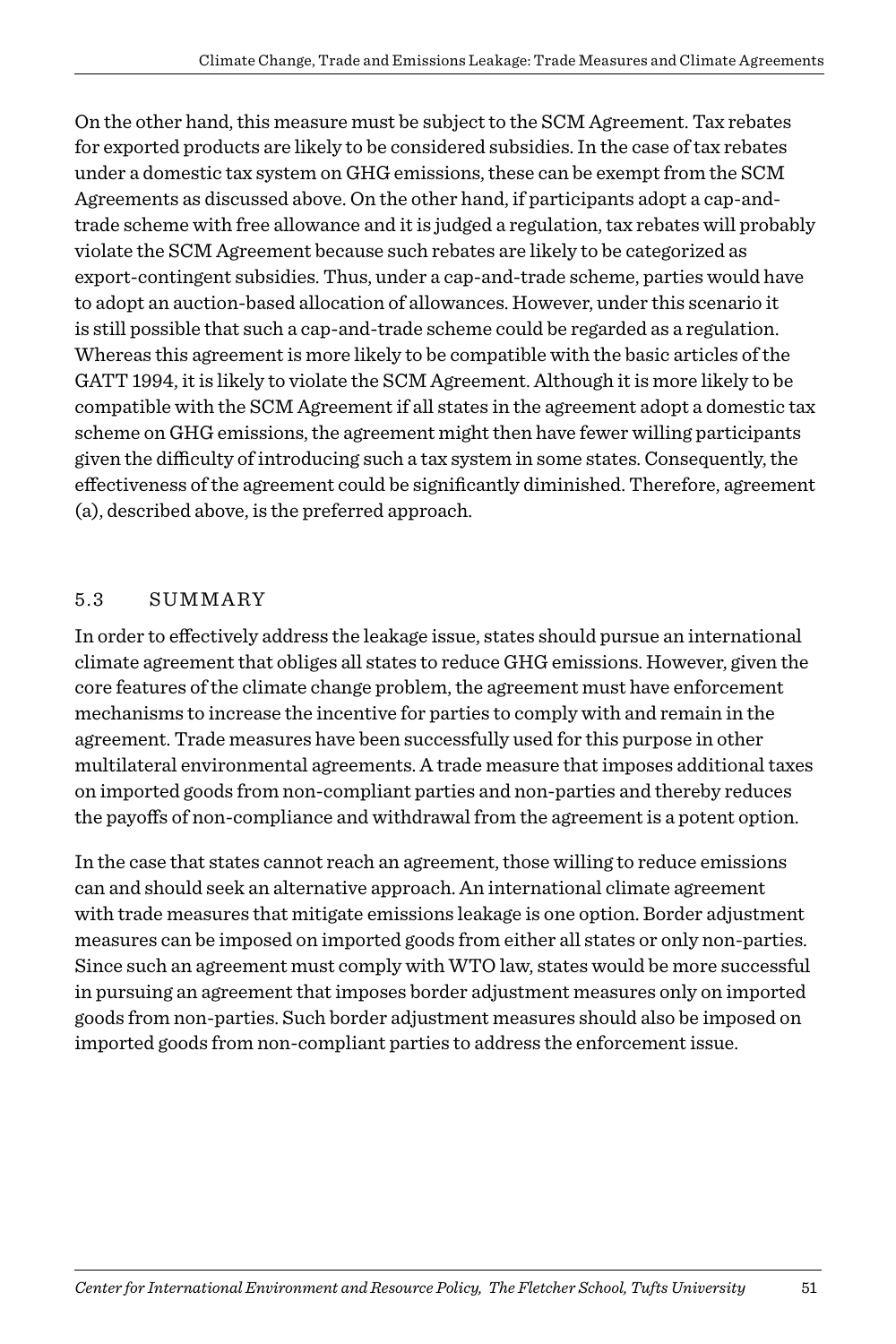On the other hand, this measure must be subject to the SCM Agreement. Tax rebates for exported products are likely to be considered subsidies. In the case of tax rebates under a domestic tax system on GHG emissions, these can be exempt from the SCM Agreements as discussed above. On the other hand, if participants adopt a cap-and-trade scheme with free allowance and it is judged a regulation, tax rebates will probably violate the SCM Agreement because such rebates are likely to be categorized as export-contingent subsidies. Thus, under a cap-and-trade scheme, parties would have to adopt an auction-based allocation of allowances. However, under this scenario it is still possible that such a cap-and-trade scheme could be regarded as a regulation. Whereas this agreement is more likely to be compatible with the basic articles of the GATT 1994, it is likely to violate the SCM Agreement. Although it is more likely to be compatible with the SCM Agreement if all states in the agreement adopt a domestic tax scheme on GHG emissions, the agreement might then have fewer willing participants given the difficulty of introducing such a tax system in some states. Consequently, the effectiveness of the agreement could be significantly diminished. Therefore, agreement (a), described above, is the preferred approach.

## 5.3 SUMMARY

In order to effectively address the leakage issue, states should pursue an international climate agreement that obliges all states to reduce GHG emissions. However, given the core features of the climate change problem, the agreement must have enforcement mechanisms to increase the incentive for parties to comply with and remain in the agreement. Trade measures have been successfully used for this purpose in other multilateral environmental agreements. A trade measure that imposes additional taxes on imported goods from non-compliant parties and non-parties and thereby reduces the payoffs of non-compliance and withdrawal from the agreement is a potent option.

In the case that states cannot reach an agreement, those willing to reduce emissions can and should seek an alternative approach. An international climate agreement with trade measures that mitigate emissions leakage is one option. Border adjustment measures can be imposed on imported goods from either all states or only non-parties. Since such an agreement must comply with WTO law, states would be more successful in pursuing an agreement that imposes border adjustment measures only on imported goods from non-parties. Such border adjustment measures should also be imposed on imported goods from non-compliant parties to address the enforcement issue.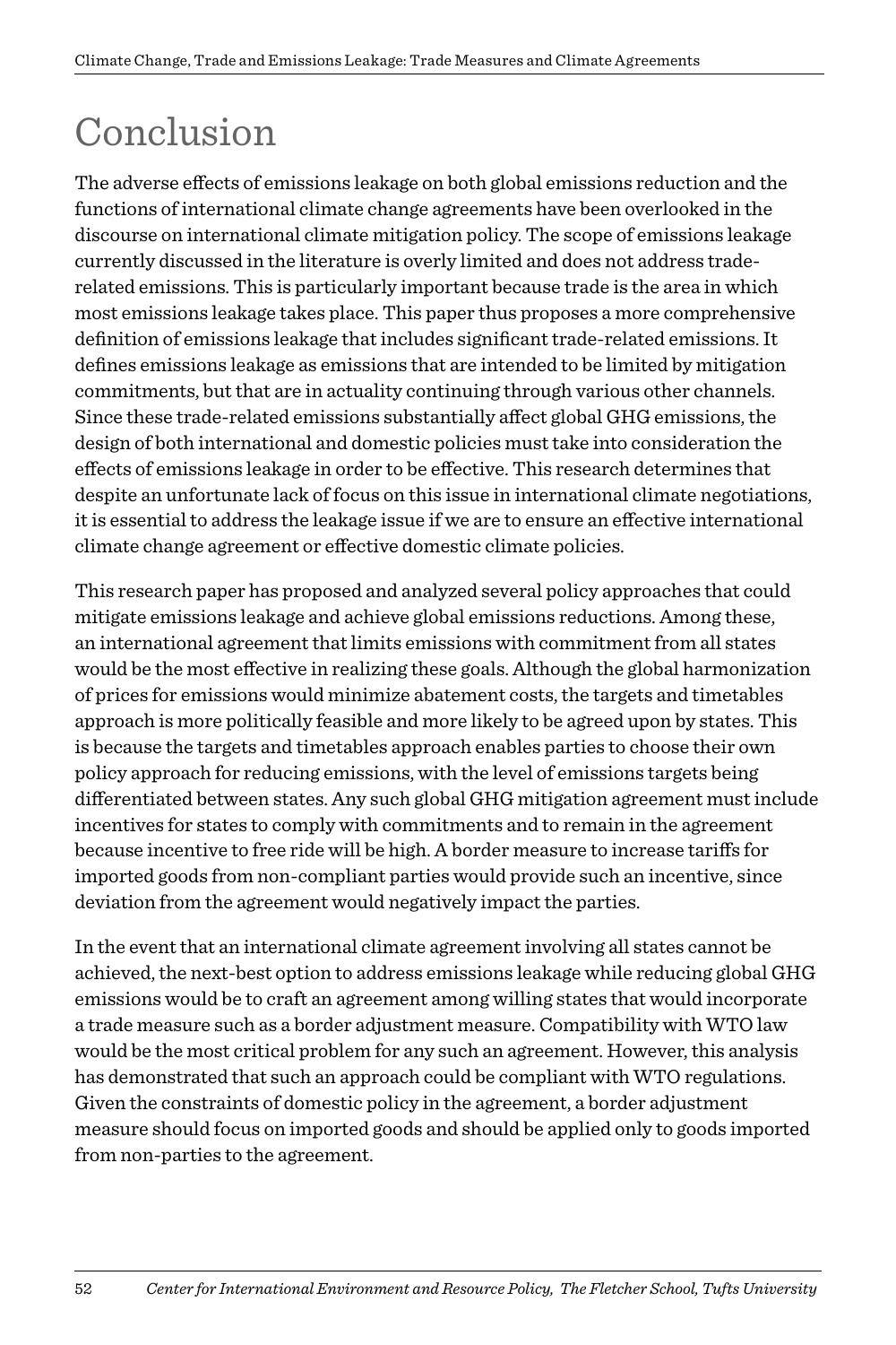# Conclusion

The adverse effects of emissions leakage on both global emissions reduction and the functions of international climate change agreements have been overlooked in the discourse on international climate mitigation policy. The scope of emissions leakage currently discussed in the literature is overly limited and does not address trade-related emissions. This is particularly important because trade is the area in which most emissions leakage takes place. This paper thus proposes a more comprehensive definition of emissions leakage that includes significant trade-related emissions. It defines emissions leakage as emissions that are intended to be limited by mitigation commitments, but that are in actuality continuing through various other channels. Since these trade-related emissions substantially affect global GHG emissions, the design of both international and domestic policies must take into consideration the effects of emissions leakage in order to be effective. This research determines that despite an unfortunate lack of focus on this issue in international climate negotiations, it is essential to address the leakage issue if we are to ensure an effective international climate change agreement or effective domestic climate policies.

This research paper has proposed and analyzed several policy approaches that could mitigate emissions leakage and achieve global emissions reductions. Among these, an international agreement that limits emissions with commitment from all states would be the most effective in realizing these goals. Although the global harmonization of prices for emissions would minimize abatement costs, the targets and timetables approach is more politically feasible and more likely to be agreed upon by states. This is because the targets and timetables approach enables parties to choose their own policy approach for reducing emissions, with the level of emissions targets being differentiated between states. Any such global GHG mitigation agreement must include incentives for states to comply with commitments and to remain in the agreement because incentive to free ride will be high. A border measure to increase tariffs for imported goods from non-compliant parties would provide such an incentive, since deviation from the agreement would negatively impact the parties.

In the event that an international climate agreement involving all states cannot be achieved, the next-best option to address emissions leakage while reducing global GHG emissions would be to craft an agreement among willing states that would incorporate a trade measure such as a border adjustment measure. Compatibility with WTO law would be the most critical problem for any such an agreement. However, this analysis has demonstrated that such an approach could be compliant with WTO regulations. Given the constraints of domestic policy in the agreement, a border adjustment measure should focus on imported goods and should be applied only to goods imported from non-parties to the agreement.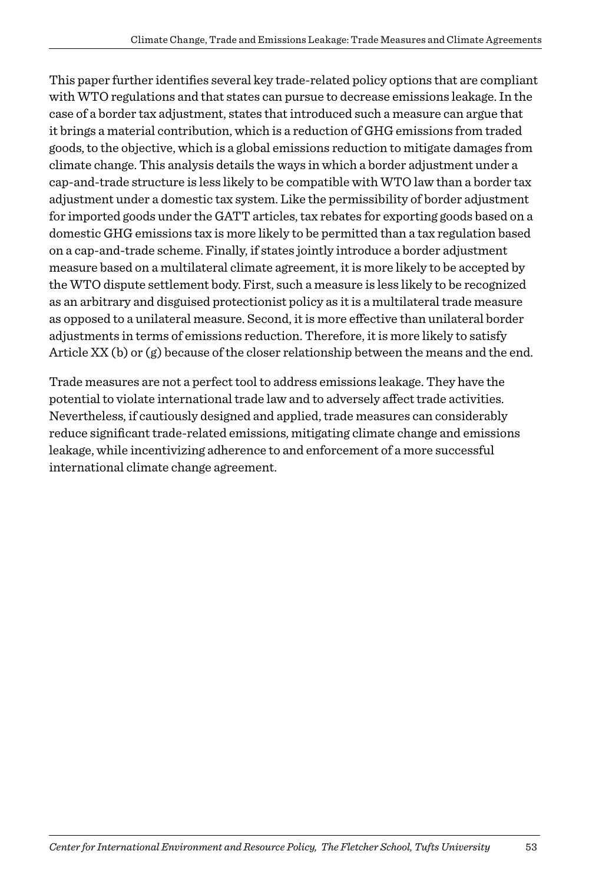This paper further identifies several key trade-related policy options that are compliant with WTO regulations and that states can pursue to decrease emissions leakage. In the case of a border tax adjustment, states that introduced such a measure can argue that it brings a material contribution, which is a reduction of GHG emissions from traded goods, to the objective, which is a global emissions reduction to mitigate damages from climate change. This analysis details the ways in which a border adjustment under a cap-and-trade structure is less likely to be compatible with WTO law than a border tax adjustment under a domestic tax system. Like the permissibility of border adjustment for imported goods under the GATT articles, tax rebates for exporting goods based on a domestic GHG emissions tax is more likely to be permitted than a tax regulation based on a cap-and-trade scheme. Finally, if states jointly introduce a border adjustment measure based on a multilateral climate agreement, it is more likely to be accepted by the WTO dispute settlement body. First, such a measure is less likely to be recognized as an arbitrary and disguised protectionist policy as it is a multilateral trade measure as opposed to a unilateral measure. Second, it is more effective than unilateral border adjustments in terms of emissions reduction. Therefore, it is more likely to satisfy Article XX (b) or (g) because of the closer relationship between the means and the end.

Trade measures are not a perfect tool to address emissions leakage. They have the potential to violate international trade law and to adversely affect trade activities. Nevertheless, if cautiously designed and applied, trade measures can considerably reduce significant trade-related emissions, mitigating climate change and emissions leakage, while incentivizing adherence to and enforcement of a more successful international climate change agreement.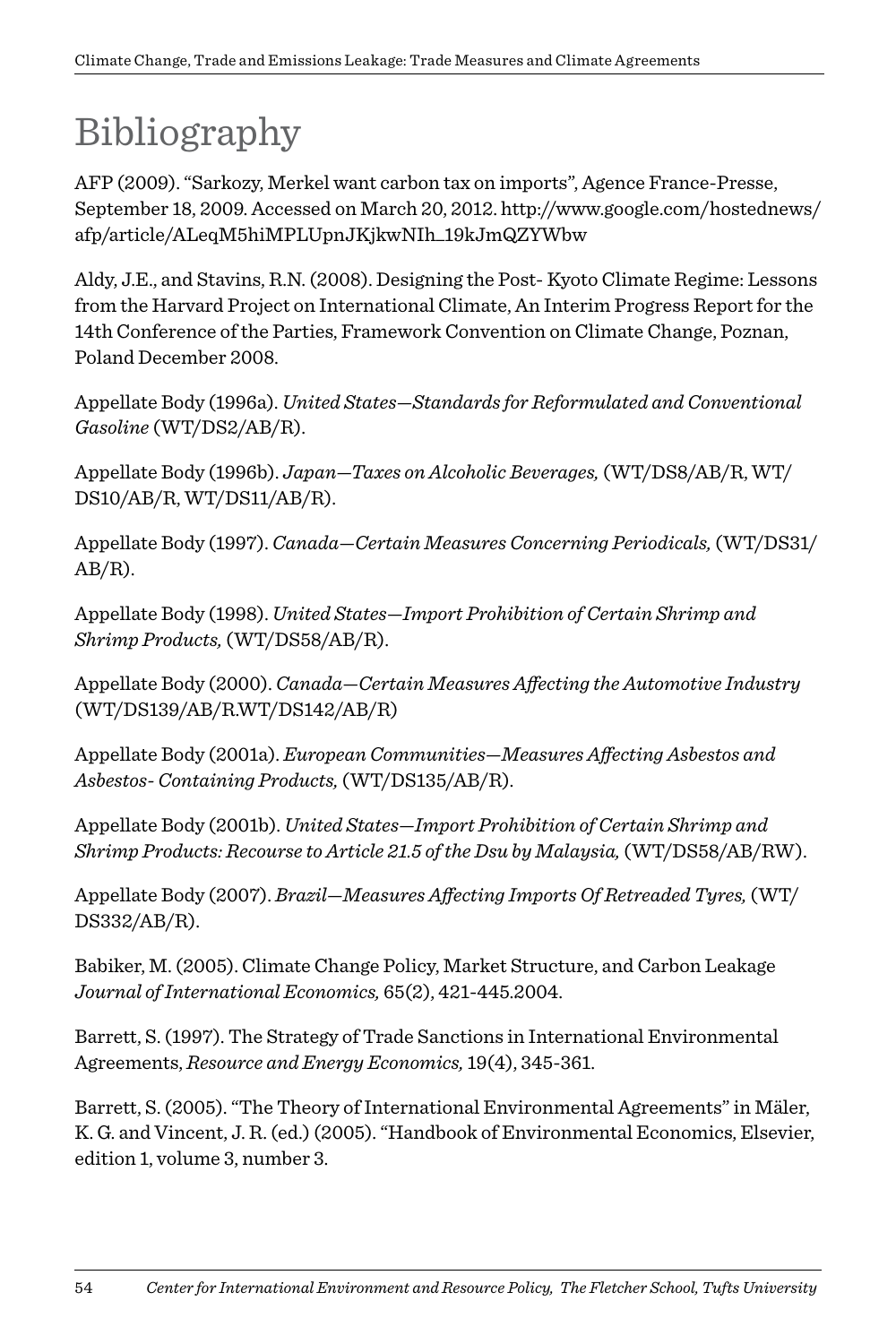# Bibliography

AFP (2009). "Sarkozy, Merkel want carbon tax on imports", Agence France-Presse, September 18, 2009. Accessed on March 20, 2012. http://www.google.com/hostednews/afp/article/ALeqM5hiMPLUpnJKjkwNIh_19kJmQZYWbw

Aldy, J.E., and Stavins, R.N. (2008). Designing the Post- Kyoto Climate Regime: Lessons from the Harvard Project on International Climate, An Interim Progress Report for the 14th Conference of the Parties, Framework Convention on Climate Change, Poznan, Poland December 2008.

Appellate Body (1996a). *United States—Standards for Reformulated and Conventional Gasoline* (WT/DS2/AB/R).

Appellate Body (1996b). *Japan—Taxes on Alcoholic Beverages,* (WT/DS8/AB/R, WT/DS10/AB/R, WT/DS11/AB/R).

Appellate Body (1997). *Canada—Certain Measures Concerning Periodicals,* (WT/DS31/AB/R).

Appellate Body (1998). *United States—Import Prohibition of Certain Shrimp and Shrimp Products,* (WT/DS58/AB/R).

Appellate Body (2000). *Canada—Certain Measures Affecting the Automotive Industry* (WT/DS139/AB/R.WT/DS142/AB/R)

Appellate Body (2001a). *European Communities—Measures Affecting Asbestos and Asbestos- Containing Products,* (WT/DS135/AB/R).

Appellate Body (2001b). *United States—Import Prohibition of Certain Shrimp and Shrimp Products: Recourse to Article 21.5 of the Dsu by Malaysia,* (WT/DS58/AB/RW).

Appellate Body (2007). *Brazil—Measures Affecting Imports Of Retreaded Tyres,* (WT/DS332/AB/R).

Babiker, M. (2005). Climate Change Policy, Market Structure, and Carbon Leakage *Journal of International Economics,* 65(2), 421-445.2004.

Barrett, S. (1997). The Strategy of Trade Sanctions in International Environmental Agreements, *Resource and Energy Economics,* 19(4), 345-361.

Barrett, S. (2005). "The Theory of International Environmental Agreements" in Mäler, K. G. and Vincent, J. R. (ed.) (2005). "Handbook of Environmental Economics, Elsevier, edition 1, volume 3, number 3.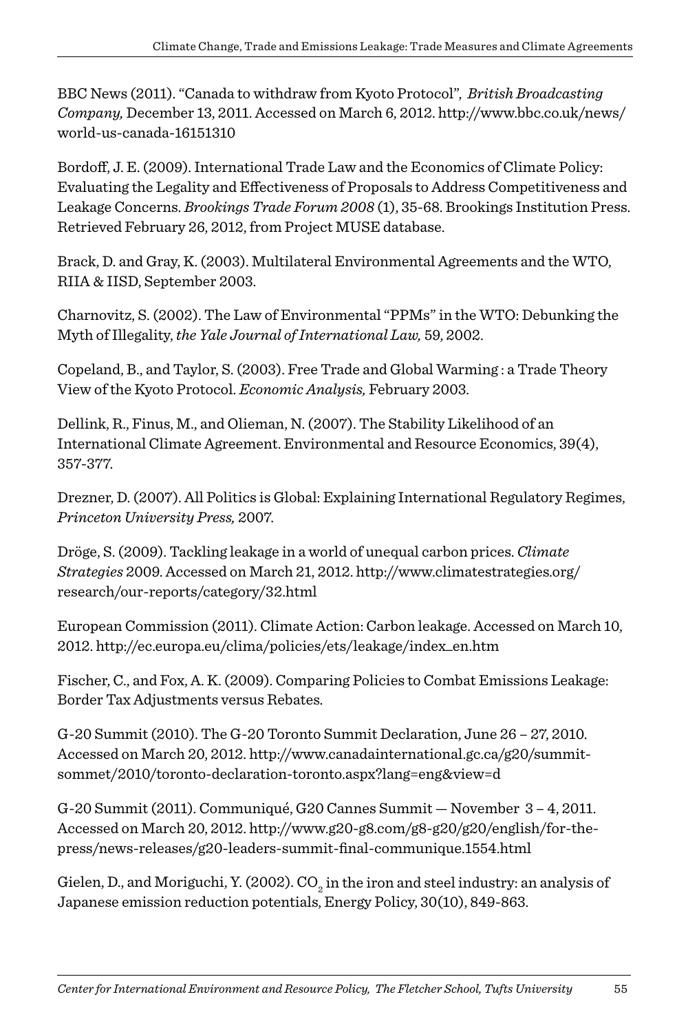BBC News (2011). "Canada to withdraw from Kyoto Protocol", *British Broadcasting Company,* December 13, 2011. Accessed on March 6, 2012. http://www.bbc.co.uk/news/world-us-canada-16151310

Bordoff, J. E. (2009). International Trade Law and the Economics of Climate Policy: Evaluating the Legality and Effectiveness of Proposals to Address Competitiveness and Leakage Concerns. *Brookings Trade Forum 2008* (1), 35-68. Brookings Institution Press. Retrieved February 26, 2012, from Project MUSE database.

Brack, D. and Gray, K. (2003). Multilateral Environmental Agreements and the WTO, RIIA & IISD, September 2003.

Charnovitz, S. (2002). The Law of Environmental "PPMs" in the WTO: Debunking the Myth of Illegality, *the Yale Journal of International Law,* 59, 2002.

Copeland, B., and Taylor, S. (2003). Free Trade and Global Warming : a Trade Theory View of the Kyoto Protocol. *Economic Analysis,* February 2003.

Dellink, R., Finus, M., and Olieman, N. (2007). The Stability Likelihood of an International Climate Agreement. Environmental and Resource Economics, 39(4), 357-377.

Drezner, D. (2007). All Politics is Global: Explaining International Regulatory Regimes, *Princeton University Press,* 2007.

Dröge, S. (2009). Tackling leakage in a world of unequal carbon prices. *Climate Strategies* 2009. Accessed on March 21, 2012. http://www.climatestrategies.org/research/our-reports/category/32.html

European Commission (2011). Climate Action: Carbon leakage. Accessed on March 10, 2012. http://ec.europa.eu/clima/policies/ets/leakage/index_en.htm

Fischer, C., and Fox, A. K. (2009). Comparing Policies to Combat Emissions Leakage: Border Tax Adjustments versus Rebates.

G-20 Summit (2010). The G-20 Toronto Summit Declaration, June 26 – 27, 2010. Accessed on March 20, 2012. http://www.canadainternational.gc.ca/g20/summit-sommet/2010/toronto-declaration-toronto.aspx?lang=eng&view=d

G-20 Summit (2011). Communiqué, G20 Cannes Summit — November 3 – 4, 2011. Accessed on March 20, 2012. http://www.g20-g8.com/g8-g20/g20/english/for-the-press/news-releases/g20-leaders-summit-final-communique.1554.html

Gielen, D., and Moriguchi, Y. (2002). $CO_2$ in the iron and steel industry: an analysis of Japanese emission reduction potentials, Energy Policy, 30(10), 849-863.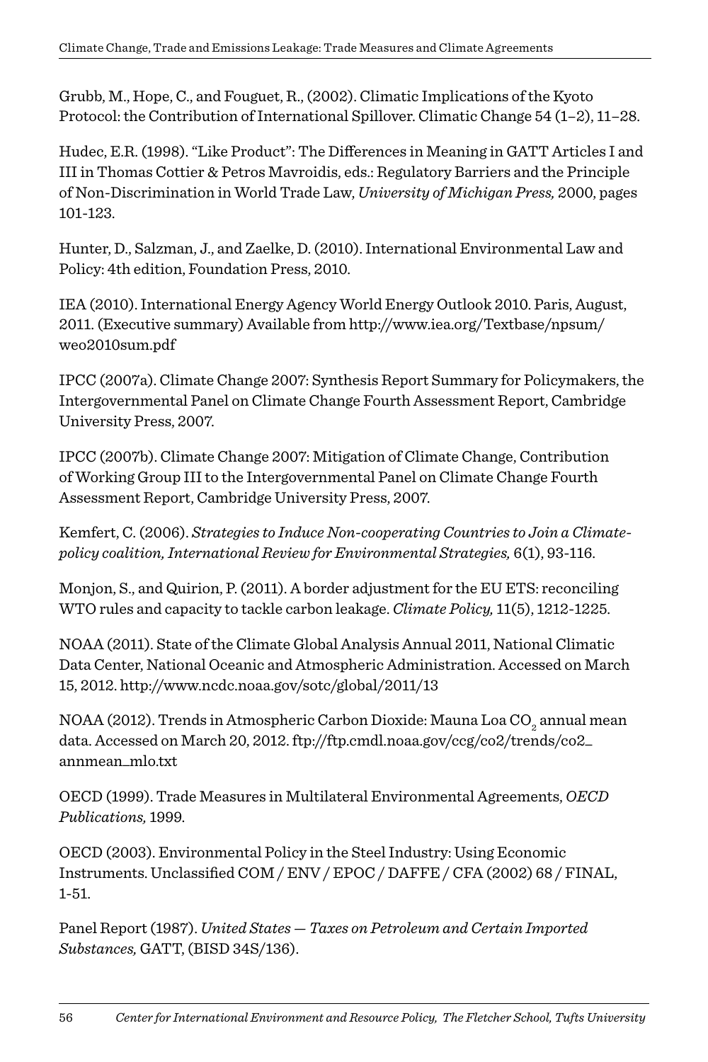Grubb, M., Hope, C., and Fouguet, R., (2002). Climatic Implications of the Kyoto Protocol: the Contribution of International Spillover. Climatic Change 54 (1–2), 11–28.

Hudec, E.R. (1998). "Like Product": The Differences in Meaning in GATT Articles I and III in Thomas Cottier & Petros Mavroidis, eds.: Regulatory Barriers and the Principle of Non-Discrimination in World Trade Law, *University of Michigan Press,* 2000, pages 101-123.

Hunter, D., Salzman, J., and Zaelke, D. (2010). International Environmental Law and Policy: 4th edition, Foundation Press, 2010.

IEA (2010). International Energy Agency World Energy Outlook 2010. Paris, August, 2011. (Executive summary) Available from http://www.iea.org/Textbase/npsum/weo2010sum.pdf

IPCC (2007a). Climate Change 2007: Synthesis Report Summary for Policymakers, the Intergovernmental Panel on Climate Change Fourth Assessment Report, Cambridge University Press, 2007.

IPCC (2007b). Climate Change 2007: Mitigation of Climate Change, Contribution of Working Group III to the Intergovernmental Panel on Climate Change Fourth Assessment Report, Cambridge University Press, 2007.

Kemfert, C. (2006). *Strategies to Induce Non-cooperating Countries to Join a Climate-policy coalition, International Review for Environmental Strategies,* 6(1), 93-116.

Monjon, S., and Quirion, P. (2011). A border adjustment for the EU ETS: reconciling WTO rules and capacity to tackle carbon leakage. *Climate Policy,* 11(5), 1212-1225.

NOAA (2011). State of the Climate Global Analysis Annual 2011, National Climatic Data Center, National Oceanic and Atmospheric Administration. Accessed on March 15, 2012. http://www.ncdc.noaa.gov/sotc/global/2011/13

NOAA (2012). Trends in Atmospheric Carbon Dioxide: Mauna Loa $CO_2$ annual mean data. Accessed on March 20, 2012. ftp://ftp.cmdl.noaa.gov/ccg/co2/trends/co2_annmean_mlo.txt

OECD (1999). Trade Measures in Multilateral Environmental Agreements, *OECD Publications,* 1999.

OECD (2003). Environmental Policy in the Steel Industry: Using Economic Instruments. Unclassified COM / ENV / EPOC / DAFFE / CFA (2002) 68 / FINAL, 1-51.

Panel Report (1987). *United States — Taxes on Petroleum and Certain Imported Substances,* GATT, (BISD 34S/136).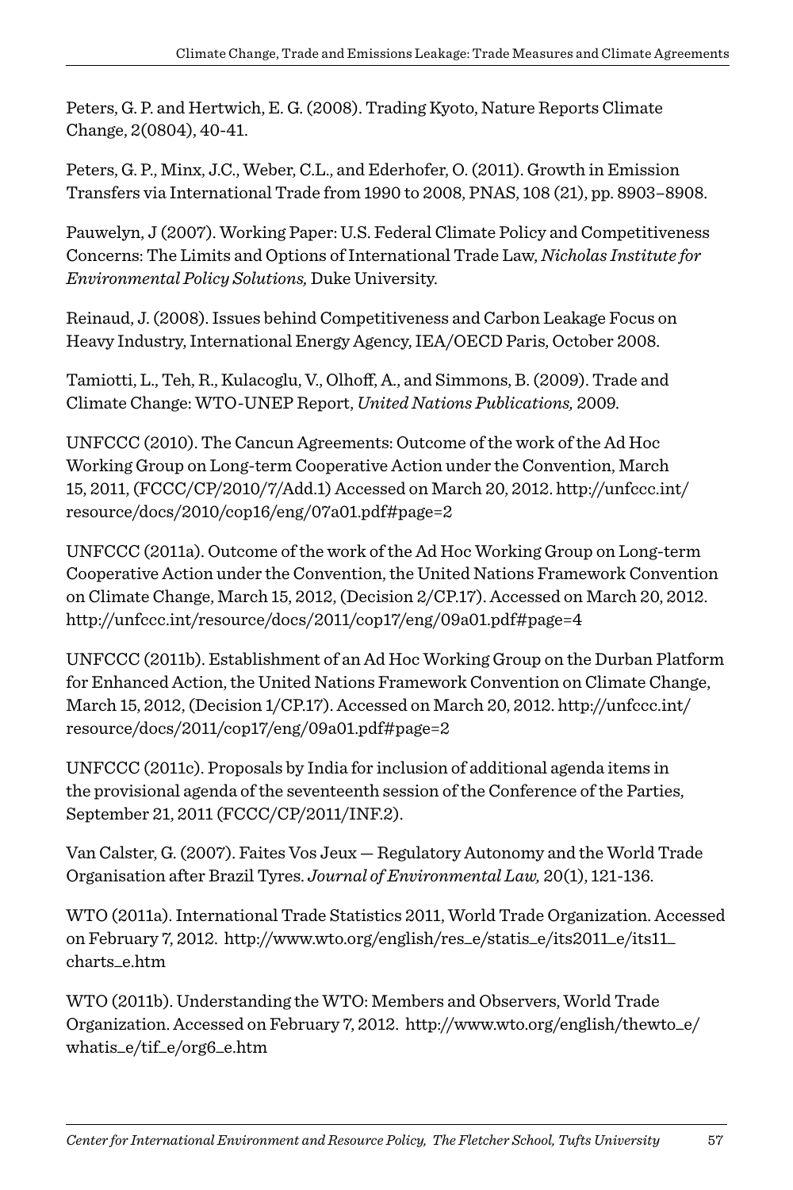Peters, G. P. and Hertwich, E. G. (2008). Trading Kyoto, Nature Reports Climate Change, 2(0804), 40-41.

Peters, G. P., Minx, J.C., Weber, C.L., and Ederhofer, O. (2011). Growth in Emission Transfers via International Trade from 1990 to 2008, PNAS, 108 (21), pp. 8903–8908.

Pauwelyn, J (2007). Working Paper: U.S. Federal Climate Policy and Competitiveness Concerns: The Limits and Options of International Trade Law, *Nicholas Institute for Environmental Policy Solutions,* Duke University.

Reinaud, J. (2008). Issues behind Competitiveness and Carbon Leakage Focus on Heavy Industry, International Energy Agency, IEA/OECD Paris, October 2008.

Tamiotti, L., Teh, R., Kulacoglu, V., Olhoff, A., and Simmons, B. (2009). Trade and Climate Change: WTO-UNEP Report, *United Nations Publications,* 2009.

UNFCCC (2010). The Cancun Agreements: Outcome of the work of the Ad Hoc Working Group on Long-term Cooperative Action under the Convention, March 15, 2011, (FCCC/CP/2010/7/Add.1) Accessed on March 20, 2012. http://unfccc.int/resource/docs/2010/cop16/eng/07a01.pdf#page=2

UNFCCC (2011a). Outcome of the work of the Ad Hoc Working Group on Long-term Cooperative Action under the Convention, the United Nations Framework Convention on Climate Change, March 15, 2012, (Decision 2/CP.17). Accessed on March 20, 2012. http://unfccc.int/resource/docs/2011/cop17/eng/09a01.pdf#page=4

UNFCCC (2011b). Establishment of an Ad Hoc Working Group on the Durban Platform for Enhanced Action, the United Nations Framework Convention on Climate Change, March 15, 2012, (Decision 1/CP.17). Accessed on March 20, 2012. http://unfccc.int/resource/docs/2011/cop17/eng/09a01.pdf#page=2

UNFCCC (2011c). Proposals by India for inclusion of additional agenda items in the provisional agenda of the seventeenth session of the Conference of the Parties, September 21, 2011 (FCCC/CP/2011/INF.2).

Van Calster, G. (2007). Faites Vos Jeux — Regulatory Autonomy and the World Trade Organisation after Brazil Tyres. *Journal of Environmental Law,* 20(1), 121-136.

WTO (2011a). International Trade Statistics 2011, World Trade Organization. Accessed on February 7, 2012. http://www.wto.org/english/res_e/statis_e/its2011_e/its11_charts_e.htm

WTO (2011b). Understanding the WTO: Members and Observers, World Trade Organization. Accessed on February 7, 2012. http://www.wto.org/english/thewto_e/whatis_e/tif_e/org6_e.htm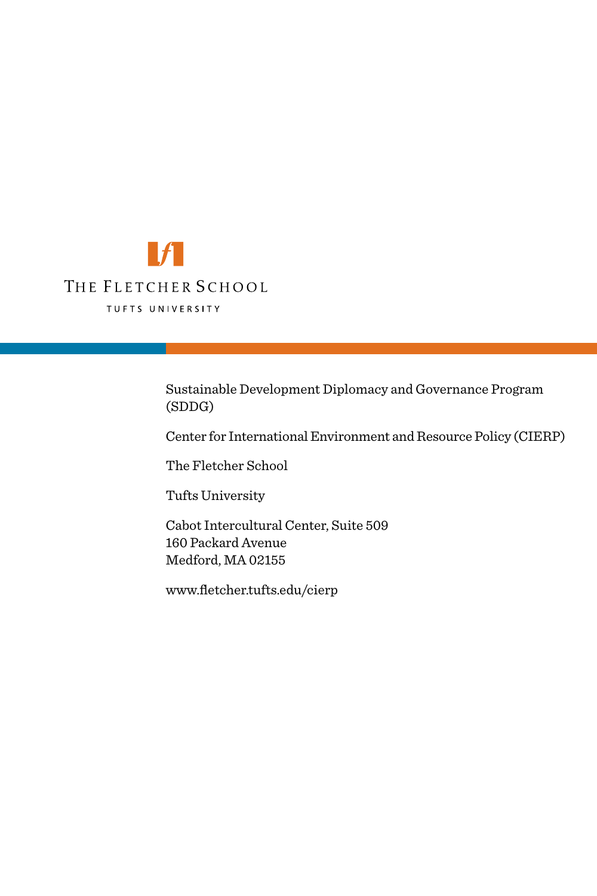THE FLETCHER SCHOOL

TUFTS UNIVERSITY

Sustainable Development Diplomacy and Governance Program (SDDG)

Center for International Environment and Resource Policy (CIERP)

The Fletcher School

Tufts University

Cabot Intercultural Center, Suite 509
160 Packard Avenue
Medford, MA 02155

www.fletcher.tufts.edu/cierp